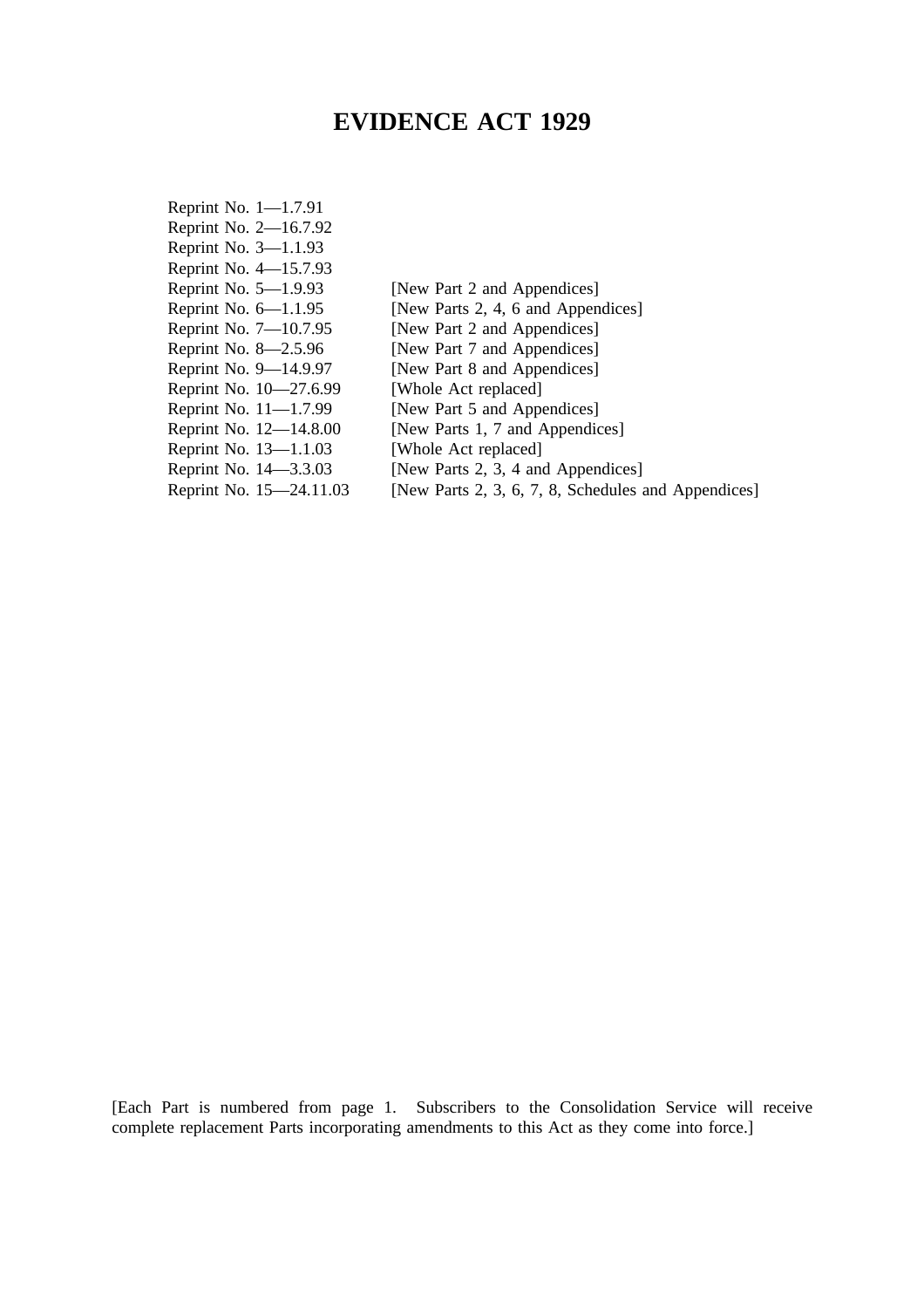# EVIDENCE ACT 1929

| | |
|---|---|
| Reprint No. 1—1.7.91 | |
| Reprint No. 2—16.7.92 | |
| Reprint No. 3—1.1.93 | |
| Reprint No. 4—15.7.93 | |
| Reprint No. 5—1.9.93 | [New Part 2 and Appendices] |
| Reprint No. 6—1.1.95 | [New Parts 2, 4, 6 and Appendices] |
| Reprint No. 7—10.7.95 | [New Part 2 and Appendices] |
| Reprint No. 8—2.5.96 | [New Part 7 and Appendices] |
| Reprint No. 9—14.9.97 | [New Part 8 and Appendices] |
| Reprint No. 10—27.6.99 | [Whole Act replaced] |
| Reprint No. 11—1.7.99 | [New Part 5 and Appendices] |
| Reprint No. 12—14.8.00 | [New Parts 1, 7 and Appendices] |
| Reprint No. 13—1.1.03 | [Whole Act replaced] |
| Reprint No. 14—3.3.03 | [New Parts 2, 3, 4 and Appendices] |
| Reprint No. 15—24.11.03 | [New Parts 2, 3, 6, 7, 8, Schedules and Appendices] |

[Each Part is numbered from page 1. Subscribers to the Consolidation Service will receive complete replacement Parts incorporating amendments to this Act as they come into force.]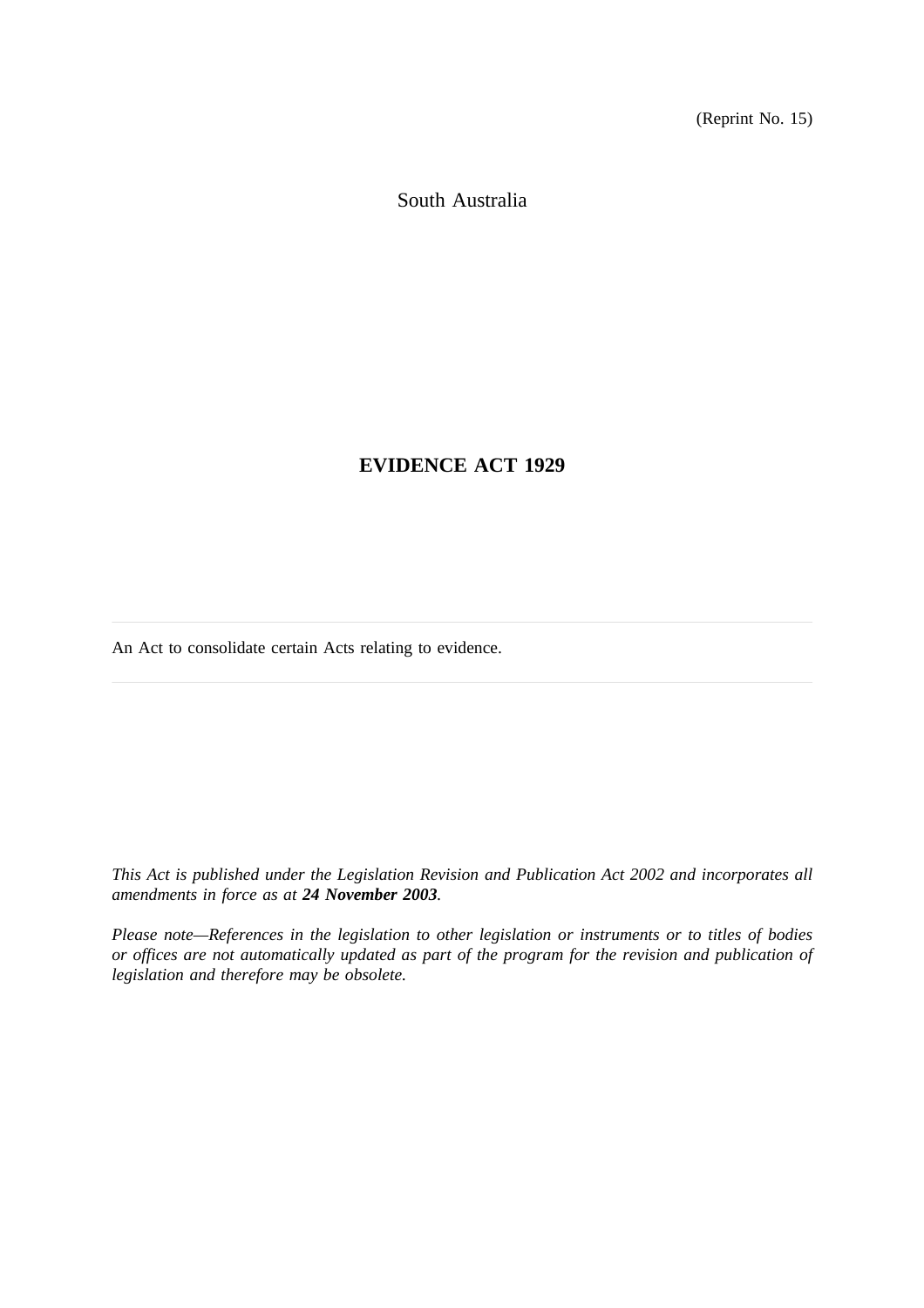(Reprint No. 15)

South Australia

# EVIDENCE ACT 1929

An Act to consolidate certain Acts relating to evidence.

*This Act is published under the Legislation Revision and Publication Act 2002 and incorporates all amendments in force as at **24 November 2003**.*

*Please note—References in the legislation to other legislation or instruments or to titles of bodies or offices are not automatically updated as part of the program for the revision and publication of legislation and therefore may be obsolete.*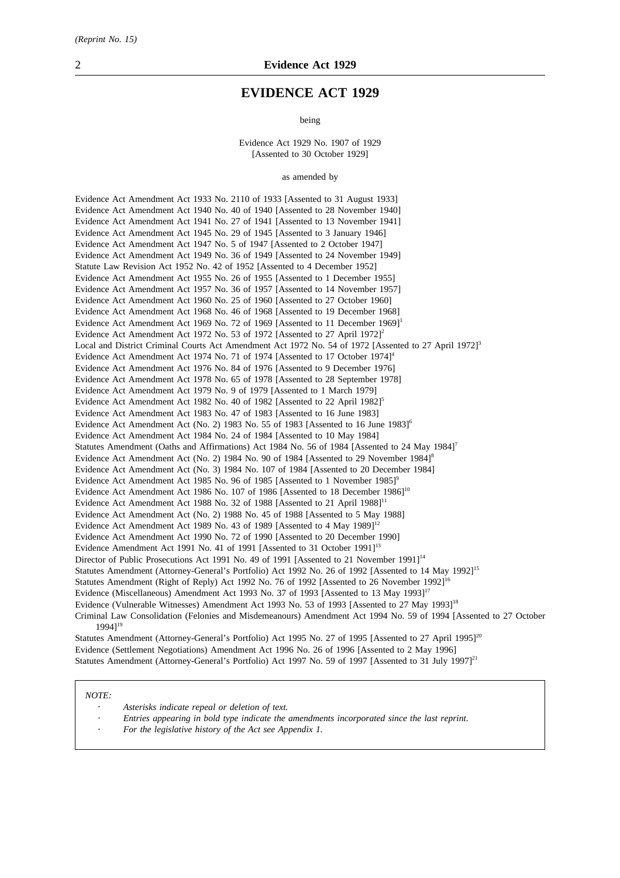# EVIDENCE ACT 1929

being

Evidence Act 1929 No. 1907 of 1929
[Assented to 30 October 1929]

as amended by

Evidence Act Amendment Act 1933 No. 2110 of 1933 [Assented to 31 August 1933]
Evidence Act Amendment Act 1940 No. 40 of 1940 [Assented to 28 November 1940]
Evidence Act Amendment Act 1941 No. 27 of 1941 [Assented to 13 November 1941]
Evidence Act Amendment Act 1945 No. 29 of 1945 [Assented to 3 January 1946]
Evidence Act Amendment Act 1947 No. 5 of 1947 [Assented to 2 October 1947]
Evidence Act Amendment Act 1949 No. 36 of 1949 [Assented to 24 November 1949]
Statute Law Revision Act 1952 No. 42 of 1952 [Assented to 4 December 1952]
Evidence Act Amendment Act 1955 No. 26 of 1955 [Assented to 1 December 1955]
Evidence Act Amendment Act 1957 No. 36 of 1957 [Assented to 14 November 1957]
Evidence Act Amendment Act 1960 No. 25 of 1960 [Assented to 27 October 1960]
Evidence Act Amendment Act 1968 No. 46 of 1968 [Assented to 19 December 1968]
Evidence Act Amendment Act 1969 No. 72 of 1969 [Assented to 11 December 1969][1]
Evidence Act Amendment Act 1972 No. 53 of 1972 [Assented to 27 April 1972][2]
Local and District Criminal Courts Act Amendment Act 1972 No. 54 of 1972 [Assented to 27 April 1972][3]
Evidence Act Amendment Act 1974 No. 71 of 1974 [Assented to 17 October 1974][4]
Evidence Act Amendment Act 1976 No. 84 of 1976 [Assented to 9 December 1976]
Evidence Act Amendment Act 1978 No. 65 of 1978 [Assented to 28 September 1978]
Evidence Act Amendment Act 1979 No. 9 of 1979 [Assented to 1 March 1979]
Evidence Act Amendment Act 1982 No. 40 of 1982 [Assented to 22 April 1982][5]
Evidence Act Amendment Act 1983 No. 47 of 1983 [Assented to 16 June 1983]
Evidence Act Amendment Act (No. 2) 1983 No. 55 of 1983 [Assented to 16 June 1983][6]
Evidence Act Amendment Act 1984 No. 24 of 1984 [Assented to 10 May 1984]
Statutes Amendment (Oaths and Affirmations) Act 1984 No. 56 of 1984 [Assented to 24 May 1984][7]
Evidence Act Amendment Act (No. 2) 1984 No. 90 of 1984 [Assented to 29 November 1984][8]
Evidence Act Amendment Act (No. 3) 1984 No. 107 of 1984 [Assented to 20 December 1984]
Evidence Act Amendment Act 1985 No. 96 of 1985 [Assented to 1 November 1985][9]
Evidence Act Amendment Act 1986 No. 107 of 1986 [Assented to 18 December 1986][10]
Evidence Act Amendment Act 1988 No. 32 of 1988 [Assented to 21 April 1988][11]
Evidence Act Amendment Act (No. 2) 1988 No. 45 of 1988 [Assented to 5 May 1988]
Evidence Act Amendment Act 1989 No. 43 of 1989 [Assented to 4 May 1989][12]
Evidence Act Amendment Act 1990 No. 72 of 1990 [Assented to 20 December 1990]
Evidence Amendment Act 1991 No. 41 of 1991 [Assented to 31 October 1991][13]
Director of Public Prosecutions Act 1991 No. 49 of 1991 [Assented to 21 November 1991][14]
Statutes Amendment (Attorney-General's Portfolio) Act 1992 No. 26 of 1992 [Assented to 14 May 1992][15]
Statutes Amendment (Right of Reply) Act 1992 No. 76 of 1992 [Assented to 26 November 1992][16]
Evidence (Miscellaneous) Amendment Act 1993 No. 37 of 1993 [Assented to 13 May 1993][17]
Evidence (Vulnerable Witnesses) Amendment Act 1993 No. 53 of 1993 [Assented to 27 May 1993][18]
Criminal Law Consolidation (Felonies and Misdemeanours) Amendment Act 1994 No. 59 of 1994 [Assented to 27 October 1994][19]
Statutes Amendment (Attorney-General's Portfolio) Act 1995 No. 27 of 1995 [Assented to 27 April 1995][20]
Evidence (Settlement Negotiations) Amendment Act 1996 No. 26 of 1996 [Assented to 2 May 1996]
Statutes Amendment (Attorney-General's Portfolio) Act 1997 No. 59 of 1997 [Assented to 31 July 1997][21]

*NOTE:*

- *Asterisks indicate repeal or deletion of text.*
- *Entries appearing in bold type indicate the amendments incorporated since the last reprint.*
- *For the legislative history of the Act see Appendix 1.*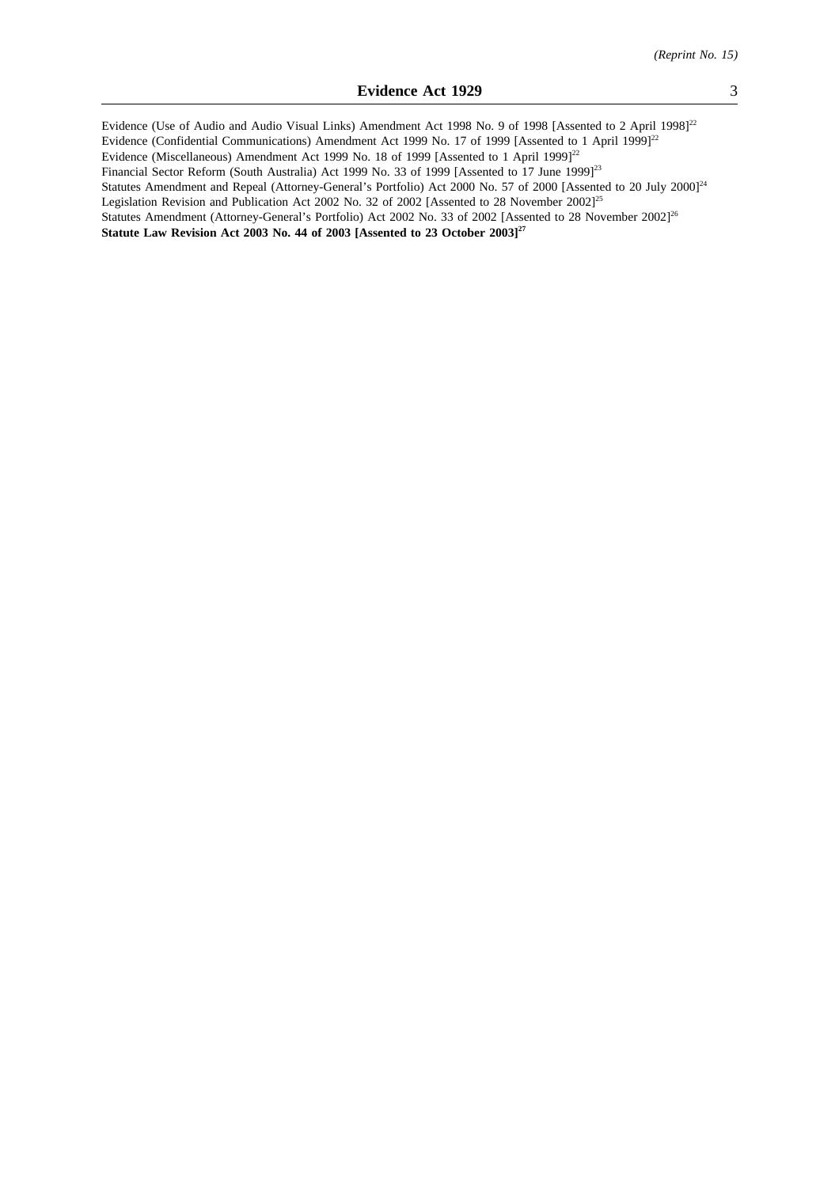Evidence (Use of Audio and Audio Visual Links) Amendment Act 1998 No. 9 of 1998 [Assented to 2 April 1998][22]
Evidence (Confidential Communications) Amendment Act 1999 No. 17 of 1999 [Assented to 1 April 1999][22]
Evidence (Miscellaneous) Amendment Act 1999 No. 18 of 1999 [Assented to 1 April 1999][22]
Financial Sector Reform (South Australia) Act 1999 No. 33 of 1999 [Assented to 17 June 1999][23]
Statutes Amendment and Repeal (Attorney-General's Portfolio) Act 2000 No. 57 of 2000 [Assented to 20 July 2000][24]
Legislation Revision and Publication Act 2002 No. 32 of 2002 [Assented to 28 November 2002][25]
Statutes Amendment (Attorney-General's Portfolio) Act 2002 No. 33 of 2002 [Assented to 28 November 2002][26]
**Statute Law Revision Act 2003 No. 44 of 2003 [Assented to 23 October 2003][27]**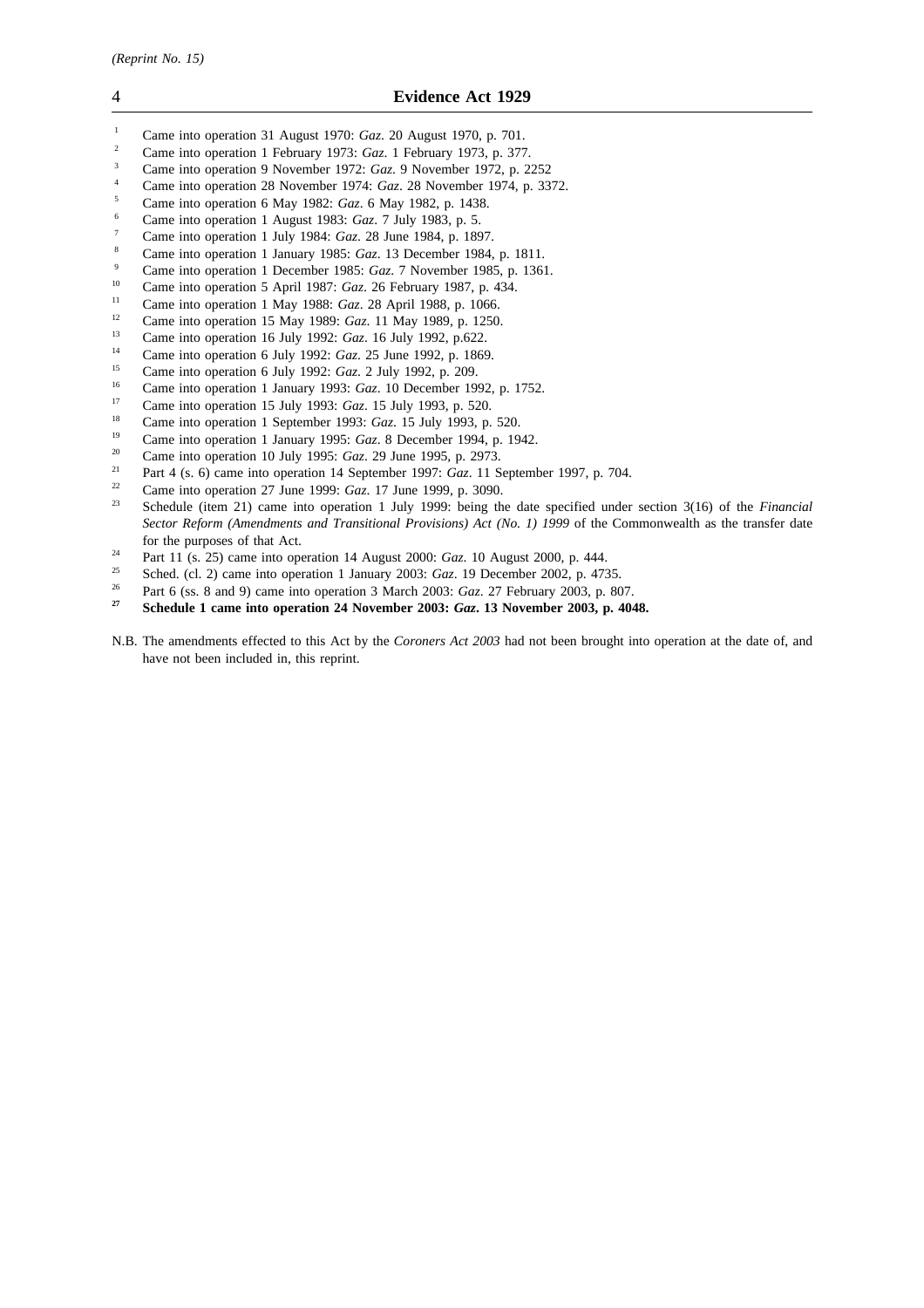[1] Came into operation 31 August 1970: *Gaz*. 20 August 1970, p. 701.
[2] Came into operation 1 February 1973: *Gaz*. 1 February 1973, p. 377.
[3] Came into operation 9 November 1972: *Gaz*. 9 November 1972, p. 2252
[4] Came into operation 28 November 1974: *Gaz*. 28 November 1974, p. 3372.
[5] Came into operation 6 May 1982: *Gaz*. 6 May 1982, p. 1438.
[6] Came into operation 1 August 1983: *Gaz*. 7 July 1983, p. 5.
[7] Came into operation 1 July 1984: *Gaz*. 28 June 1984, p. 1897.
[8] Came into operation 1 January 1985: *Gaz*. 13 December 1984, p. 1811.
[9] Came into operation 1 December 1985: *Gaz*. 7 November 1985, p. 1361.
[10] Came into operation 5 April 1987: *Gaz*. 26 February 1987, p. 434.
[11] Came into operation 1 May 1988: *Gaz*. 28 April 1988, p. 1066.
[12] Came into operation 15 May 1989: *Gaz*. 11 May 1989, p. 1250.
[13] Came into operation 16 July 1992: *Gaz*. 16 July 1992, p.622.
[14] Came into operation 6 July 1992: *Gaz*. 25 June 1992, p. 1869.
[15] Came into operation 6 July 1992: *Gaz*. 2 July 1992, p. 209.
[16] Came into operation 1 January 1993: *Gaz*. 10 December 1992, p. 1752.
[17] Came into operation 15 July 1993: *Gaz*. 15 July 1993, p. 520.
[18] Came into operation 1 September 1993: *Gaz*. 15 July 1993, p. 520.
[19] Came into operation 1 January 1995: *Gaz*. 8 December 1994, p. 1942.
[20] Came into operation 10 July 1995: *Gaz*. 29 June 1995, p. 2973.
[21] Part 4 (s. 6) came into operation 14 September 1997: *Gaz*. 11 September 1997, p. 704.
[22] Came into operation 27 June 1999: *Gaz*. 17 June 1999, p. 3090.
[23] Schedule (item 21) came into operation 1 July 1999: being the date specified under section 3(16) of the *Financial Sector Reform (Amendments and Transitional Provisions) Act (No. 1) 1999* of the Commonwealth as the transfer date for the purposes of that Act.
[24] Part 11 (s. 25) came into operation 14 August 2000: *Gaz*. 10 August 2000, p. 444.
[25] Sched. (cl. 2) came into operation 1 January 2003: *Gaz*. 19 December 2002, p. 4735.
[26] Part 6 (ss. 8 and 9) came into operation 3 March 2003: *Gaz*. 27 February 2003, p. 807.
**[27] Schedule 1 came into operation 24 November 2003: *Gaz*. 13 November 2003, p. 4048.**

N.B. The amendments effected to this Act by the *Coroners Act 2003* had not been brought into operation at the date of, and have not been included in, this reprint.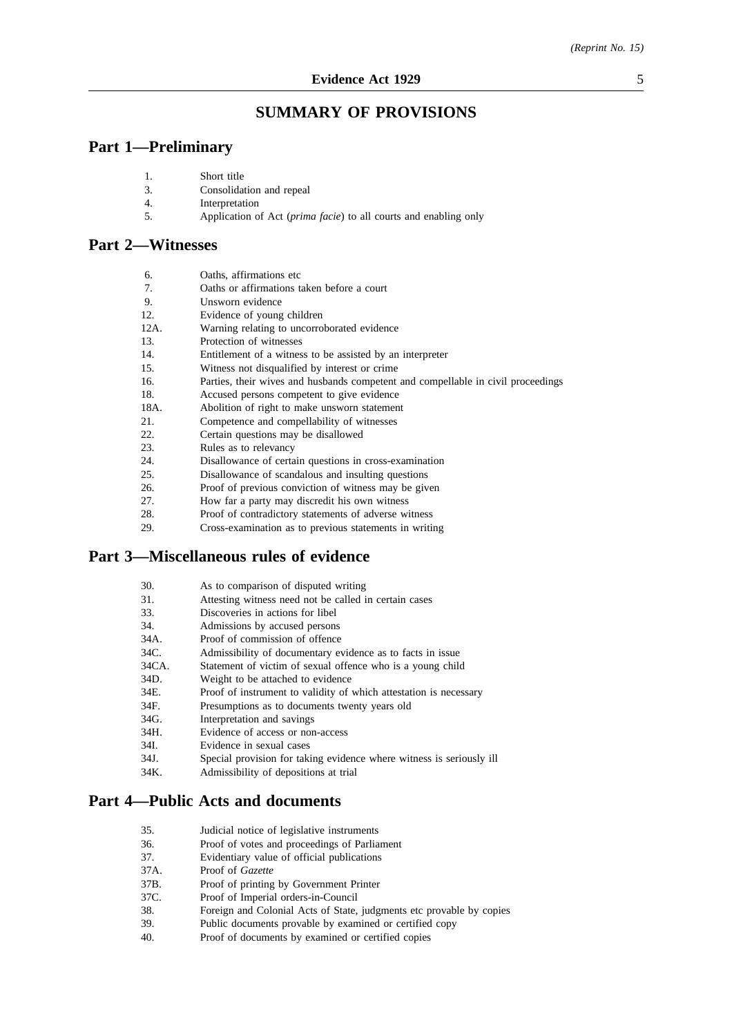# SUMMARY OF PROVISIONS

## Part 1—Preliminary

1. Short title
3. Consolidation and repeal
4. Interpretation
5. Application of Act (*prima facie*) to all courts and enabling only

## Part 2—Witnesses

6. Oaths, affirmations etc
7. Oaths or affirmations taken before a court
9. Unsworn evidence
12. Evidence of young children
12A. Warning relating to uncorroborated evidence
13. Protection of witnesses
14. Entitlement of a witness to be assisted by an interpreter
15. Witness not disqualified by interest or crime
16. Parties, their wives and husbands competent and compellable in civil proceedings
18. Accused persons competent to give evidence
18A. Abolition of right to make unsworn statement
21. Competence and compellability of witnesses
22. Certain questions may be disallowed
23. Rules as to relevancy
24. Disallowance of certain questions in cross-examination
25. Disallowance of scandalous and insulting questions
26. Proof of previous conviction of witness may be given
27. How far a party may discredit his own witness
28. Proof of contradictory statements of adverse witness
29. Cross-examination as to previous statements in writing

## Part 3—Miscellaneous rules of evidence

30. As to comparison of disputed writing
31. Attesting witness need not be called in certain cases
33. Discoveries in actions for libel
34. Admissions by accused persons
34A. Proof of commission of offence
34C. Admissibility of documentary evidence as to facts in issue
34CA. Statement of victim of sexual offence who is a young child
34D. Weight to be attached to evidence
34E. Proof of instrument to validity of which attestation is necessary
34F. Presumptions as to documents twenty years old
34G. Interpretation and savings
34H. Evidence of access or non-access
34I. Evidence in sexual cases
34J. Special provision for taking evidence where witness is seriously ill
34K. Admissibility of depositions at trial

## Part 4—Public Acts and documents

35. Judicial notice of legislative instruments
36. Proof of votes and proceedings of Parliament
37. Evidentiary value of official publications
37A. Proof of *Gazette*
37B. Proof of printing by Government Printer
37C. Proof of Imperial orders-in-Council
38. Foreign and Colonial Acts of State, judgments etc provable by copies
39. Public documents provable by examined or certified copy
40. Proof of documents by examined or certified copies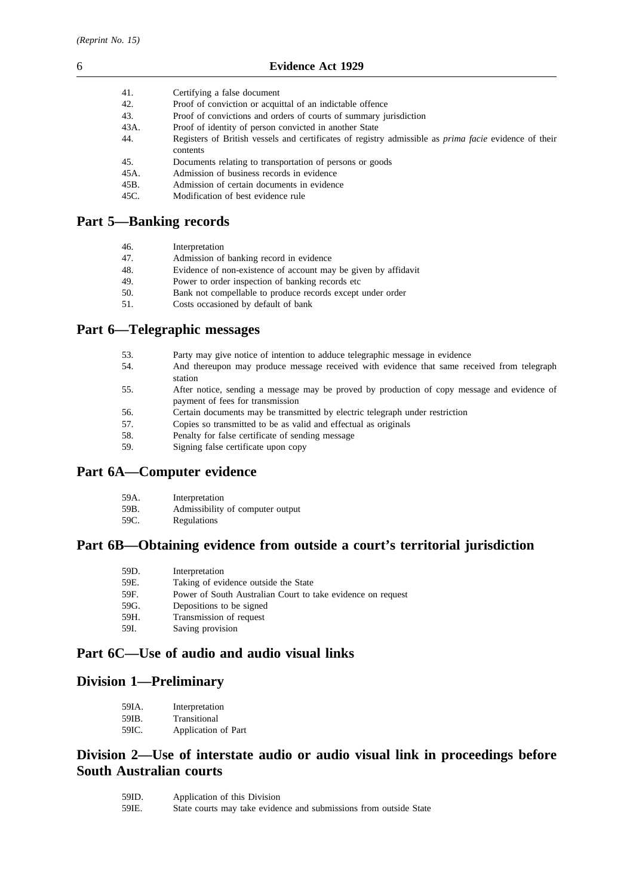41. Certifying a false document
42. Proof of conviction or acquittal of an indictable offence
43. Proof of convictions and orders of courts of summary jurisdiction
43A. Proof of identity of person convicted in another State
44. Registers of British vessels and certificates of registry admissible as *prima facie* evidence of their contents
45. Documents relating to transportation of persons or goods
45A. Admission of business records in evidence
45B. Admission of certain documents in evidence
45C. Modification of best evidence rule

## Part 5—Banking records

46. Interpretation
47. Admission of banking record in evidence
48. Evidence of non-existence of account may be given by affidavit
49. Power to order inspection of banking records etc
50. Bank not compellable to produce records except under order
51. Costs occasioned by default of bank

## Part 6—Telegraphic messages

53. Party may give notice of intention to adduce telegraphic message in evidence
54. And thereupon may produce message received with evidence that same received from telegraph station
55. After notice, sending a message may be proved by production of copy message and evidence of payment of fees for transmission
56. Certain documents may be transmitted by electric telegraph under restriction
57. Copies so transmitted to be as valid and effectual as originals
58. Penalty for false certificate of sending message
59. Signing false certificate upon copy

## Part 6A—Computer evidence

59A. Interpretation
59B. Admissibility of computer output
59C. Regulations

## Part 6B—Obtaining evidence from outside a court's territorial jurisdiction

59D. Interpretation
59E. Taking of evidence outside the State
59F. Power of South Australian Court to take evidence on request
59G. Depositions to be signed
59H. Transmission of request
59I. Saving provision

## Part 6C—Use of audio and audio visual links

## Division 1—Preliminary

59IA. Interpretation
59IB. Transitional
59IC. Application of Part

## Division 2—Use of interstate audio or audio visual link in proceedings before South Australian courts

59ID. Application of this Division
59IE. State courts may take evidence and submissions from outside State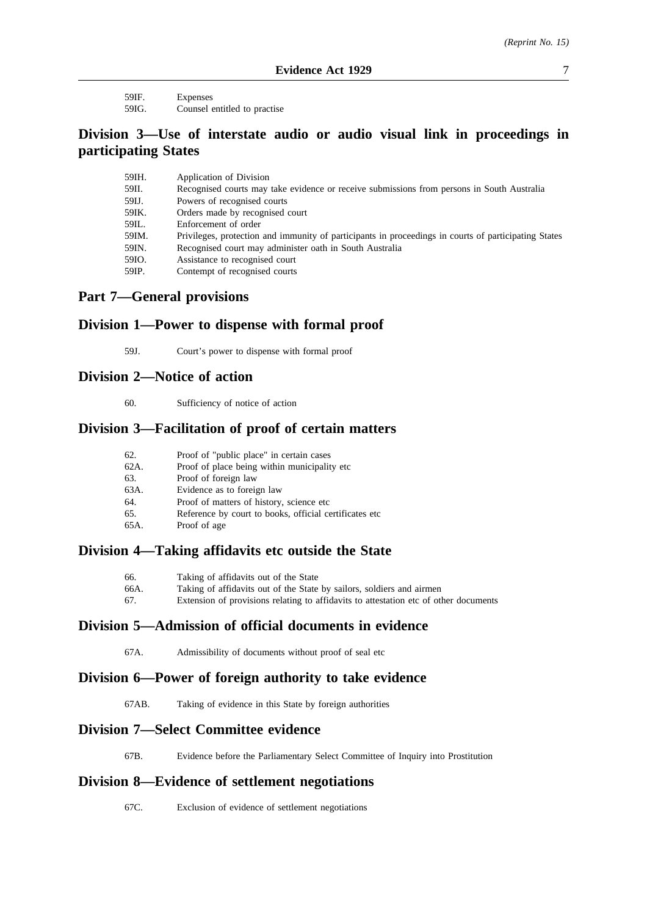59IF. Expenses
59IG. Counsel entitled to practise

## Division 3—Use of interstate audio or audio visual link in proceedings in participating States

59IH. Application of Division
59II. Recognised courts may take evidence or receive submissions from persons in South Australia
59IJ. Powers of recognised courts
59IK. Orders made by recognised court
59IL. Enforcement of order
59IM. Privileges, protection and immunity of participants in proceedings in courts of participating States
59IN. Recognised court may administer oath in South Australia
59IO. Assistance to recognised court
59IP. Contempt of recognised courts

## Part 7—General provisions

## Division 1—Power to dispense with formal proof

59J. Court's power to dispense with formal proof

## Division 2—Notice of action

60. Sufficiency of notice of action

## Division 3—Facilitation of proof of certain matters

62. Proof of "public place" in certain cases
62A. Proof of place being within municipality etc
63. Proof of foreign law
63A. Evidence as to foreign law
64. Proof of matters of history, science etc
65. Reference by court to books, official certificates etc
65A. Proof of age

## Division 4—Taking affidavits etc outside the State

66. Taking of affidavits out of the State
66A. Taking of affidavits out of the State by sailors, soldiers and airmen
67. Extension of provisions relating to affidavits to attestation etc of other documents

## Division 5—Admission of official documents in evidence

67A. Admissibility of documents without proof of seal etc

## Division 6—Power of foreign authority to take evidence

67AB. Taking of evidence in this State by foreign authorities

## Division 7—Select Committee evidence

67B. Evidence before the Parliamentary Select Committee of Inquiry into Prostitution

## Division 8—Evidence of settlement negotiations

67C. Exclusion of evidence of settlement negotiations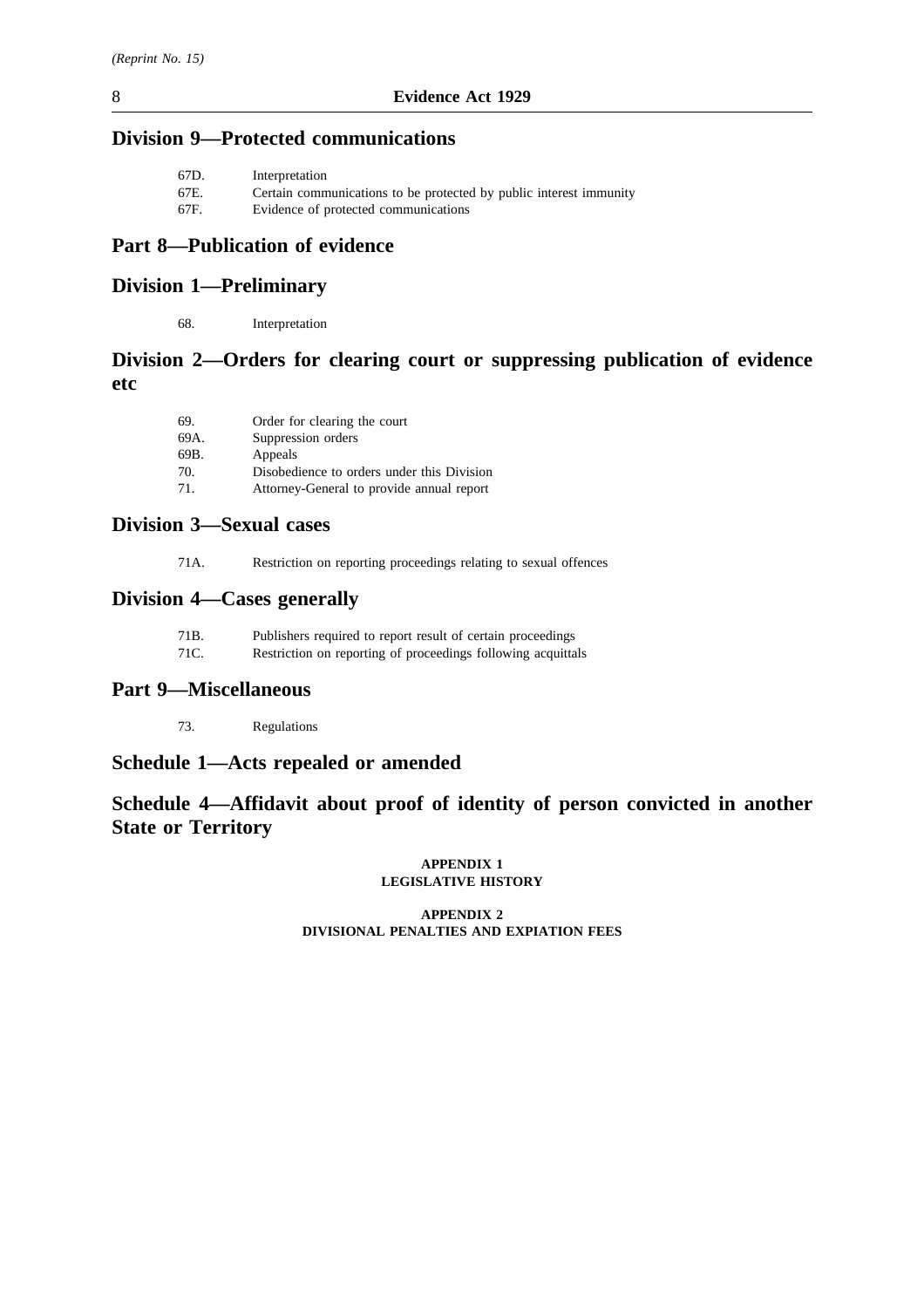## Division 9—Protected communications

67D. Interpretation
67E. Certain communications to be protected by public interest immunity
67F. Evidence of protected communications

## Part 8—Publication of evidence

## Division 1—Preliminary

68. Interpretation

## Division 2—Orders for clearing court or suppressing publication of evidence etc

69. Order for clearing the court
69A. Suppression orders
69B. Appeals
70. Disobedience to orders under this Division
71. Attorney-General to provide annual report

## Division 3—Sexual cases

71A. Restriction on reporting proceedings relating to sexual offences

## Division 4—Cases generally

71B. Publishers required to report result of certain proceedings
71C. Restriction on reporting of proceedings following acquittals

## Part 9—Miscellaneous

73. Regulations

## Schedule 1—Acts repealed or amended

## Schedule 4—Affidavit about proof of identity of person convicted in another State or Territory

**APPENDIX 1**
**LEGISLATIVE HISTORY**

**APPENDIX 2**
**DIVISIONAL PENALTIES AND EXPIATION FEES**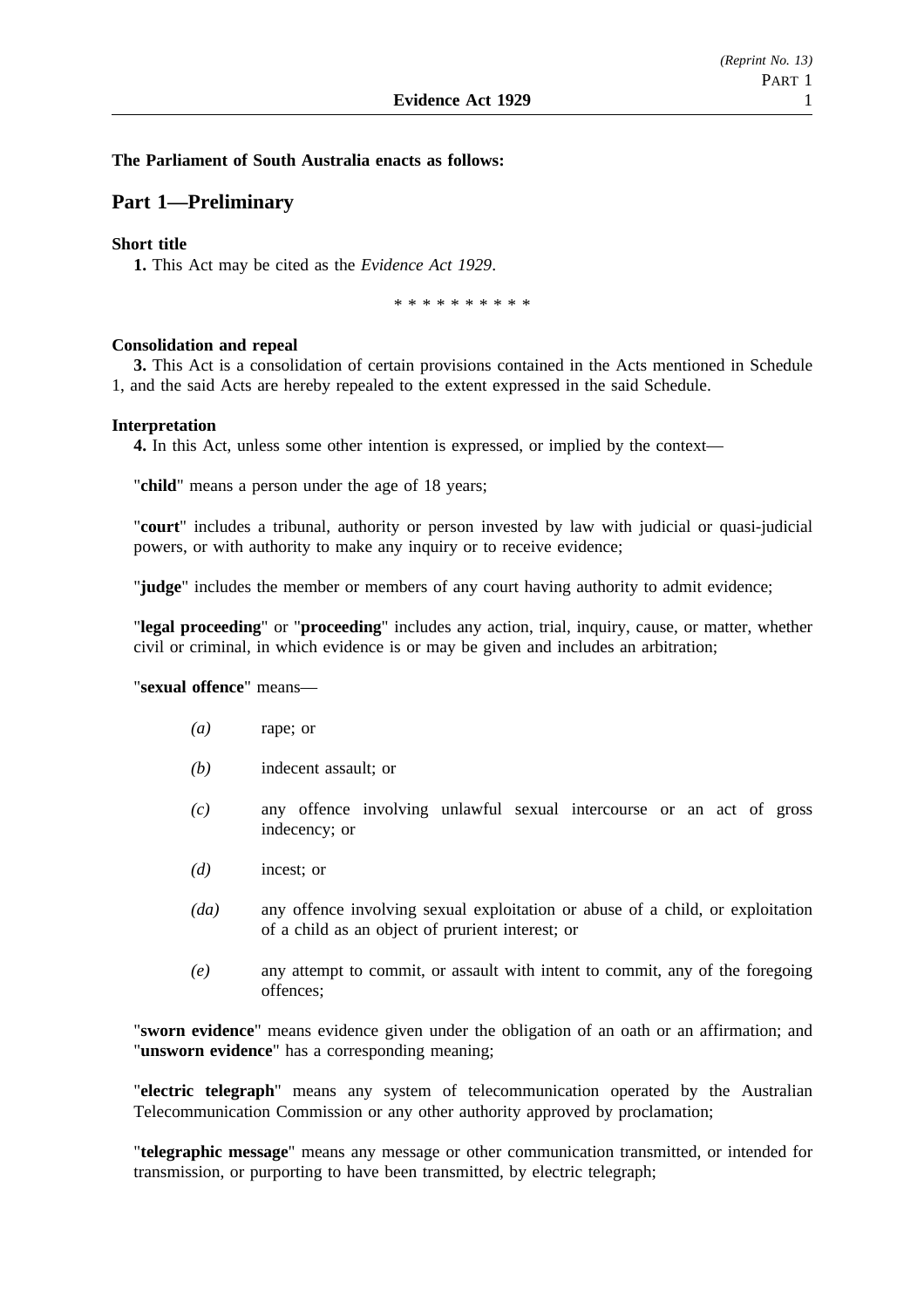**The Parliament of South Australia enacts as follows:**

## Part 1—Preliminary

**Short title**

**1.** This Act may be cited as the *Evidence Act 1929*.

\* \* \* \* \* \* \* \* \* \*

**Consolidation and repeal**

**3.** This Act is a consolidation of certain provisions contained in the Acts mentioned in Schedule 1, and the said Acts are hereby repealed to the extent expressed in the said Schedule.

**Interpretation**

**4.** In this Act, unless some other intention is expressed, or implied by the context—

"**child**" means a person under the age of 18 years;

"**court**" includes a tribunal, authority or person invested by law with judicial or quasi-judicial powers, or with authority to make any inquiry or to receive evidence;

"**judge**" includes the member or members of any court having authority to admit evidence;

"**legal proceeding**" or "**proceeding**" includes any action, trial, inquiry, cause, or matter, whether civil or criminal, in which evidence is or may be given and includes an arbitration;

"**sexual offence**" means—

*(a)* rape; or

*(b)* indecent assault; or

*(c)* any offence involving unlawful sexual intercourse or an act of gross indecency; or

*(d)* incest; or

*(da)* any offence involving sexual exploitation or abuse of a child, or exploitation of a child as an object of prurient interest; or

*(e)* any attempt to commit, or assault with intent to commit, any of the foregoing offences;

"**sworn evidence**" means evidence given under the obligation of an oath or an affirmation; and "**unsworn evidence**" has a corresponding meaning;

"**electric telegraph**" means any system of telecommunication operated by the Australian Telecommunication Commission or any other authority approved by proclamation;

"**telegraphic message**" means any message or other communication transmitted, or intended for transmission, or purporting to have been transmitted, by electric telegraph;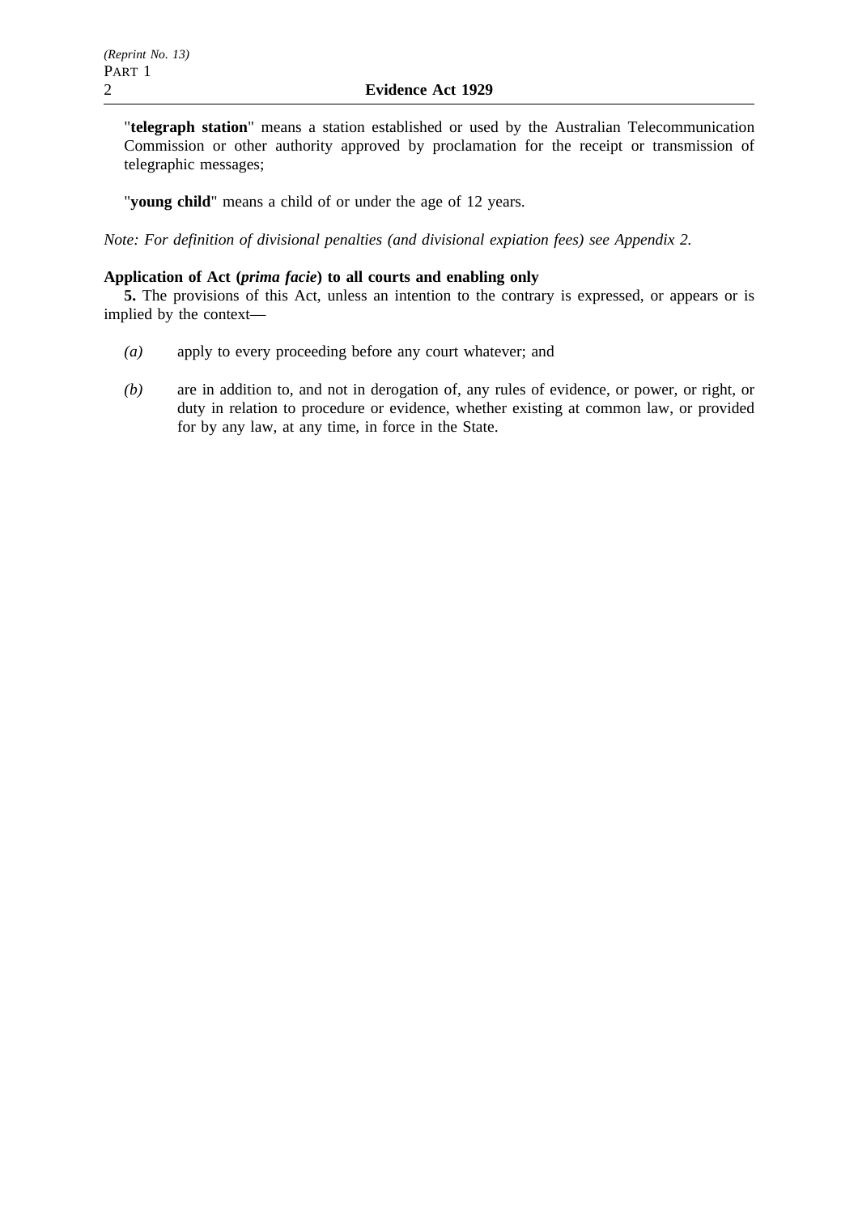"**telegraph station**" means a station established or used by the Australian Telecommunication Commission or other authority approved by proclamation for the receipt or transmission of telegraphic messages;

"**young child**" means a child of or under the age of 12 years.

*Note: For definition of divisional penalties (and divisional expiation fees) see Appendix 2.*

**Application of Act (*prima facie*) to all courts and enabling only**

**5.** The provisions of this Act, unless an intention to the contrary is expressed, or appears or is implied by the context—

*(a)* apply to every proceeding before any court whatever; and

*(b)* are in addition to, and not in derogation of, any rules of evidence, or power, or right, or duty in relation to procedure or evidence, whether existing at common law, or provided for by any law, at any time, in force in the State.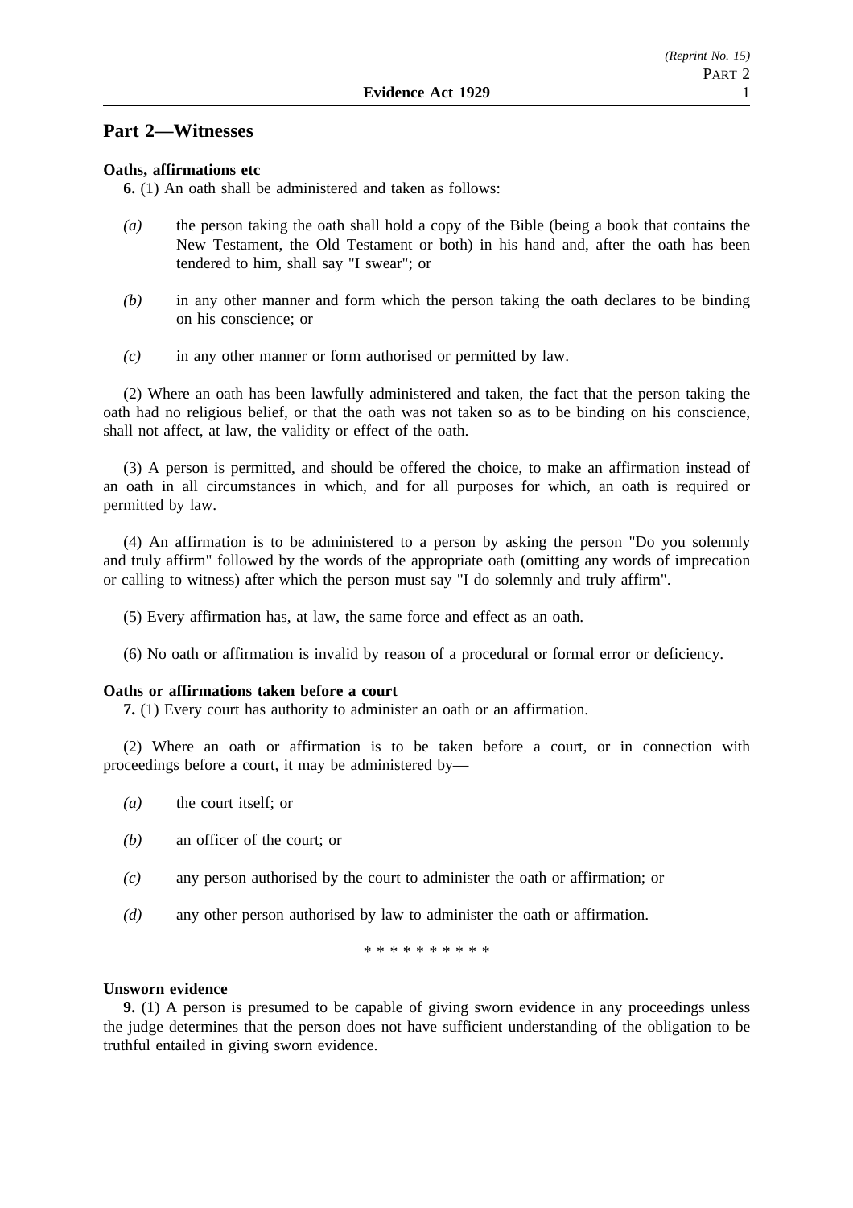## Part 2—Witnesses

**Oaths, affirmations etc**

**6.** (1) An oath shall be administered and taken as follows:

*(a)* the person taking the oath shall hold a copy of the Bible (being a book that contains the New Testament, the Old Testament or both) in his hand and, after the oath has been tendered to him, shall say "I swear"; or

*(b)* in any other manner and form which the person taking the oath declares to be binding on his conscience; or

*(c)* in any other manner or form authorised or permitted by law.

(2) Where an oath has been lawfully administered and taken, the fact that the person taking the oath had no religious belief, or that the oath was not taken so as to be binding on his conscience, shall not affect, at law, the validity or effect of the oath.

(3) A person is permitted, and should be offered the choice, to make an affirmation instead of an oath in all circumstances in which, and for all purposes for which, an oath is required or permitted by law.

(4) An affirmation is to be administered to a person by asking the person "Do you solemnly and truly affirm" followed by the words of the appropriate oath (omitting any words of imprecation or calling to witness) after which the person must say "I do solemnly and truly affirm".

(5) Every affirmation has, at law, the same force and effect as an oath.

(6) No oath or affirmation is invalid by reason of a procedural or formal error or deficiency.

**Oaths or affirmations taken before a court**

**7.** (1) Every court has authority to administer an oath or an affirmation.

(2) Where an oath or affirmation is to be taken before a court, or in connection with proceedings before a court, it may be administered by—

*(a)* the court itself; or

*(b)* an officer of the court; or

*(c)* any person authorised by the court to administer the oath or affirmation; or

*(d)* any other person authorised by law to administer the oath or affirmation.

\* \* \* \* \* \* \* \* \* \*

**Unsworn evidence**

**9.** (1) A person is presumed to be capable of giving sworn evidence in any proceedings unless the judge determines that the person does not have sufficient understanding of the obligation to be truthful entailed in giving sworn evidence.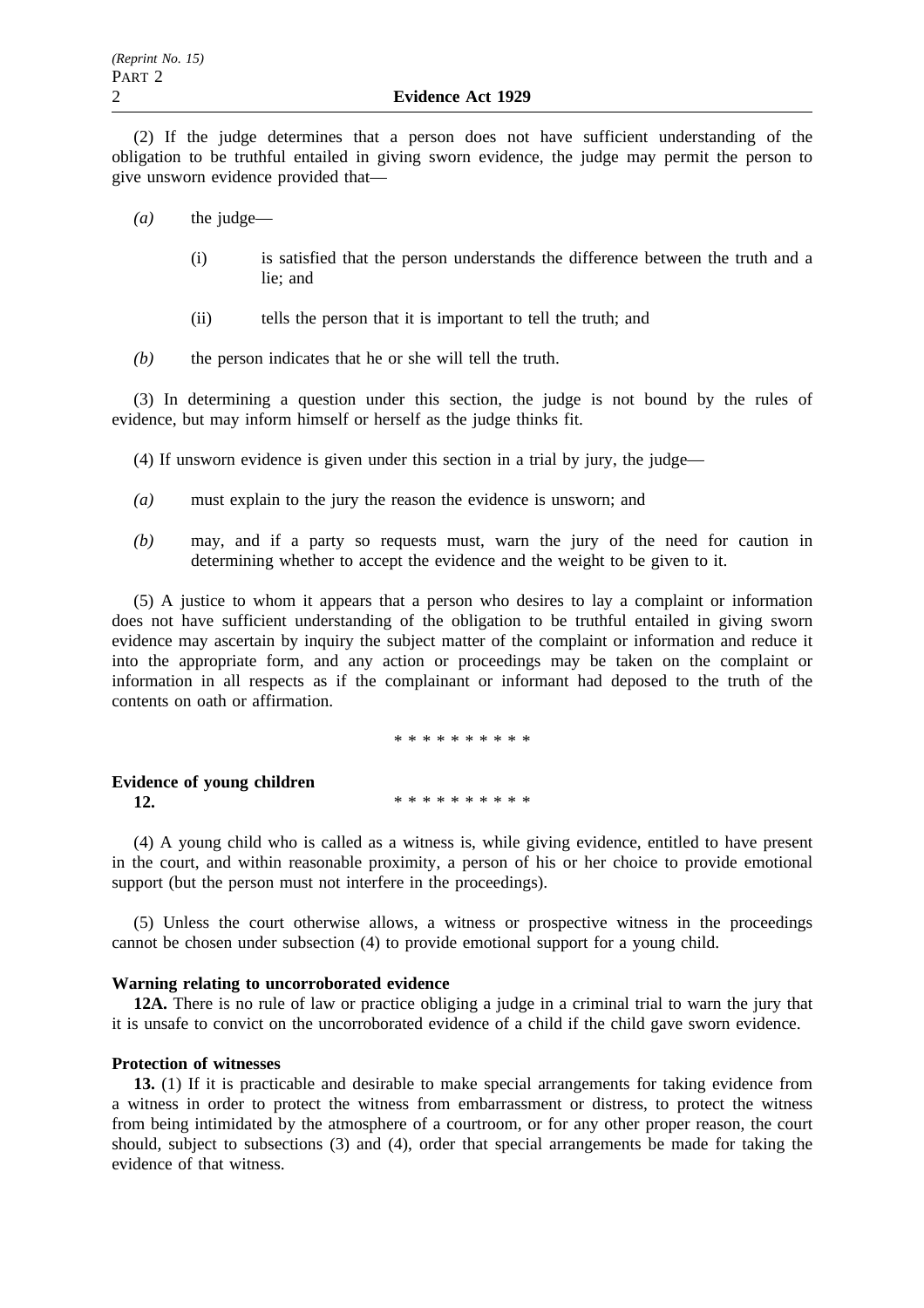(2) If the judge determines that a person does not have sufficient understanding of the obligation to be truthful entailed in giving sworn evidence, the judge may permit the person to give unsworn evidence provided that—

*(a)* the judge—

(i) is satisfied that the person understands the difference between the truth and a lie; and

(ii) tells the person that it is important to tell the truth; and

*(b)* the person indicates that he or she will tell the truth.

(3) In determining a question under this section, the judge is not bound by the rules of evidence, but may inform himself or herself as the judge thinks fit.

(4) If unsworn evidence is given under this section in a trial by jury, the judge—

*(a)* must explain to the jury the reason the evidence is unsworn; and

*(b)* may, and if a party so requests must, warn the jury of the need for caution in determining whether to accept the evidence and the weight to be given to it.

(5) A justice to whom it appears that a person who desires to lay a complaint or information does not have sufficient understanding of the obligation to be truthful entailed in giving sworn evidence may ascertain by inquiry the subject matter of the complaint or information and reduce it into the appropriate form, and any action or proceedings may be taken on the complaint or information in all respects as if the complainant or informant had deposed to the truth of the contents on oath or affirmation.

\* \* \* \* \* \* \* \* \* \*

**Evidence of young children**

**12.** \* \* \* \* \* \* \* \* \* \*

(4) A young child who is called as a witness is, while giving evidence, entitled to have present in the court, and within reasonable proximity, a person of his or her choice to provide emotional support (but the person must not interfere in the proceedings).

(5) Unless the court otherwise allows, a witness or prospective witness in the proceedings cannot be chosen under subsection (4) to provide emotional support for a young child.

**Warning relating to uncorroborated evidence**

**12A.** There is no rule of law or practice obliging a judge in a criminal trial to warn the jury that it is unsafe to convict on the uncorroborated evidence of a child if the child gave sworn evidence.

**Protection of witnesses**

**13.** (1) If it is practicable and desirable to make special arrangements for taking evidence from a witness in order to protect the witness from embarrassment or distress, to protect the witness from being intimidated by the atmosphere of a courtroom, or for any other proper reason, the court should, subject to subsections (3) and (4), order that special arrangements be made for taking the evidence of that witness.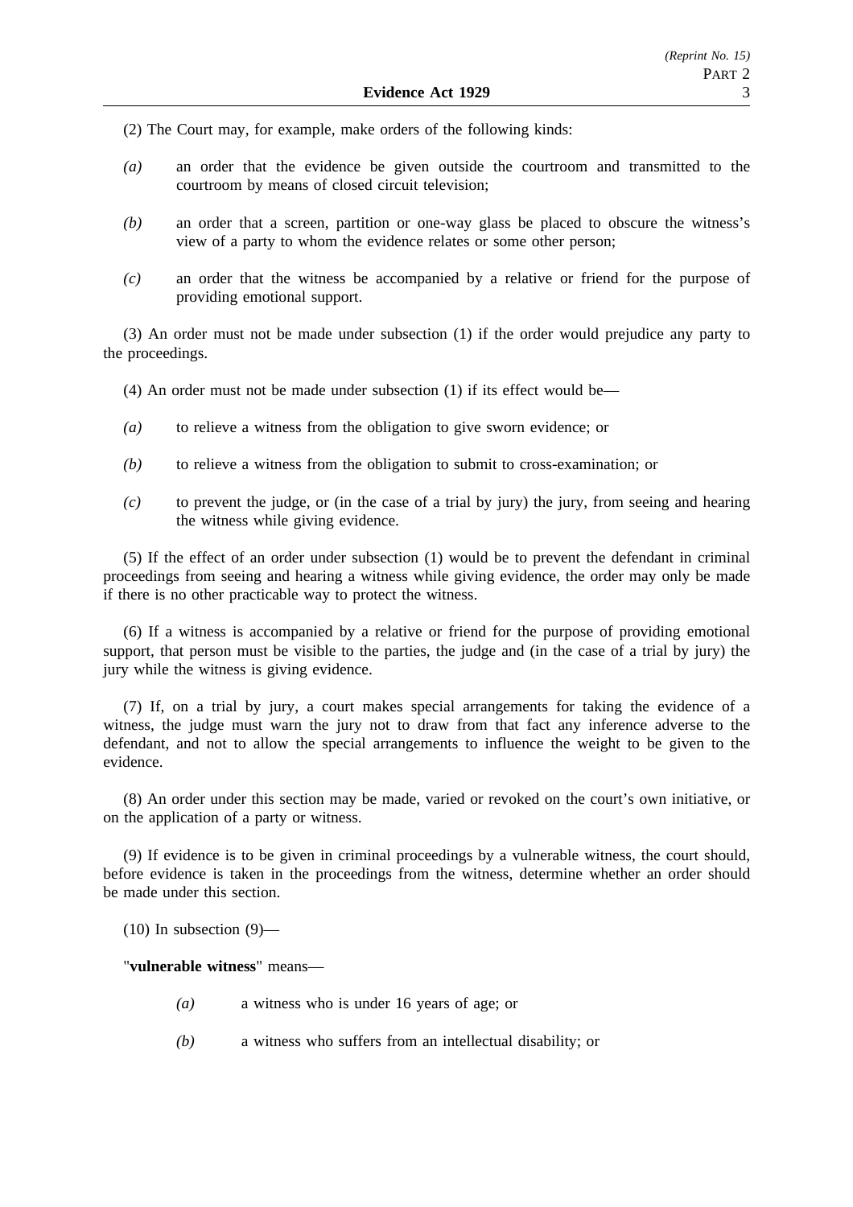(2) The Court may, for example, make orders of the following kinds:

*(a)* an order that the evidence be given outside the courtroom and transmitted to the courtroom by means of closed circuit television;

*(b)* an order that a screen, partition or one-way glass be placed to obscure the witness's view of a party to whom the evidence relates or some other person;

*(c)* an order that the witness be accompanied by a relative or friend for the purpose of providing emotional support.

(3) An order must not be made under subsection (1) if the order would prejudice any party to the proceedings.

(4) An order must not be made under subsection (1) if its effect would be—

*(a)* to relieve a witness from the obligation to give sworn evidence; or

*(b)* to relieve a witness from the obligation to submit to cross-examination; or

*(c)* to prevent the judge, or (in the case of a trial by jury) the jury, from seeing and hearing the witness while giving evidence.

(5) If the effect of an order under subsection (1) would be to prevent the defendant in criminal proceedings from seeing and hearing a witness while giving evidence, the order may only be made if there is no other practicable way to protect the witness.

(6) If a witness is accompanied by a relative or friend for the purpose of providing emotional support, that person must be visible to the parties, the judge and (in the case of a trial by jury) the jury while the witness is giving evidence.

(7) If, on a trial by jury, a court makes special arrangements for taking the evidence of a witness, the judge must warn the jury not to draw from that fact any inference adverse to the defendant, and not to allow the special arrangements to influence the weight to be given to the evidence.

(8) An order under this section may be made, varied or revoked on the court's own initiative, or on the application of a party or witness.

(9) If evidence is to be given in criminal proceedings by a vulnerable witness, the court should, before evidence is taken in the proceedings from the witness, determine whether an order should be made under this section.

(10) In subsection (9)—

"**vulnerable witness**" means—

*(a)* a witness who is under 16 years of age; or

*(b)* a witness who suffers from an intellectual disability; or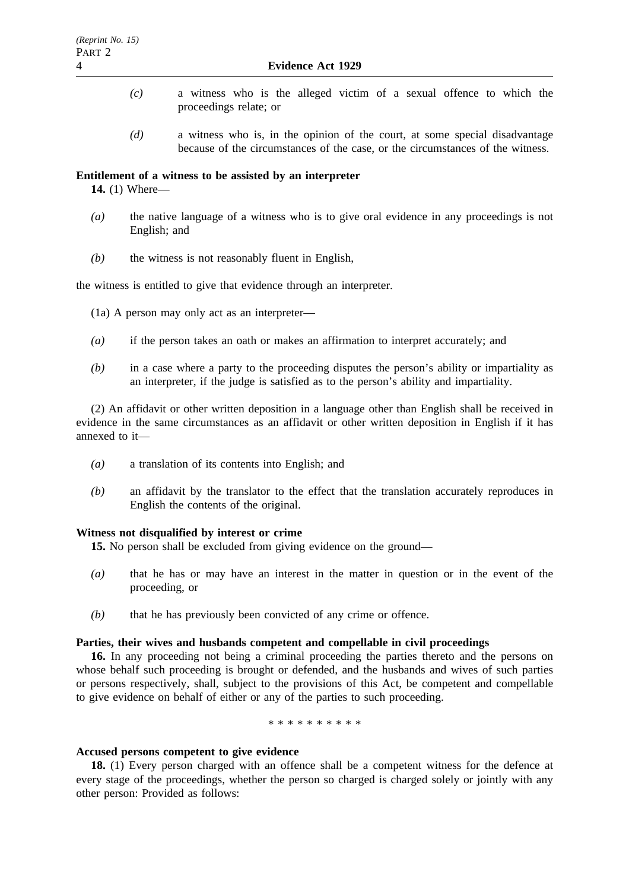*(c)* a witness who is the alleged victim of a sexual offence to which the proceedings relate; or

*(d)* a witness who is, in the opinion of the court, at some special disadvantage because of the circumstances of the case, or the circumstances of the witness.

**Entitlement of a witness to be assisted by an interpreter**

**14.** (1) Where—

*(a)* the native language of a witness who is to give oral evidence in any proceedings is not English; and

*(b)* the witness is not reasonably fluent in English,

the witness is entitled to give that evidence through an interpreter.

(1a) A person may only act as an interpreter—

*(a)* if the person takes an oath or makes an affirmation to interpret accurately; and

*(b)* in a case where a party to the proceeding disputes the person's ability or impartiality as an interpreter, if the judge is satisfied as to the person's ability and impartiality.

(2) An affidavit or other written deposition in a language other than English shall be received in evidence in the same circumstances as an affidavit or other written deposition in English if it has annexed to it—

*(a)* a translation of its contents into English; and

*(b)* an affidavit by the translator to the effect that the translation accurately reproduces in English the contents of the original.

**Witness not disqualified by interest or crime**

**15.** No person shall be excluded from giving evidence on the ground—

*(a)* that he has or may have an interest in the matter in question or in the event of the proceeding, or

*(b)* that he has previously been convicted of any crime or offence.

**Parties, their wives and husbands competent and compellable in civil proceedings**

**16.** In any proceeding not being a criminal proceeding the parties thereto and the persons on whose behalf such proceeding is brought or defended, and the husbands and wives of such parties or persons respectively, shall, subject to the provisions of this Act, be competent and compellable to give evidence on behalf of either or any of the parties to such proceeding.

\* \* \* \* \* \* \* \* \* \*

**Accused persons competent to give evidence**

**18.** (1) Every person charged with an offence shall be a competent witness for the defence at every stage of the proceedings, whether the person so charged is charged solely or jointly with any other person: Provided as follows: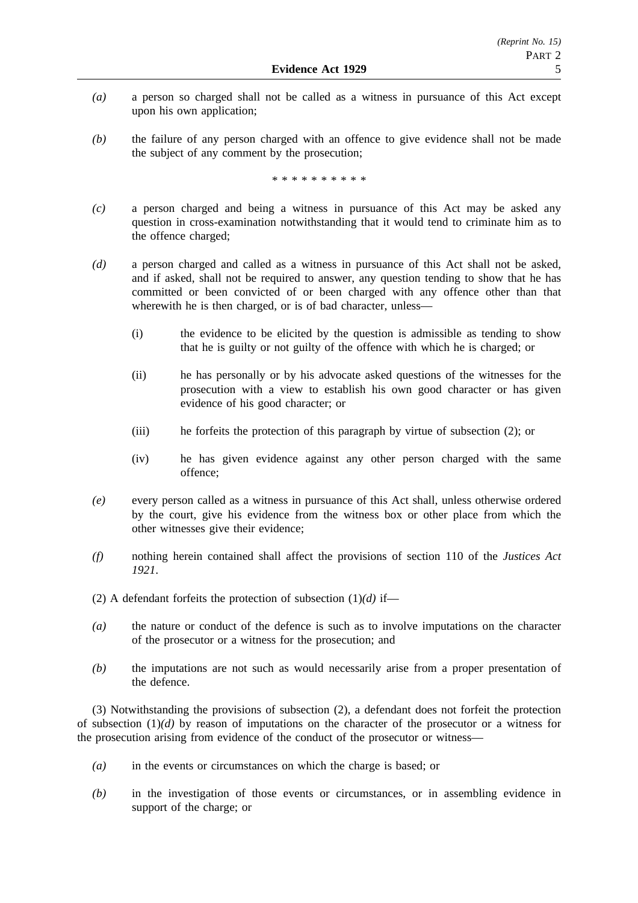*(a)* a person so charged shall not be called as a witness in pursuance of this Act except upon his own application;

*(b)* the failure of any person charged with an offence to give evidence shall not be made the subject of any comment by the prosecution;

\* \* \* \* \* \* \* \* \* \*

*(c)* a person charged and being a witness in pursuance of this Act may be asked any question in cross-examination notwithstanding that it would tend to criminate him as to the offence charged;

*(d)* a person charged and called as a witness in pursuance of this Act shall not be asked, and if asked, shall not be required to answer, any question tending to show that he has committed or been convicted of or been charged with any offence other than that wherewith he is then charged, or is of bad character, unless—

(i) the evidence to be elicited by the question is admissible as tending to show that he is guilty or not guilty of the offence with which he is charged; or

(ii) he has personally or by his advocate asked questions of the witnesses for the prosecution with a view to establish his own good character or has given evidence of his good character; or

(iii) he forfeits the protection of this paragraph by virtue of subsection (2); or

(iv) he has given evidence against any other person charged with the same offence;

*(e)* every person called as a witness in pursuance of this Act shall, unless otherwise ordered by the court, give his evidence from the witness box or other place from which the other witnesses give their evidence;

*(f)* nothing herein contained shall affect the provisions of section 110 of the *Justices Act 1921*.

(2) A defendant forfeits the protection of subsection (1)*(d)* if—

*(a)* the nature or conduct of the defence is such as to involve imputations on the character of the prosecutor or a witness for the prosecution; and

*(b)* the imputations are not such as would necessarily arise from a proper presentation of the defence.

(3) Notwithstanding the provisions of subsection (2), a defendant does not forfeit the protection of subsection (1)*(d)* by reason of imputations on the character of the prosecutor or a witness for the prosecution arising from evidence of the conduct of the prosecutor or witness—

*(a)* in the events or circumstances on which the charge is based; or

*(b)* in the investigation of those events or circumstances, or in assembling evidence in support of the charge; or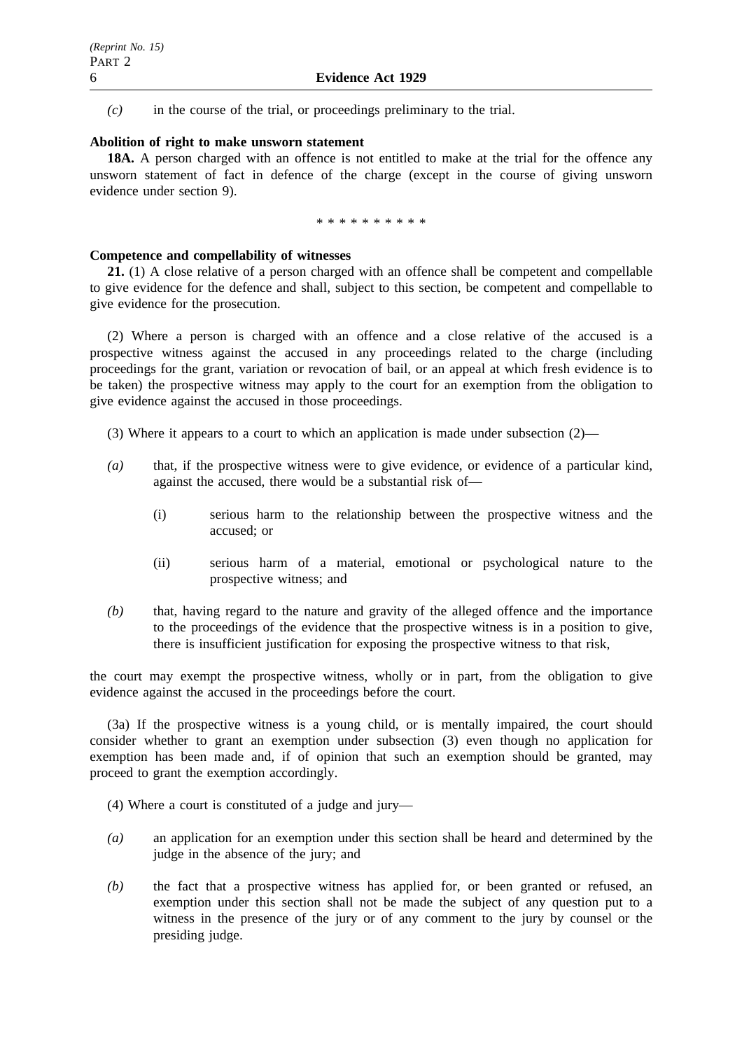*(c)* in the course of the trial, or proceedings preliminary to the trial.

**Abolition of right to make unsworn statement**

**18A.** A person charged with an offence is not entitled to make at the trial for the offence any unsworn statement of fact in defence of the charge (except in the course of giving unsworn evidence under section 9).

\* \* \* \* \* \* \* \* \* \*

**Competence and compellability of witnesses**

**21.** (1) A close relative of a person charged with an offence shall be competent and compellable to give evidence for the defence and shall, subject to this section, be competent and compellable to give evidence for the prosecution.

(2) Where a person is charged with an offence and a close relative of the accused is a prospective witness against the accused in any proceedings related to the charge (including proceedings for the grant, variation or revocation of bail, or an appeal at which fresh evidence is to be taken) the prospective witness may apply to the court for an exemption from the obligation to give evidence against the accused in those proceedings.

(3) Where it appears to a court to which an application is made under subsection (2)—

*(a)* that, if the prospective witness were to give evidence, or evidence of a particular kind, against the accused, there would be a substantial risk of—

(i) serious harm to the relationship between the prospective witness and the accused; or

(ii) serious harm of a material, emotional or psychological nature to the prospective witness; and

*(b)* that, having regard to the nature and gravity of the alleged offence and the importance to the proceedings of the evidence that the prospective witness is in a position to give, there is insufficient justification for exposing the prospective witness to that risk,

the court may exempt the prospective witness, wholly or in part, from the obligation to give evidence against the accused in the proceedings before the court.

(3a) If the prospective witness is a young child, or is mentally impaired, the court should consider whether to grant an exemption under subsection (3) even though no application for exemption has been made and, if of opinion that such an exemption should be granted, may proceed to grant the exemption accordingly.

(4) Where a court is constituted of a judge and jury—

*(a)* an application for an exemption under this section shall be heard and determined by the judge in the absence of the jury; and

*(b)* the fact that a prospective witness has applied for, or been granted or refused, an exemption under this section shall not be made the subject of any question put to a witness in the presence of the jury or of any comment to the jury by counsel or the presiding judge.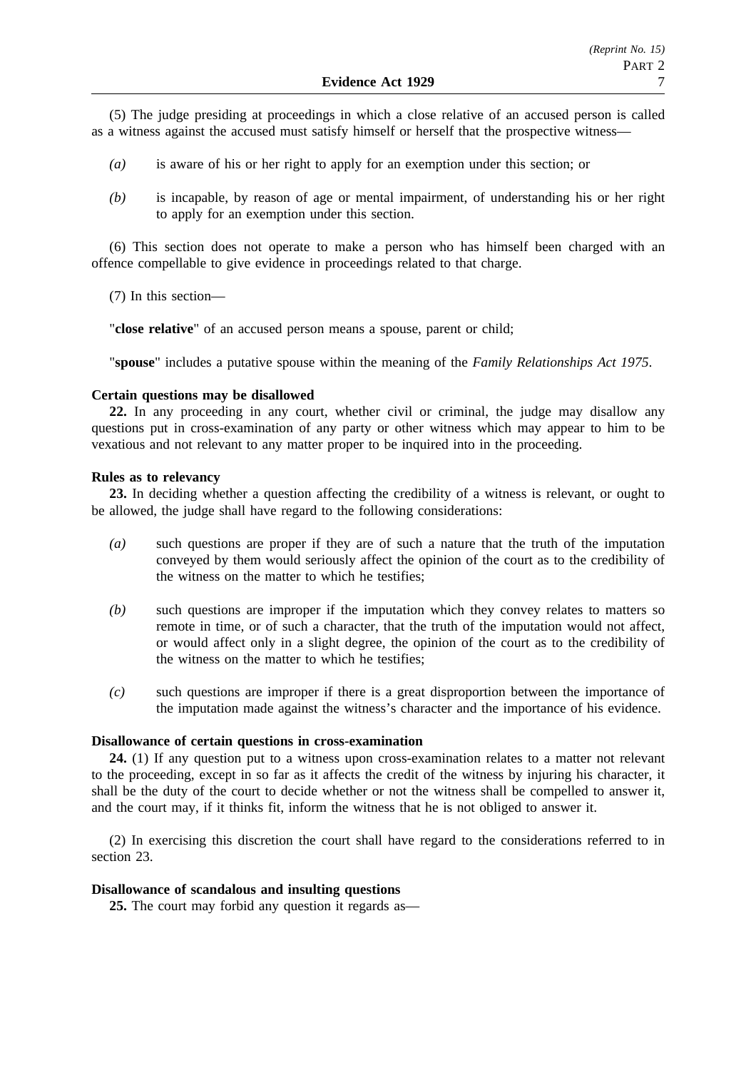(5) The judge presiding at proceedings in which a close relative of an accused person is called as a witness against the accused must satisfy himself or herself that the prospective witness—

- *(a)* is aware of his or her right to apply for an exemption under this section; or
- *(b)* is incapable, by reason of age or mental impairment, of understanding his or her right to apply for an exemption under this section.

(6) This section does not operate to make a person who has himself been charged with an offence compellable to give evidence in proceedings related to that charge.

(7) In this section—

"**close relative**" of an accused person means a spouse, parent or child;

"**spouse**" includes a putative spouse within the meaning of the *Family Relationships Act 1975*.

**Certain questions may be disallowed**

**22.** In any proceeding in any court, whether civil or criminal, the judge may disallow any questions put in cross-examination of any party or other witness which may appear to him to be vexatious and not relevant to any matter proper to be inquired into in the proceeding.

**Rules as to relevancy**

**23.** In deciding whether a question affecting the credibility of a witness is relevant, or ought to be allowed, the judge shall have regard to the following considerations:

- *(a)* such questions are proper if they are of such a nature that the truth of the imputation conveyed by them would seriously affect the opinion of the court as to the credibility of the witness on the matter to which he testifies;
- *(b)* such questions are improper if the imputation which they convey relates to matters so remote in time, or of such a character, that the truth of the imputation would not affect, or would affect only in a slight degree, the opinion of the court as to the credibility of the witness on the matter to which he testifies;
- *(c)* such questions are improper if there is a great disproportion between the importance of the imputation made against the witness's character and the importance of his evidence.

**Disallowance of certain questions in cross-examination**

**24.** (1) If any question put to a witness upon cross-examination relates to a matter not relevant to the proceeding, except in so far as it affects the credit of the witness by injuring his character, it shall be the duty of the court to decide whether or not the witness shall be compelled to answer it, and the court may, if it thinks fit, inform the witness that he is not obliged to answer it.

(2) In exercising this discretion the court shall have regard to the considerations referred to in section 23.

**Disallowance of scandalous and insulting questions**

**25.** The court may forbid any question it regards as—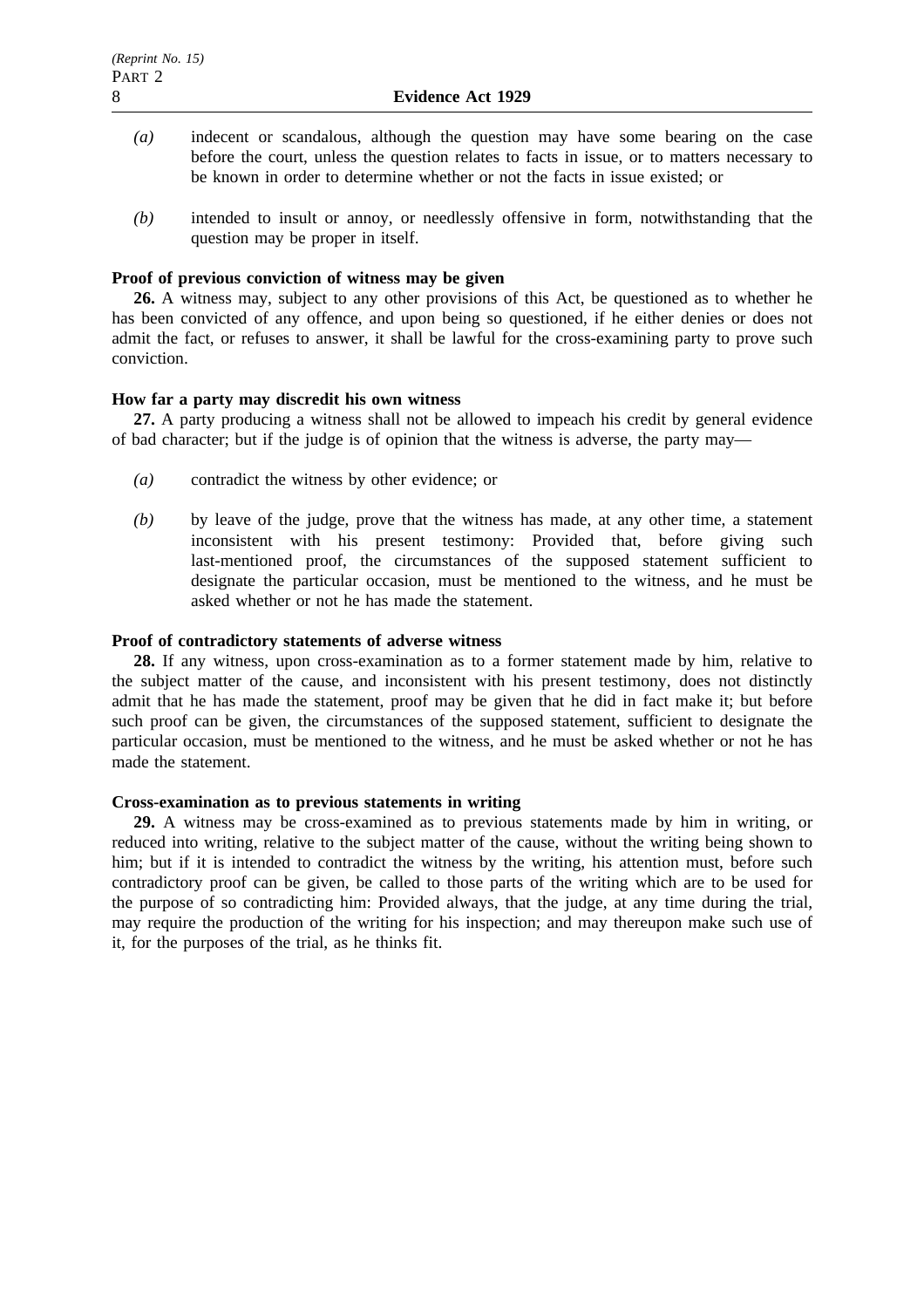*(a)* indecent or scandalous, although the question may have some bearing on the case before the court, unless the question relates to facts in issue, or to matters necessary to be known in order to determine whether or not the facts in issue existed; or

*(b)* intended to insult or annoy, or needlessly offensive in form, notwithstanding that the question may be proper in itself.

**Proof of previous conviction of witness may be given**

**26.** A witness may, subject to any other provisions of this Act, be questioned as to whether he has been convicted of any offence, and upon being so questioned, if he either denies or does not admit the fact, or refuses to answer, it shall be lawful for the cross-examining party to prove such conviction.

**How far a party may discredit his own witness**

**27.** A party producing a witness shall not be allowed to impeach his credit by general evidence of bad character; but if the judge is of opinion that the witness is adverse, the party may—

*(a)* contradict the witness by other evidence; or

*(b)* by leave of the judge, prove that the witness has made, at any other time, a statement inconsistent with his present testimony: Provided that, before giving such last-mentioned proof, the circumstances of the supposed statement sufficient to designate the particular occasion, must be mentioned to the witness, and he must be asked whether or not he has made the statement.

**Proof of contradictory statements of adverse witness**

**28.** If any witness, upon cross-examination as to a former statement made by him, relative to the subject matter of the cause, and inconsistent with his present testimony, does not distinctly admit that he has made the statement, proof may be given that he did in fact make it; but before such proof can be given, the circumstances of the supposed statement, sufficient to designate the particular occasion, must be mentioned to the witness, and he must be asked whether or not he has made the statement.

**Cross-examination as to previous statements in writing**

**29.** A witness may be cross-examined as to previous statements made by him in writing, or reduced into writing, relative to the subject matter of the cause, without the writing being shown to him; but if it is intended to contradict the witness by the writing, his attention must, before such contradictory proof can be given, be called to those parts of the writing which are to be used for the purpose of so contradicting him: Provided always, that the judge, at any time during the trial, may require the production of the writing for his inspection; and may thereupon make such use of it, for the purposes of the trial, as he thinks fit.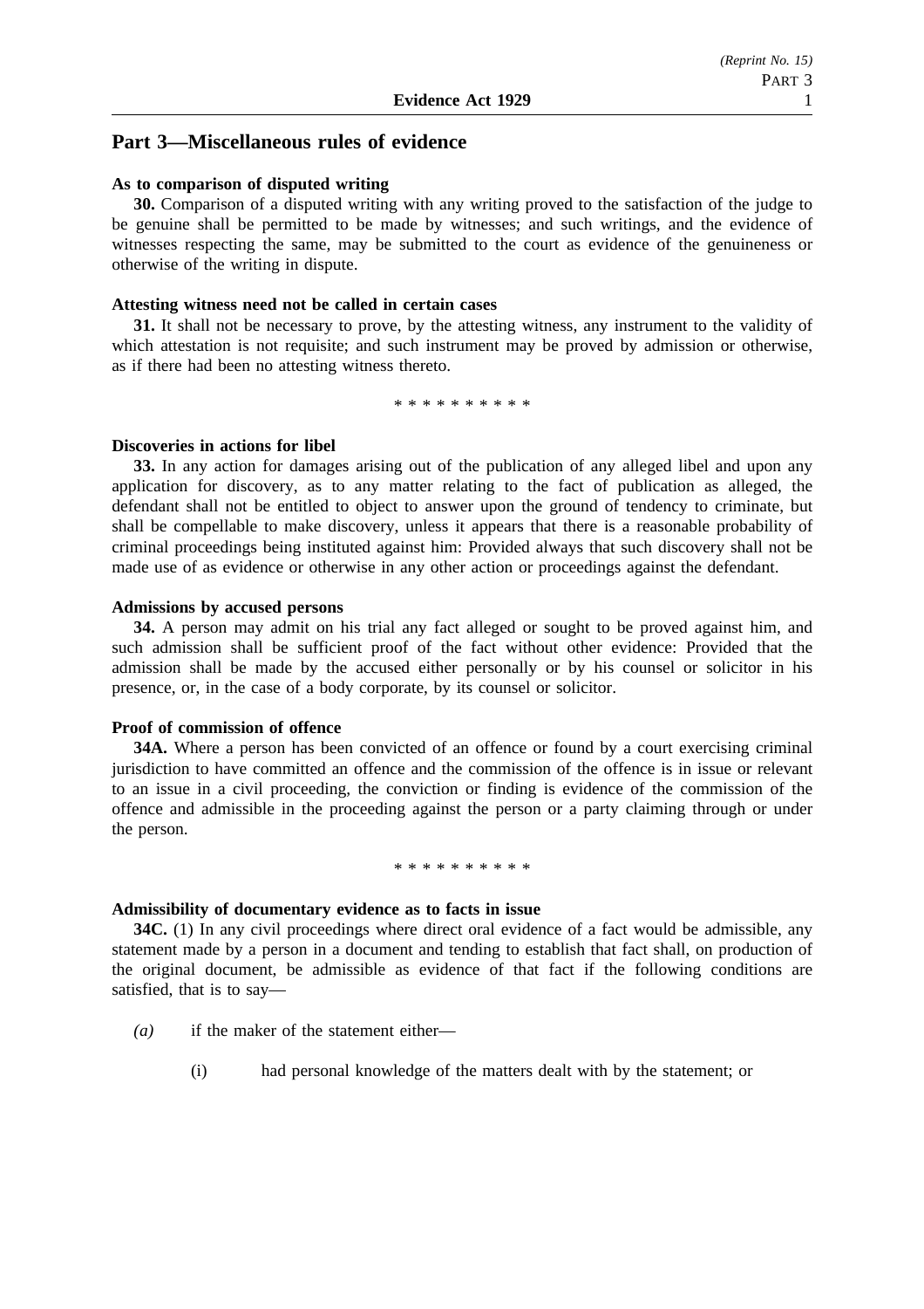## Part 3—Miscellaneous rules of evidence

**As to comparison of disputed writing**

**30.** Comparison of a disputed writing with any writing proved to the satisfaction of the judge to be genuine shall be permitted to be made by witnesses; and such writings, and the evidence of witnesses respecting the same, may be submitted to the court as evidence of the genuineness or otherwise of the writing in dispute.

**Attesting witness need not be called in certain cases**

**31.** It shall not be necessary to prove, by the attesting witness, any instrument to the validity of which attestation is not requisite; and such instrument may be proved by admission or otherwise, as if there had been no attesting witness thereto.

\* \* \* \* \* \* \* \* \* \*

**Discoveries in actions for libel**

**33.** In any action for damages arising out of the publication of any alleged libel and upon any application for discovery, as to any matter relating to the fact of publication as alleged, the defendant shall not be entitled to object to answer upon the ground of tendency to criminate, but shall be compellable to make discovery, unless it appears that there is a reasonable probability of criminal proceedings being instituted against him: Provided always that such discovery shall not be made use of as evidence or otherwise in any other action or proceedings against the defendant.

**Admissions by accused persons**

**34.** A person may admit on his trial any fact alleged or sought to be proved against him, and such admission shall be sufficient proof of the fact without other evidence: Provided that the admission shall be made by the accused either personally or by his counsel or solicitor in his presence, or, in the case of a body corporate, by its counsel or solicitor.

**Proof of commission of offence**

**34A.** Where a person has been convicted of an offence or found by a court exercising criminal jurisdiction to have committed an offence and the commission of the offence is in issue or relevant to an issue in a civil proceeding, the conviction or finding is evidence of the commission of the offence and admissible in the proceeding against the person or a party claiming through or under the person.

\* \* \* \* \* \* \* \* \* \*

**Admissibility of documentary evidence as to facts in issue**

**34C.** (1) In any civil proceedings where direct oral evidence of a fact would be admissible, any statement made by a person in a document and tending to establish that fact shall, on production of the original document, be admissible as evidence of that fact if the following conditions are satisfied, that is to say—

*(a)* if the maker of the statement either—

(i) had personal knowledge of the matters dealt with by the statement; or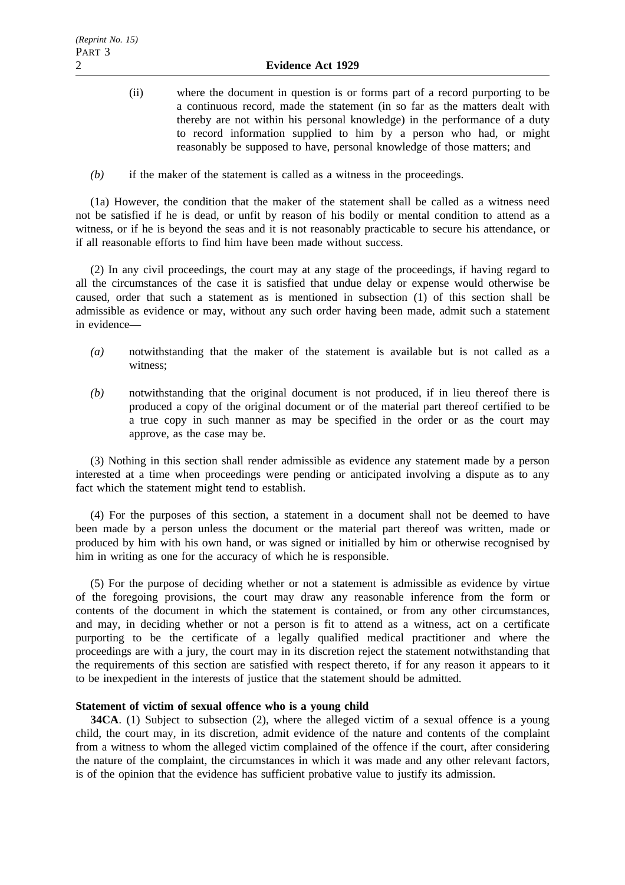(ii) where the document in question is or forms part of a record purporting to be a continuous record, made the statement (in so far as the matters dealt with thereby are not within his personal knowledge) in the performance of a duty to record information supplied to him by a person who had, or might reasonably be supposed to have, personal knowledge of those matters; and

*(b)* if the maker of the statement is called as a witness in the proceedings.

(1a) However, the condition that the maker of the statement shall be called as a witness need not be satisfied if he is dead, or unfit by reason of his bodily or mental condition to attend as a witness, or if he is beyond the seas and it is not reasonably practicable to secure his attendance, or if all reasonable efforts to find him have been made without success.

(2) In any civil proceedings, the court may at any stage of the proceedings, if having regard to all the circumstances of the case it is satisfied that undue delay or expense would otherwise be caused, order that such a statement as is mentioned in subsection (1) of this section shall be admissible as evidence or may, without any such order having been made, admit such a statement in evidence—

*(a)* notwithstanding that the maker of the statement is available but is not called as a witness;

*(b)* notwithstanding that the original document is not produced, if in lieu thereof there is produced a copy of the original document or of the material part thereof certified to be a true copy in such manner as may be specified in the order or as the court may approve, as the case may be.

(3) Nothing in this section shall render admissible as evidence any statement made by a person interested at a time when proceedings were pending or anticipated involving a dispute as to any fact which the statement might tend to establish.

(4) For the purposes of this section, a statement in a document shall not be deemed to have been made by a person unless the document or the material part thereof was written, made or produced by him with his own hand, or was signed or initialled by him or otherwise recognised by him in writing as one for the accuracy of which he is responsible.

(5) For the purpose of deciding whether or not a statement is admissible as evidence by virtue of the foregoing provisions, the court may draw any reasonable inference from the form or contents of the document in which the statement is contained, or from any other circumstances, and may, in deciding whether or not a person is fit to attend as a witness, act on a certificate purporting to be the certificate of a legally qualified medical practitioner and where the proceedings are with a jury, the court may in its discretion reject the statement notwithstanding that the requirements of this section are satisfied with respect thereto, if for any reason it appears to it to be inexpedient in the interests of justice that the statement should be admitted.

**Statement of victim of sexual offence who is a young child**

**34CA**. (1) Subject to subsection (2), where the alleged victim of a sexual offence is a young child, the court may, in its discretion, admit evidence of the nature and contents of the complaint from a witness to whom the alleged victim complained of the offence if the court, after considering the nature of the complaint, the circumstances in which it was made and any other relevant factors, is of the opinion that the evidence has sufficient probative value to justify its admission.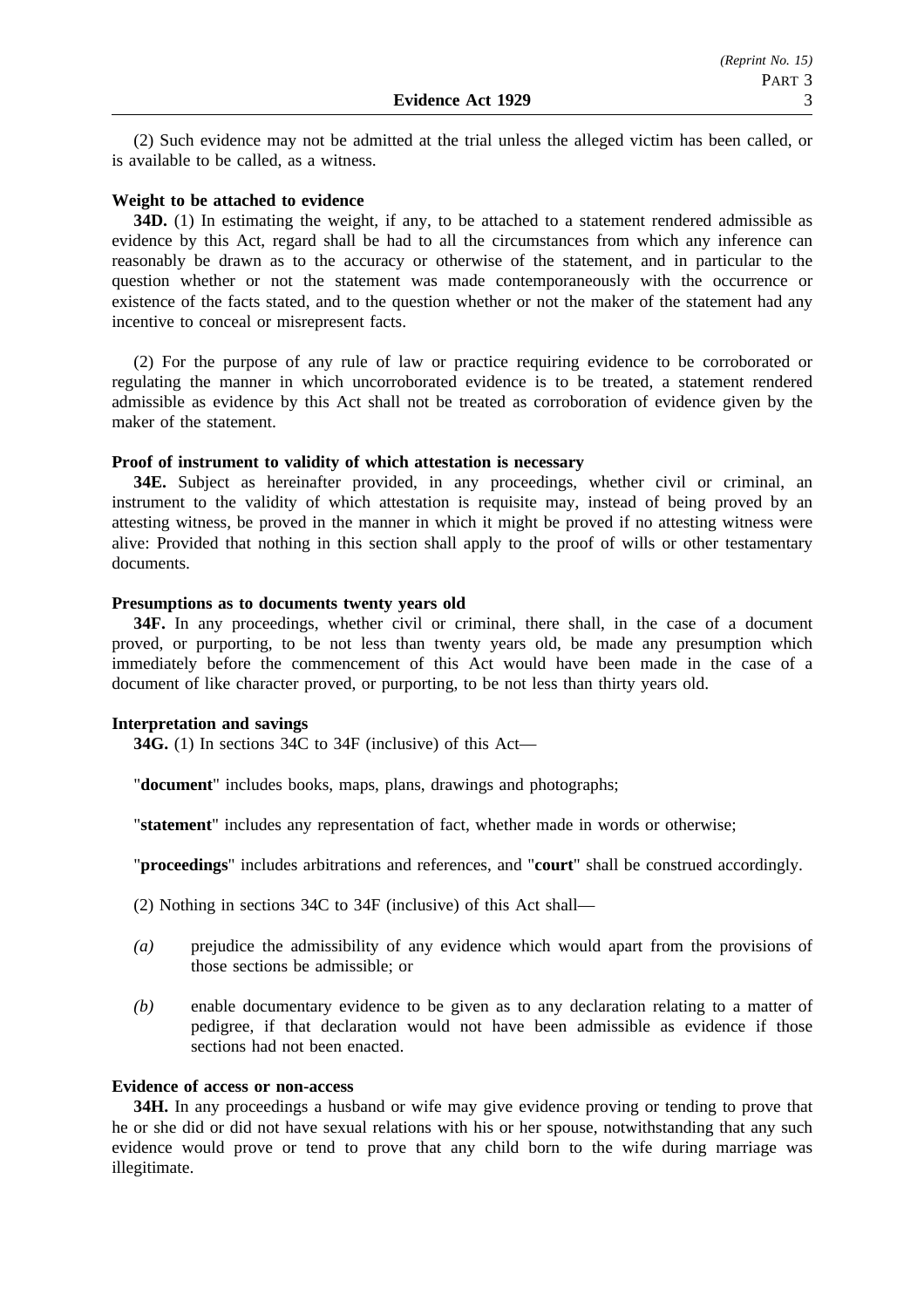(2) Such evidence may not be admitted at the trial unless the alleged victim has been called, or is available to be called, as a witness.

**Weight to be attached to evidence**

**34D.** (1) In estimating the weight, if any, to be attached to a statement rendered admissible as evidence by this Act, regard shall be had to all the circumstances from which any inference can reasonably be drawn as to the accuracy or otherwise of the statement, and in particular to the question whether or not the statement was made contemporaneously with the occurrence or existence of the facts stated, and to the question whether or not the maker of the statement had any incentive to conceal or misrepresent facts.

(2) For the purpose of any rule of law or practice requiring evidence to be corroborated or regulating the manner in which uncorroborated evidence is to be treated, a statement rendered admissible as evidence by this Act shall not be treated as corroboration of evidence given by the maker of the statement.

**Proof of instrument to validity of which attestation is necessary**

**34E.** Subject as hereinafter provided, in any proceedings, whether civil or criminal, an instrument to the validity of which attestation is requisite may, instead of being proved by an attesting witness, be proved in the manner in which it might be proved if no attesting witness were alive: Provided that nothing in this section shall apply to the proof of wills or other testamentary documents.

**Presumptions as to documents twenty years old**

**34F.** In any proceedings, whether civil or criminal, there shall, in the case of a document proved, or purporting, to be not less than twenty years old, be made any presumption which immediately before the commencement of this Act would have been made in the case of a document of like character proved, or purporting, to be not less than thirty years old.

**Interpretation and savings**

**34G.** (1) In sections 34C to 34F (inclusive) of this Act—

"**document**" includes books, maps, plans, drawings and photographs;

"**statement**" includes any representation of fact, whether made in words or otherwise;

"**proceedings**" includes arbitrations and references, and "**court**" shall be construed accordingly.

(2) Nothing in sections 34C to 34F (inclusive) of this Act shall—

*(a)* prejudice the admissibility of any evidence which would apart from the provisions of those sections be admissible; or

*(b)* enable documentary evidence to be given as to any declaration relating to a matter of pedigree, if that declaration would not have been admissible as evidence if those sections had not been enacted.

**Evidence of access or non-access**

**34H.** In any proceedings a husband or wife may give evidence proving or tending to prove that he or she did or did not have sexual relations with his or her spouse, notwithstanding that any such evidence would prove or tend to prove that any child born to the wife during marriage was illegitimate.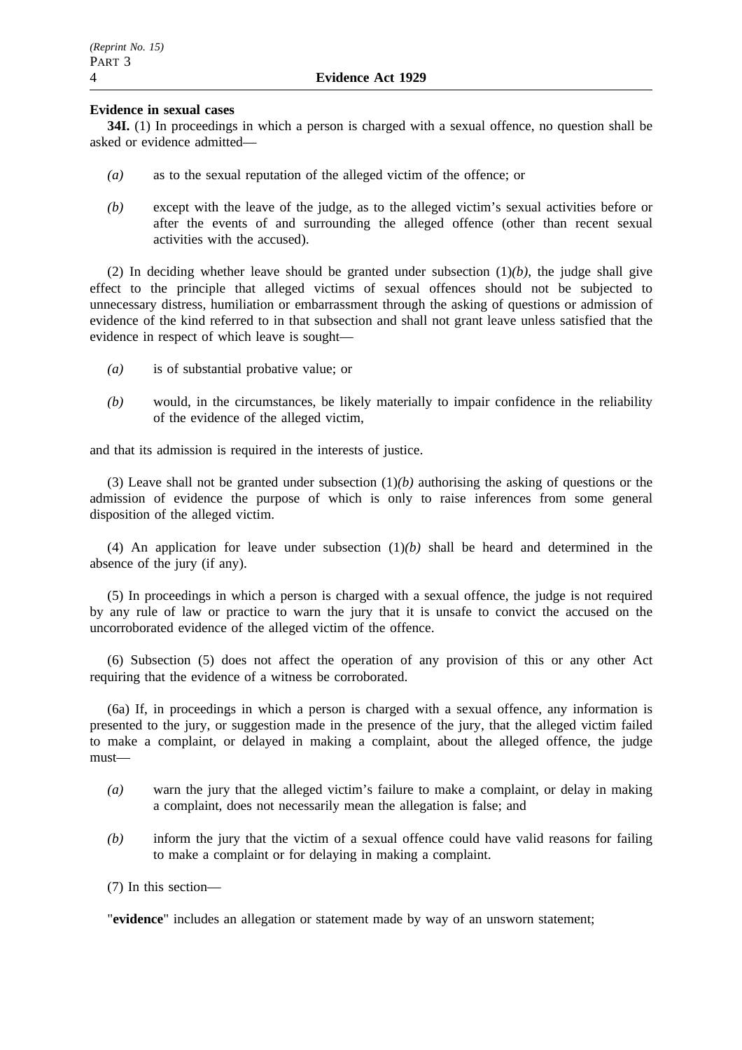**Evidence in sexual cases**

**34I.** (1) In proceedings in which a person is charged with a sexual offence, no question shall be asked or evidence admitted—

*(a)* as to the sexual reputation of the alleged victim of the offence; or

*(b)* except with the leave of the judge, as to the alleged victim's sexual activities before or after the events of and surrounding the alleged offence (other than recent sexual activities with the accused).

(2) In deciding whether leave should be granted under subsection (1)*(b)*, the judge shall give effect to the principle that alleged victims of sexual offences should not be subjected to unnecessary distress, humiliation or embarrassment through the asking of questions or admission of evidence of the kind referred to in that subsection and shall not grant leave unless satisfied that the evidence in respect of which leave is sought—

*(a)* is of substantial probative value; or

*(b)* would, in the circumstances, be likely materially to impair confidence in the reliability of the evidence of the alleged victim,

and that its admission is required in the interests of justice.

(3) Leave shall not be granted under subsection (1)*(b)* authorising the asking of questions or the admission of evidence the purpose of which is only to raise inferences from some general disposition of the alleged victim.

(4) An application for leave under subsection (1)*(b)* shall be heard and determined in the absence of the jury (if any).

(5) In proceedings in which a person is charged with a sexual offence, the judge is not required by any rule of law or practice to warn the jury that it is unsafe to convict the accused on the uncorroborated evidence of the alleged victim of the offence.

(6) Subsection (5) does not affect the operation of any provision of this or any other Act requiring that the evidence of a witness be corroborated.

(6a) If, in proceedings in which a person is charged with a sexual offence, any information is presented to the jury, or suggestion made in the presence of the jury, that the alleged victim failed to make a complaint, or delayed in making a complaint, about the alleged offence, the judge must—

*(a)* warn the jury that the alleged victim's failure to make a complaint, or delay in making a complaint, does not necessarily mean the allegation is false; and

*(b)* inform the jury that the victim of a sexual offence could have valid reasons for failing to make a complaint or for delaying in making a complaint.

(7) In this section—

"**evidence**" includes an allegation or statement made by way of an unsworn statement;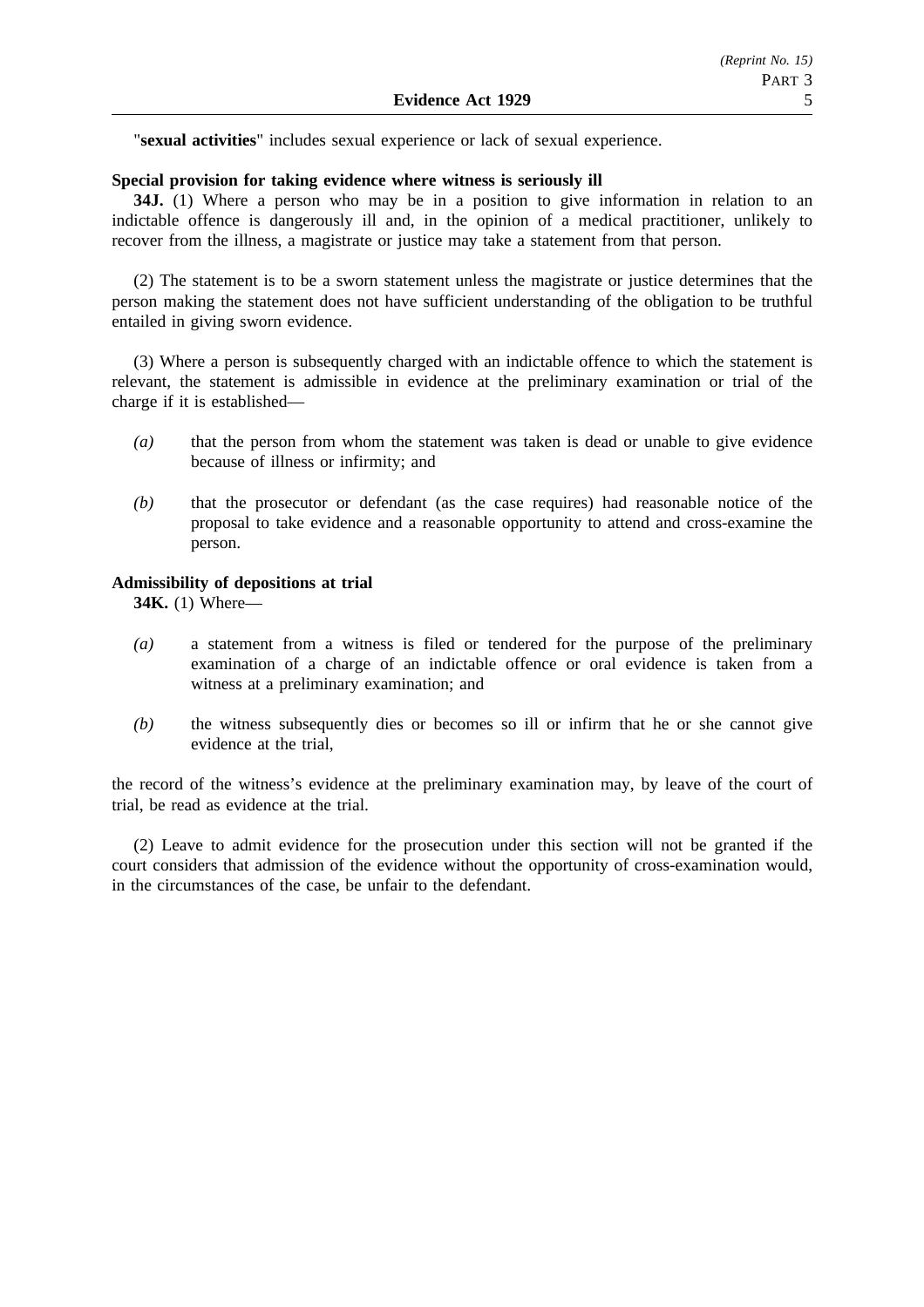"**sexual activities**" includes sexual experience or lack of sexual experience.

**Special provision for taking evidence where witness is seriously ill**

**34J.** (1) Where a person who may be in a position to give information in relation to an indictable offence is dangerously ill and, in the opinion of a medical practitioner, unlikely to recover from the illness, a magistrate or justice may take a statement from that person.

(2) The statement is to be a sworn statement unless the magistrate or justice determines that the person making the statement does not have sufficient understanding of the obligation to be truthful entailed in giving sworn evidence.

(3) Where a person is subsequently charged with an indictable offence to which the statement is relevant, the statement is admissible in evidence at the preliminary examination or trial of the charge if it is established—

*(a)* that the person from whom the statement was taken is dead or unable to give evidence because of illness or infirmity; and

*(b)* that the prosecutor or defendant (as the case requires) had reasonable notice of the proposal to take evidence and a reasonable opportunity to attend and cross-examine the person.

**Admissibility of depositions at trial**

**34K.** (1) Where—

*(a)* a statement from a witness is filed or tendered for the purpose of the preliminary examination of a charge of an indictable offence or oral evidence is taken from a witness at a preliminary examination; and

*(b)* the witness subsequently dies or becomes so ill or infirm that he or she cannot give evidence at the trial,

the record of the witness's evidence at the preliminary examination may, by leave of the court of trial, be read as evidence at the trial.

(2) Leave to admit evidence for the prosecution under this section will not be granted if the court considers that admission of the evidence without the opportunity of cross-examination would, in the circumstances of the case, be unfair to the defendant.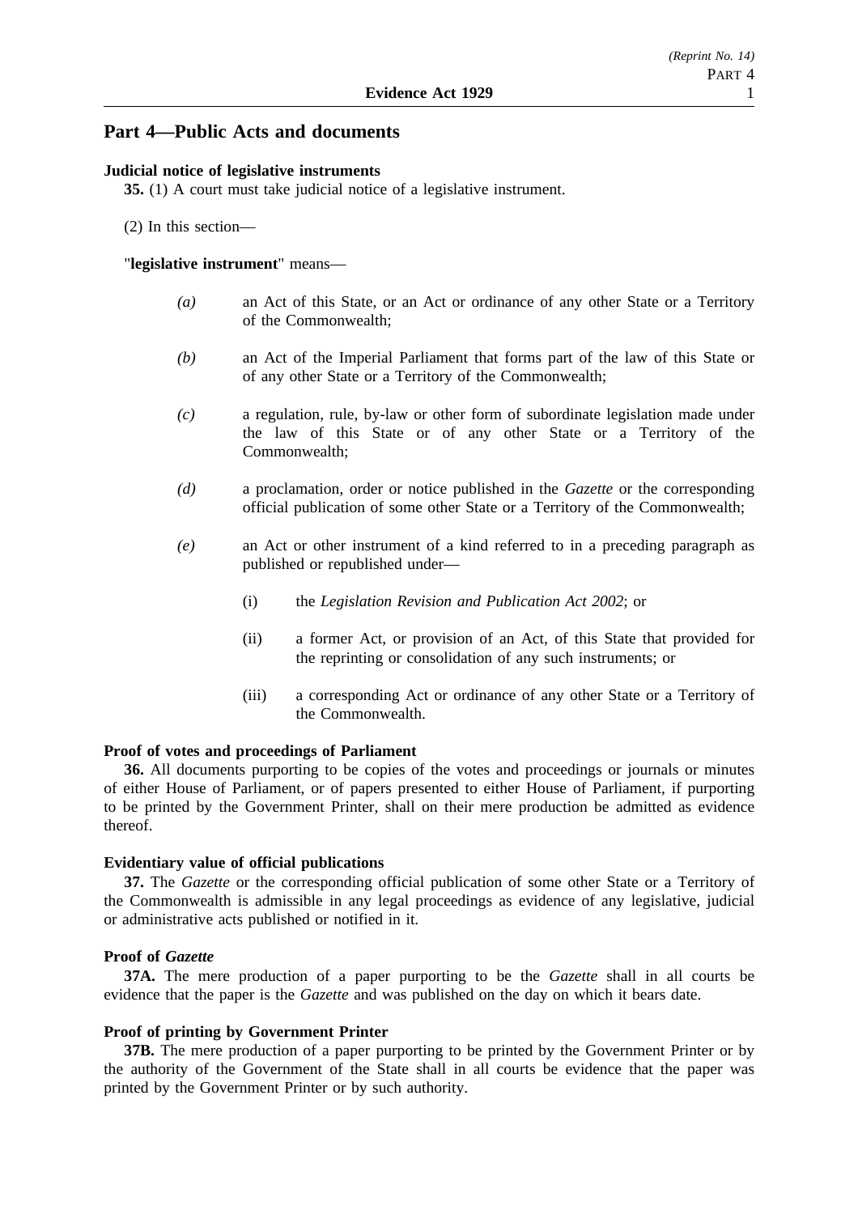## Part 4—Public Acts and documents

**Judicial notice of legislative instruments**

**35.** (1) A court must take judicial notice of a legislative instrument.

(2) In this section—

"**legislative instrument**" means—

*(a)* an Act of this State, or an Act or ordinance of any other State or a Territory of the Commonwealth;

*(b)* an Act of the Imperial Parliament that forms part of the law of this State or of any other State or a Territory of the Commonwealth;

*(c)* a regulation, rule, by-law or other form of subordinate legislation made under the law of this State or of any other State or a Territory of the Commonwealth;

*(d)* a proclamation, order or notice published in the *Gazette* or the corresponding official publication of some other State or a Territory of the Commonwealth;

*(e)* an Act or other instrument of a kind referred to in a preceding paragraph as published or republished under—

(i) the *Legislation Revision and Publication Act 2002*; or

(ii) a former Act, or provision of an Act, of this State that provided for the reprinting or consolidation of any such instruments; or

(iii) a corresponding Act or ordinance of any other State or a Territory of the Commonwealth.

**Proof of votes and proceedings of Parliament**

**36.** All documents purporting to be copies of the votes and proceedings or journals or minutes of either House of Parliament, or of papers presented to either House of Parliament, if purporting to be printed by the Government Printer, shall on their mere production be admitted as evidence thereof.

**Evidentiary value of official publications**

**37.** The *Gazette* or the corresponding official publication of some other State or a Territory of the Commonwealth is admissible in any legal proceedings as evidence of any legislative, judicial or administrative acts published or notified in it.

**Proof of *Gazette***

**37A.** The mere production of a paper purporting to be the *Gazette* shall in all courts be evidence that the paper is the *Gazette* and was published on the day on which it bears date.

**Proof of printing by Government Printer**

**37B.** The mere production of a paper purporting to be printed by the Government Printer or by the authority of the Government of the State shall in all courts be evidence that the paper was printed by the Government Printer or by such authority.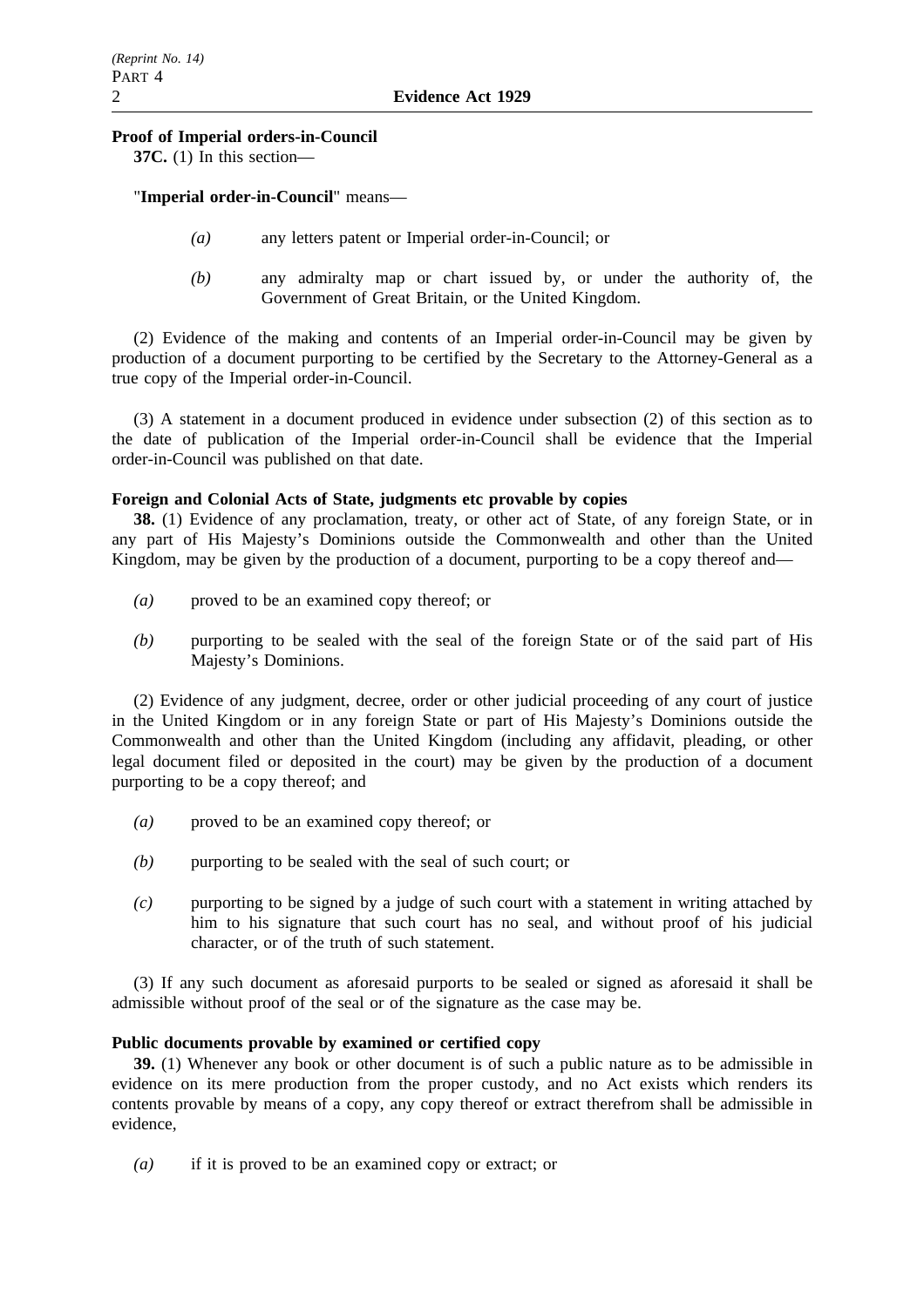**Proof of Imperial orders-in-Council**

**37C.** (1) In this section—

"**Imperial order-in-Council**" means—

- *(a)* any letters patent or Imperial order-in-Council; or
- *(b)* any admiralty map or chart issued by, or under the authority of, the Government of Great Britain, or the United Kingdom.

(2) Evidence of the making and contents of an Imperial order-in-Council may be given by production of a document purporting to be certified by the Secretary to the Attorney-General as a true copy of the Imperial order-in-Council.

(3) A statement in a document produced in evidence under subsection (2) of this section as to the date of publication of the Imperial order-in-Council shall be evidence that the Imperial order-in-Council was published on that date.

**Foreign and Colonial Acts of State, judgments etc provable by copies**

**38.** (1) Evidence of any proclamation, treaty, or other act of State, of any foreign State, or in any part of His Majesty's Dominions outside the Commonwealth and other than the United Kingdom, may be given by the production of a document, purporting to be a copy thereof and—

- *(a)* proved to be an examined copy thereof; or
- *(b)* purporting to be sealed with the seal of the foreign State or of the said part of His Majesty's Dominions.

(2) Evidence of any judgment, decree, order or other judicial proceeding of any court of justice in the United Kingdom or in any foreign State or part of His Majesty's Dominions outside the Commonwealth and other than the United Kingdom (including any affidavit, pleading, or other legal document filed or deposited in the court) may be given by the production of a document purporting to be a copy thereof; and

- *(a)* proved to be an examined copy thereof; or
- *(b)* purporting to be sealed with the seal of such court; or
- *(c)* purporting to be signed by a judge of such court with a statement in writing attached by him to his signature that such court has no seal, and without proof of his judicial character, or of the truth of such statement.

(3) If any such document as aforesaid purports to be sealed or signed as aforesaid it shall be admissible without proof of the seal or of the signature as the case may be.

**Public documents provable by examined or certified copy**

**39.** (1) Whenever any book or other document is of such a public nature as to be admissible in evidence on its mere production from the proper custody, and no Act exists which renders its contents provable by means of a copy, any copy thereof or extract therefrom shall be admissible in evidence,

- *(a)* if it is proved to be an examined copy or extract; or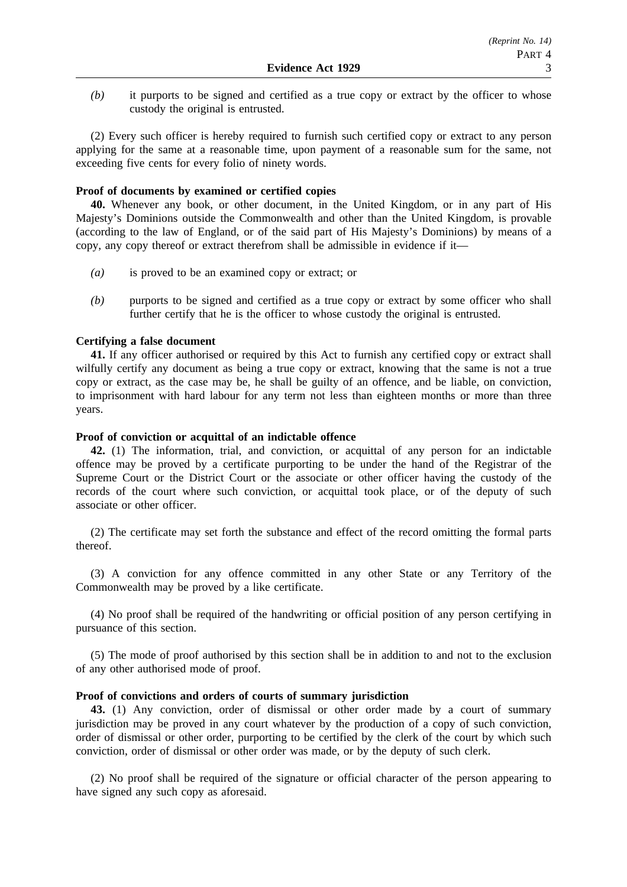*(b)* it purports to be signed and certified as a true copy or extract by the officer to whose custody the original is entrusted.

(2) Every such officer is hereby required to furnish such certified copy or extract to any person applying for the same at a reasonable time, upon payment of a reasonable sum for the same, not exceeding five cents for every folio of ninety words.

**Proof of documents by examined or certified copies**

**40.** Whenever any book, or other document, in the United Kingdom, or in any part of His Majesty's Dominions outside the Commonwealth and other than the United Kingdom, is provable (according to the law of England, or of the said part of His Majesty's Dominions) by means of a copy, any copy thereof or extract therefrom shall be admissible in evidence if it—

*(a)* is proved to be an examined copy or extract; or

*(b)* purports to be signed and certified as a true copy or extract by some officer who shall further certify that he is the officer to whose custody the original is entrusted.

**Certifying a false document**

**41.** If any officer authorised or required by this Act to furnish any certified copy or extract shall wilfully certify any document as being a true copy or extract, knowing that the same is not a true copy or extract, as the case may be, he shall be guilty of an offence, and be liable, on conviction, to imprisonment with hard labour for any term not less than eighteen months or more than three years.

**Proof of conviction or acquittal of an indictable offence**

**42.** (1) The information, trial, and conviction, or acquittal of any person for an indictable offence may be proved by a certificate purporting to be under the hand of the Registrar of the Supreme Court or the District Court or the associate or other officer having the custody of the records of the court where such conviction, or acquittal took place, or of the deputy of such associate or other officer.

(2) The certificate may set forth the substance and effect of the record omitting the formal parts thereof.

(3) A conviction for any offence committed in any other State or any Territory of the Commonwealth may be proved by a like certificate.

(4) No proof shall be required of the handwriting or official position of any person certifying in pursuance of this section.

(5) The mode of proof authorised by this section shall be in addition to and not to the exclusion of any other authorised mode of proof.

**Proof of convictions and orders of courts of summary jurisdiction**

**43.** (1) Any conviction, order of dismissal or other order made by a court of summary jurisdiction may be proved in any court whatever by the production of a copy of such conviction, order of dismissal or other order, purporting to be certified by the clerk of the court by which such conviction, order of dismissal or other order was made, or by the deputy of such clerk.

(2) No proof shall be required of the signature or official character of the person appearing to have signed any such copy as aforesaid.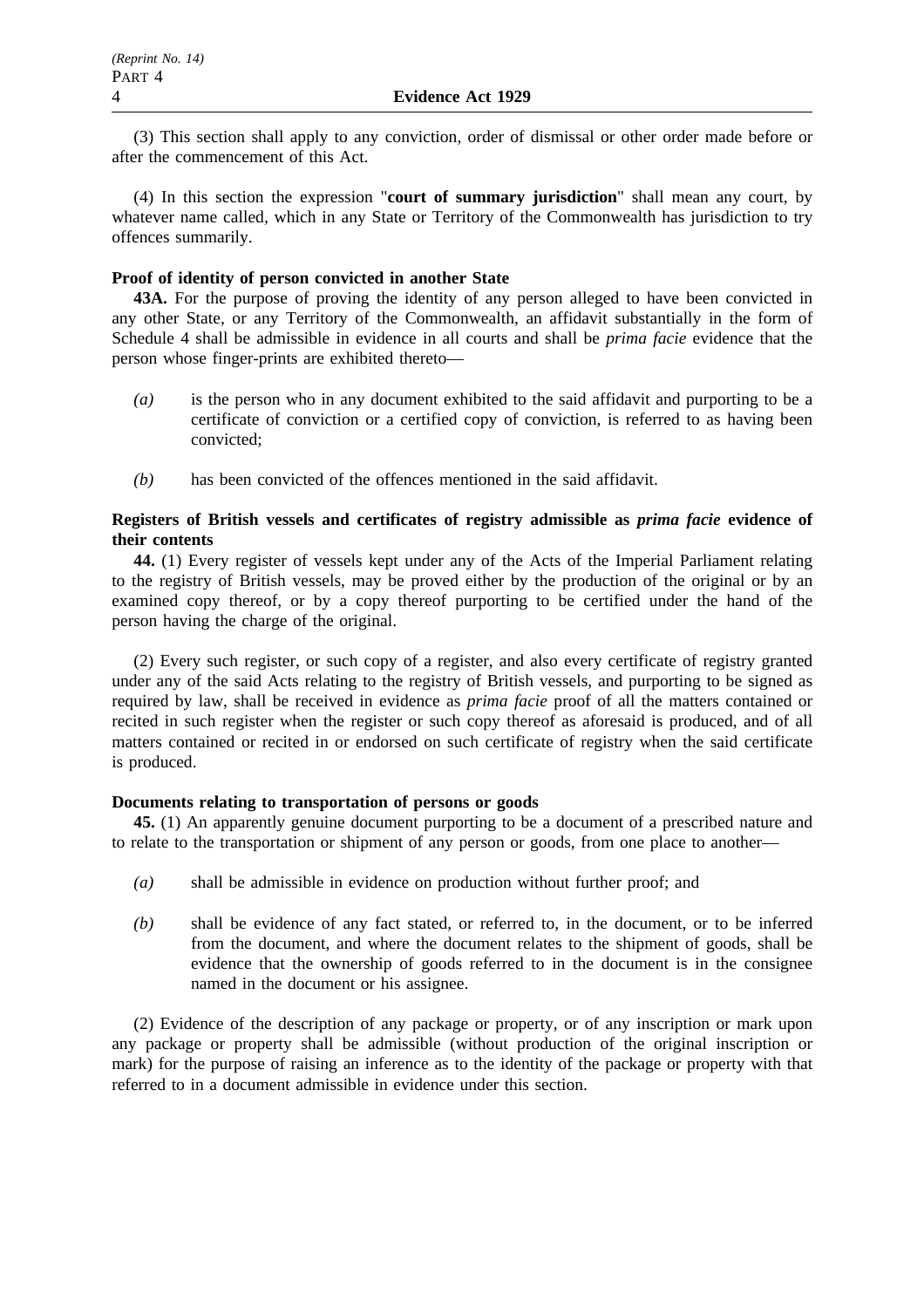(3) This section shall apply to any conviction, order of dismissal or other order made before or after the commencement of this Act.

(4) In this section the expression "**court of summary jurisdiction**" shall mean any court, by whatever name called, which in any State or Territory of the Commonwealth has jurisdiction to try offences summarily.

**Proof of identity of person convicted in another State**

**43A.** For the purpose of proving the identity of any person alleged to have been convicted in any other State, or any Territory of the Commonwealth, an affidavit substantially in the form of Schedule 4 shall be admissible in evidence in all courts and shall be *prima facie* evidence that the person whose finger-prints are exhibited thereto—

*(a)* is the person who in any document exhibited to the said affidavit and purporting to be a certificate of conviction or a certified copy of conviction, is referred to as having been convicted;

*(b)* has been convicted of the offences mentioned in the said affidavit.

**Registers of British vessels and certificates of registry admissible as *prima facie* evidence of their contents**

**44.** (1) Every register of vessels kept under any of the Acts of the Imperial Parliament relating to the registry of British vessels, may be proved either by the production of the original or by an examined copy thereof, or by a copy thereof purporting to be certified under the hand of the person having the charge of the original.

(2) Every such register, or such copy of a register, and also every certificate of registry granted under any of the said Acts relating to the registry of British vessels, and purporting to be signed as required by law, shall be received in evidence as *prima facie* proof of all the matters contained or recited in such register when the register or such copy thereof as aforesaid is produced, and of all matters contained or recited in or endorsed on such certificate of registry when the said certificate is produced.

**Documents relating to transportation of persons or goods**

**45.** (1) An apparently genuine document purporting to be a document of a prescribed nature and to relate to the transportation or shipment of any person or goods, from one place to another—

*(a)* shall be admissible in evidence on production without further proof; and

*(b)* shall be evidence of any fact stated, or referred to, in the document, or to be inferred from the document, and where the document relates to the shipment of goods, shall be evidence that the ownership of goods referred to in the document is in the consignee named in the document or his assignee.

(2) Evidence of the description of any package or property, or of any inscription or mark upon any package or property shall be admissible (without production of the original inscription or mark) for the purpose of raising an inference as to the identity of the package or property with that referred to in a document admissible in evidence under this section.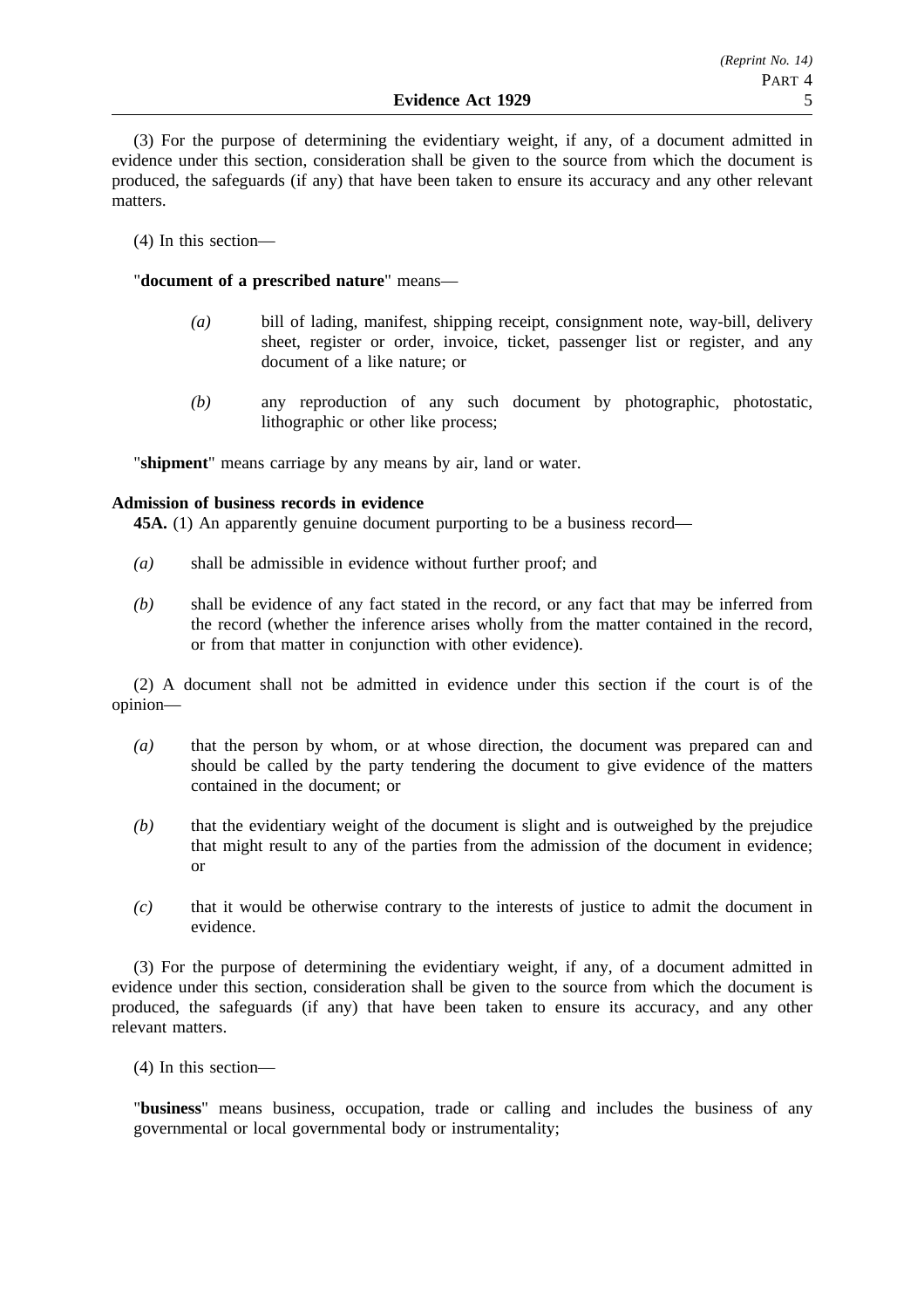(3) For the purpose of determining the evidentiary weight, if any, of a document admitted in evidence under this section, consideration shall be given to the source from which the document is produced, the safeguards (if any) that have been taken to ensure its accuracy and any other relevant matters.

(4) In this section—

"**document of a prescribed nature**" means—

- *(a)* bill of lading, manifest, shipping receipt, consignment note, way-bill, delivery sheet, register or order, invoice, ticket, passenger list or register, and any document of a like nature; or
- *(b)* any reproduction of any such document by photographic, photostatic, lithographic or other like process;

"**shipment**" means carriage by any means by air, land or water.

**Admission of business records in evidence**

**45A.** (1) An apparently genuine document purporting to be a business record—

- *(a)* shall be admissible in evidence without further proof; and
- *(b)* shall be evidence of any fact stated in the record, or any fact that may be inferred from the record (whether the inference arises wholly from the matter contained in the record, or from that matter in conjunction with other evidence).

(2) A document shall not be admitted in evidence under this section if the court is of the opinion—

- *(a)* that the person by whom, or at whose direction, the document was prepared can and should be called by the party tendering the document to give evidence of the matters contained in the document; or
- *(b)* that the evidentiary weight of the document is slight and is outweighed by the prejudice that might result to any of the parties from the admission of the document in evidence; or
- *(c)* that it would be otherwise contrary to the interests of justice to admit the document in evidence.

(3) For the purpose of determining the evidentiary weight, if any, of a document admitted in evidence under this section, consideration shall be given to the source from which the document is produced, the safeguards (if any) that have been taken to ensure its accuracy, and any other relevant matters.

(4) In this section—

"**business**" means business, occupation, trade or calling and includes the business of any governmental or local governmental body or instrumentality;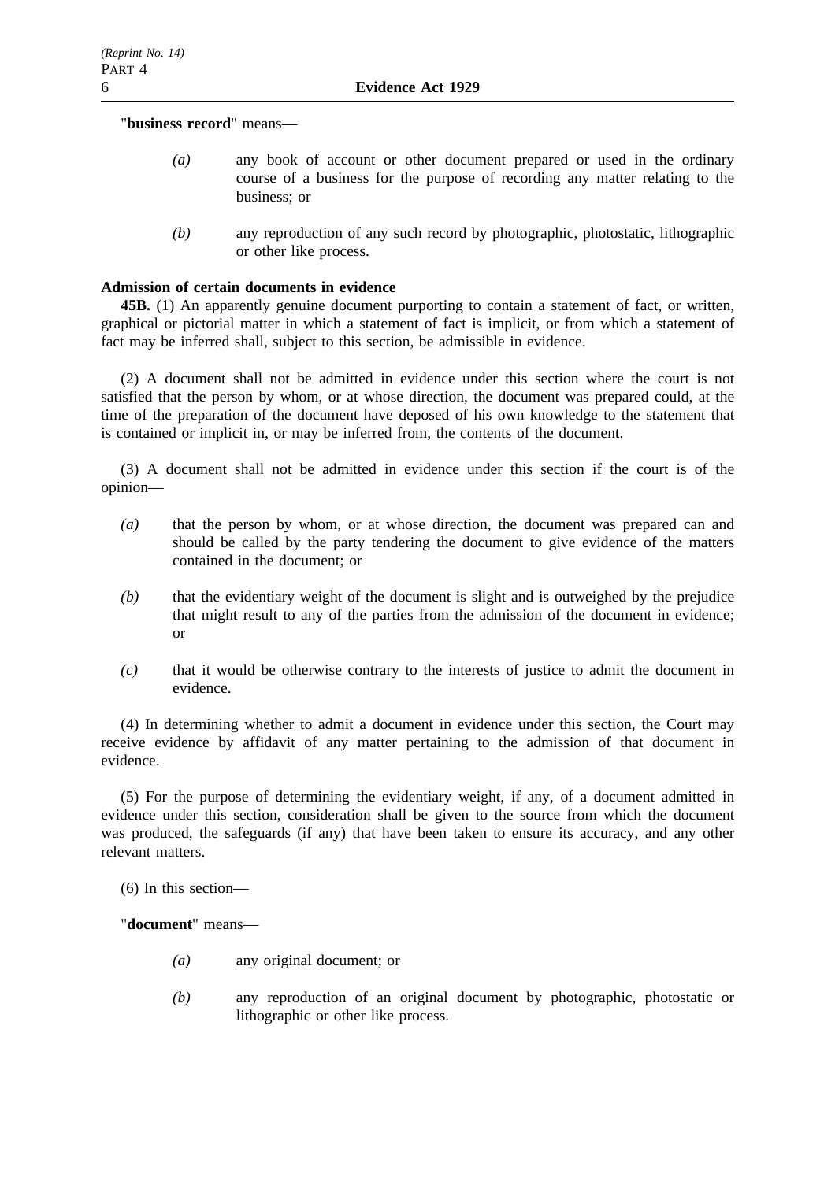"**business record**" means—

- *(a)* any book of account or other document prepared or used in the ordinary course of a business for the purpose of recording any matter relating to the business; or

- *(b)* any reproduction of any such record by photographic, photostatic, lithographic or other like process.

**Admission of certain documents in evidence**

**45B.** (1) An apparently genuine document purporting to contain a statement of fact, or written, graphical or pictorial matter in which a statement of fact is implicit, or from which a statement of fact may be inferred shall, subject to this section, be admissible in evidence.

(2) A document shall not be admitted in evidence under this section where the court is not satisfied that the person by whom, or at whose direction, the document was prepared could, at the time of the preparation of the document have deposed of his own knowledge to the statement that is contained or implicit in, or may be inferred from, the contents of the document.

(3) A document shall not be admitted in evidence under this section if the court is of the opinion—

- *(a)* that the person by whom, or at whose direction, the document was prepared can and should be called by the party tendering the document to give evidence of the matters contained in the document; or

- *(b)* that the evidentiary weight of the document is slight and is outweighed by the prejudice that might result to any of the parties from the admission of the document in evidence; or

- *(c)* that it would be otherwise contrary to the interests of justice to admit the document in evidence.

(4) In determining whether to admit a document in evidence under this section, the Court may receive evidence by affidavit of any matter pertaining to the admission of that document in evidence.

(5) For the purpose of determining the evidentiary weight, if any, of a document admitted in evidence under this section, consideration shall be given to the source from which the document was produced, the safeguards (if any) that have been taken to ensure its accuracy, and any other relevant matters.

(6) In this section—

"**document**" means—

- *(a)* any original document; or

- *(b)* any reproduction of an original document by photographic, photostatic or lithographic or other like process.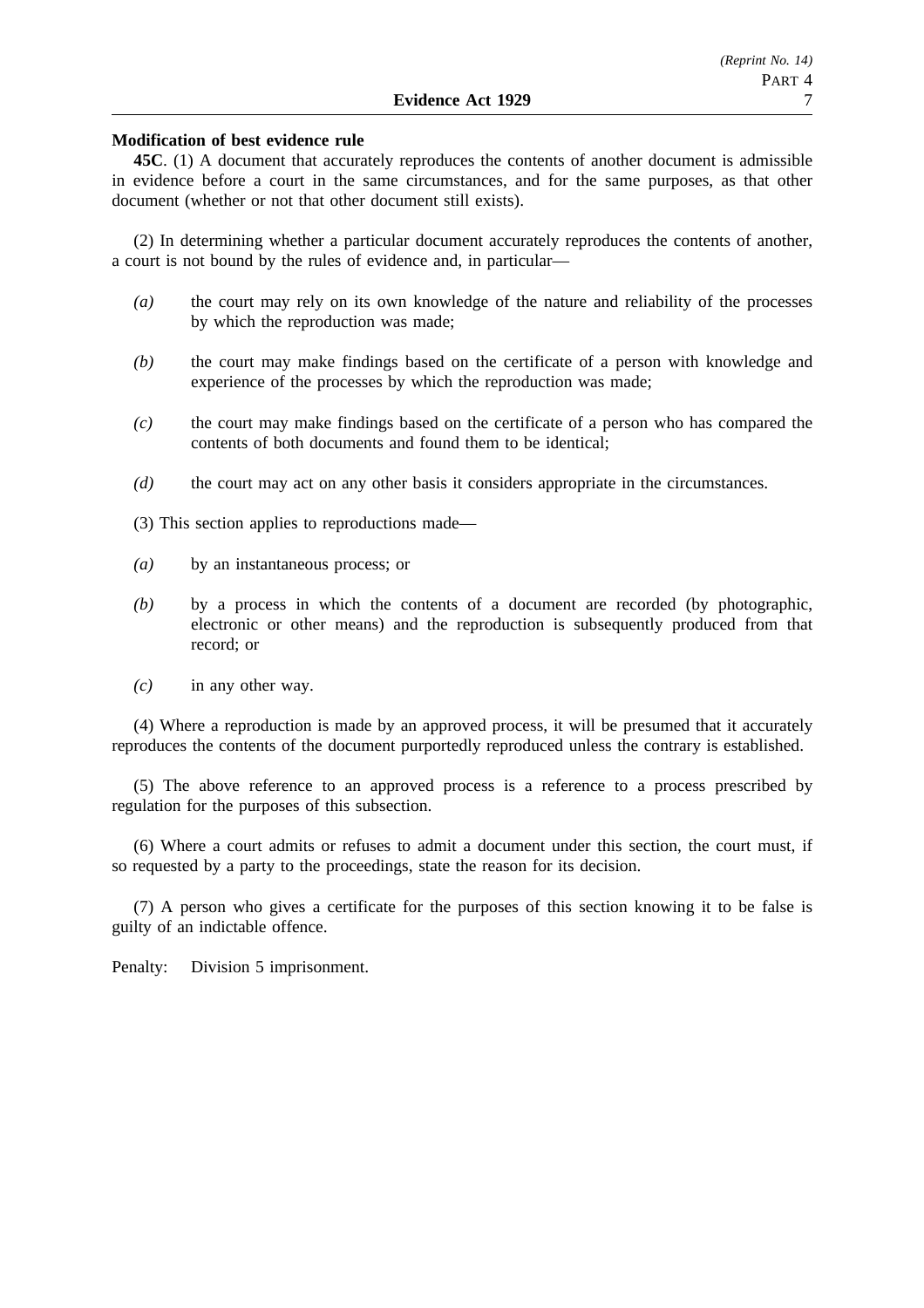**Modification of best evidence rule**

**45C**. (1) A document that accurately reproduces the contents of another document is admissible in evidence before a court in the same circumstances, and for the same purposes, as that other document (whether or not that other document still exists).

(2) In determining whether a particular document accurately reproduces the contents of another, a court is not bound by the rules of evidence and, in particular—

*(a)* the court may rely on its own knowledge of the nature and reliability of the processes by which the reproduction was made;

*(b)* the court may make findings based on the certificate of a person with knowledge and experience of the processes by which the reproduction was made;

*(c)* the court may make findings based on the certificate of a person who has compared the contents of both documents and found them to be identical;

*(d)* the court may act on any other basis it considers appropriate in the circumstances.

(3) This section applies to reproductions made—

*(a)* by an instantaneous process; or

*(b)* by a process in which the contents of a document are recorded (by photographic, electronic or other means) and the reproduction is subsequently produced from that record; or

*(c)* in any other way.

(4) Where a reproduction is made by an approved process, it will be presumed that it accurately reproduces the contents of the document purportedly reproduced unless the contrary is established.

(5) The above reference to an approved process is a reference to a process prescribed by regulation for the purposes of this subsection.

(6) Where a court admits or refuses to admit a document under this section, the court must, if so requested by a party to the proceedings, state the reason for its decision.

(7) A person who gives a certificate for the purposes of this section knowing it to be false is guilty of an indictable offence.

Penalty: Division 5 imprisonment.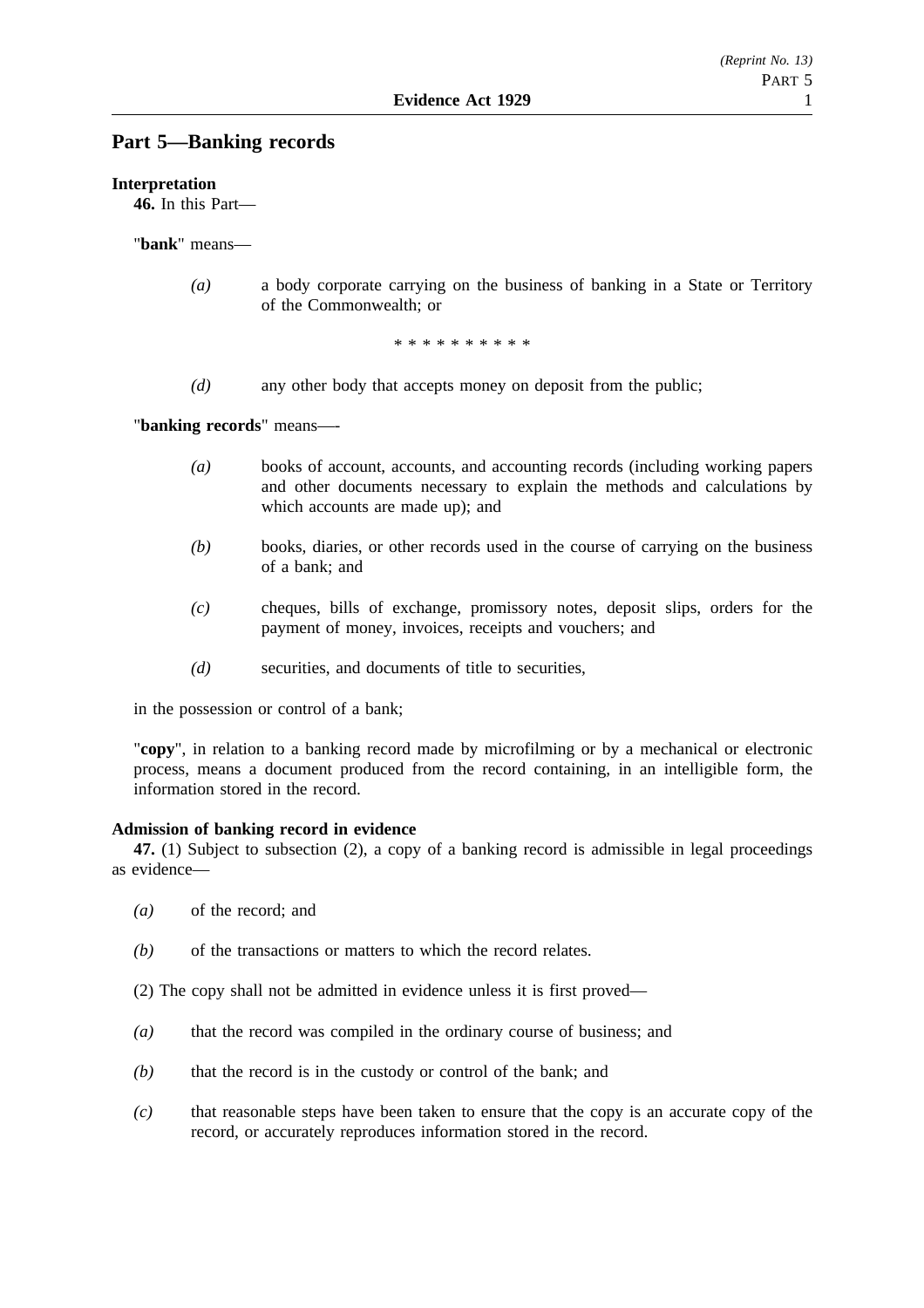## Part 5—Banking records

**Interpretation**

**46.** In this Part—

"**bank**" means—

*(a)* a body corporate carrying on the business of banking in a State or Territory of the Commonwealth; or

\* \* \* \* \* \* \* \* \* \*

*(d)* any other body that accepts money on deposit from the public;

"**banking records**" means—-

*(a)* books of account, accounts, and accounting records (including working papers and other documents necessary to explain the methods and calculations by which accounts are made up); and

*(b)* books, diaries, or other records used in the course of carrying on the business of a bank; and

*(c)* cheques, bills of exchange, promissory notes, deposit slips, orders for the payment of money, invoices, receipts and vouchers; and

*(d)* securities, and documents of title to securities,

in the possession or control of a bank;

"**copy**", in relation to a banking record made by microfilming or by a mechanical or electronic process, means a document produced from the record containing, in an intelligible form, the information stored in the record.

**Admission of banking record in evidence**

**47.** (1) Subject to subsection (2), a copy of a banking record is admissible in legal proceedings as evidence—

*(a)* of the record; and

*(b)* of the transactions or matters to which the record relates.

(2) The copy shall not be admitted in evidence unless it is first proved—

*(a)* that the record was compiled in the ordinary course of business; and

*(b)* that the record is in the custody or control of the bank; and

*(c)* that reasonable steps have been taken to ensure that the copy is an accurate copy of the record, or accurately reproduces information stored in the record.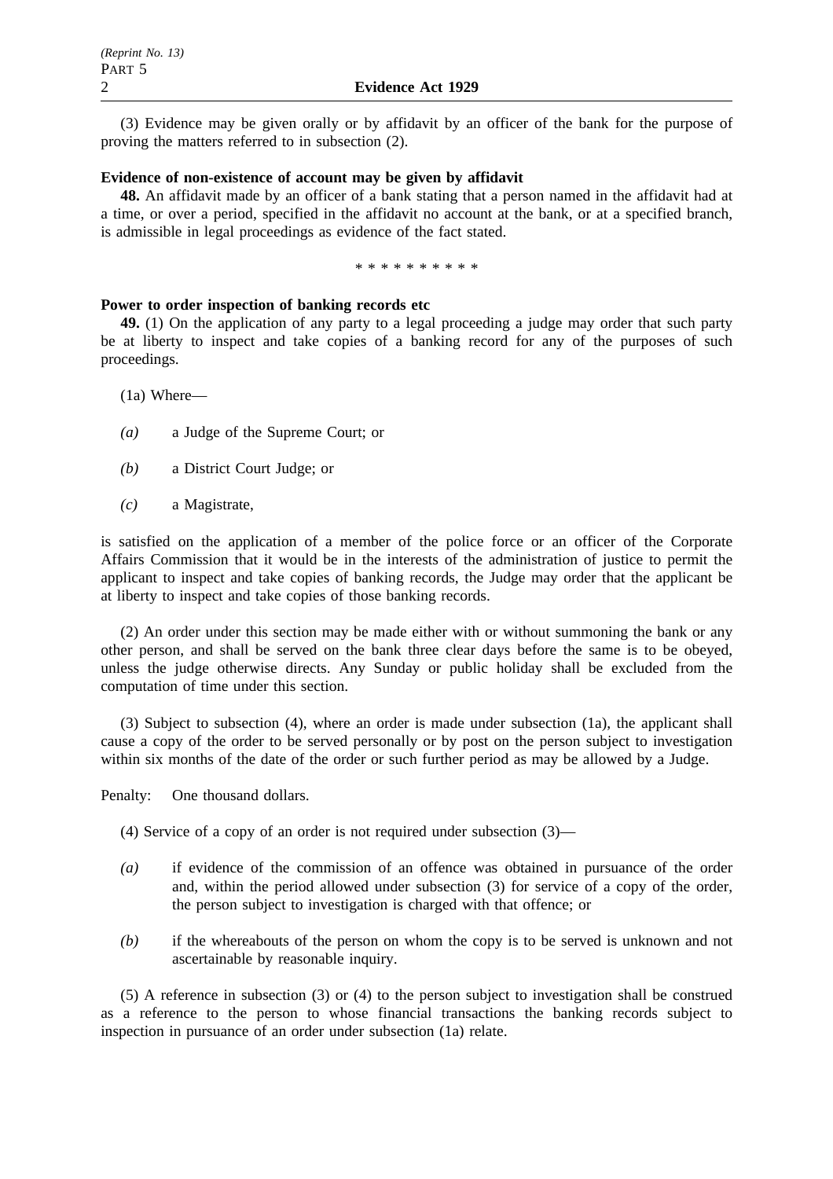(3) Evidence may be given orally or by affidavit by an officer of the bank for the purpose of proving the matters referred to in subsection (2).

**Evidence of non-existence of account may be given by affidavit**

**48.** An affidavit made by an officer of a bank stating that a person named in the affidavit had at a time, or over a period, specified in the affidavit no account at the bank, or at a specified branch, is admissible in legal proceedings as evidence of the fact stated.

* * * * * * * * * *

**Power to order inspection of banking records etc**

**49.** (1) On the application of any party to a legal proceeding a judge may order that such party be at liberty to inspect and take copies of a banking record for any of the purposes of such proceedings.

(1a) Where—

*(a)* a Judge of the Supreme Court; or

*(b)* a District Court Judge; or

*(c)* a Magistrate,

is satisfied on the application of a member of the police force or an officer of the Corporate Affairs Commission that it would be in the interests of the administration of justice to permit the applicant to inspect and take copies of banking records, the Judge may order that the applicant be at liberty to inspect and take copies of those banking records.

(2) An order under this section may be made either with or without summoning the bank or any other person, and shall be served on the bank three clear days before the same is to be obeyed, unless the judge otherwise directs. Any Sunday or public holiday shall be excluded from the computation of time under this section.

(3) Subject to subsection (4), where an order is made under subsection (1a), the applicant shall cause a copy of the order to be served personally or by post on the person subject to investigation within six months of the date of the order or such further period as may be allowed by a Judge.

Penalty: One thousand dollars.

(4) Service of a copy of an order is not required under subsection (3)—

*(a)* if evidence of the commission of an offence was obtained in pursuance of the order and, within the period allowed under subsection (3) for service of a copy of the order, the person subject to investigation is charged with that offence; or

*(b)* if the whereabouts of the person on whom the copy is to be served is unknown and not ascertainable by reasonable inquiry.

(5) A reference in subsection (3) or (4) to the person subject to investigation shall be construed as a reference to the person to whose financial transactions the banking records subject to inspection in pursuance of an order under subsection (1a) relate.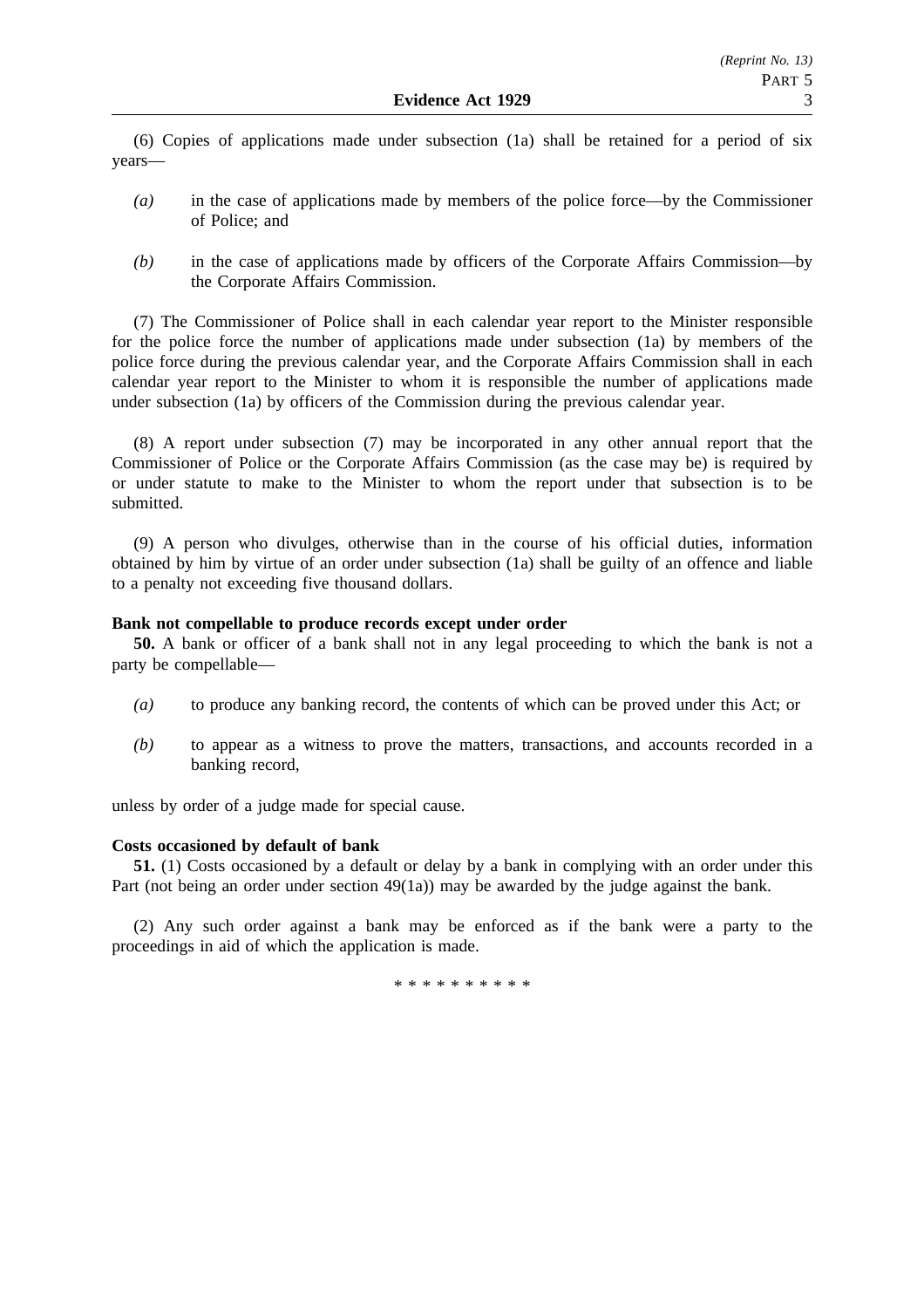(6) Copies of applications made under subsection (1a) shall be retained for a period of six years—

*(a)* in the case of applications made by members of the police force—by the Commissioner of Police; and

*(b)* in the case of applications made by officers of the Corporate Affairs Commission—by the Corporate Affairs Commission.

(7) The Commissioner of Police shall in each calendar year report to the Minister responsible for the police force the number of applications made under subsection (1a) by members of the police force during the previous calendar year, and the Corporate Affairs Commission shall in each calendar year report to the Minister to whom it is responsible the number of applications made under subsection (1a) by officers of the Commission during the previous calendar year.

(8) A report under subsection (7) may be incorporated in any other annual report that the Commissioner of Police or the Corporate Affairs Commission (as the case may be) is required by or under statute to make to the Minister to whom the report under that subsection is to be submitted.

(9) A person who divulges, otherwise than in the course of his official duties, information obtained by him by virtue of an order under subsection (1a) shall be guilty of an offence and liable to a penalty not exceeding five thousand dollars.

**Bank not compellable to produce records except under order**

**50.** A bank or officer of a bank shall not in any legal proceeding to which the bank is not a party be compellable—

*(a)* to produce any banking record, the contents of which can be proved under this Act; or

*(b)* to appear as a witness to prove the matters, transactions, and accounts recorded in a banking record,

unless by order of a judge made for special cause.

**Costs occasioned by default of bank**

**51.** (1) Costs occasioned by a default or delay by a bank in complying with an order under this Part (not being an order under section 49(1a)) may be awarded by the judge against the bank.

(2) Any such order against a bank may be enforced as if the bank were a party to the proceedings in aid of which the application is made.

* * * * * * * * * *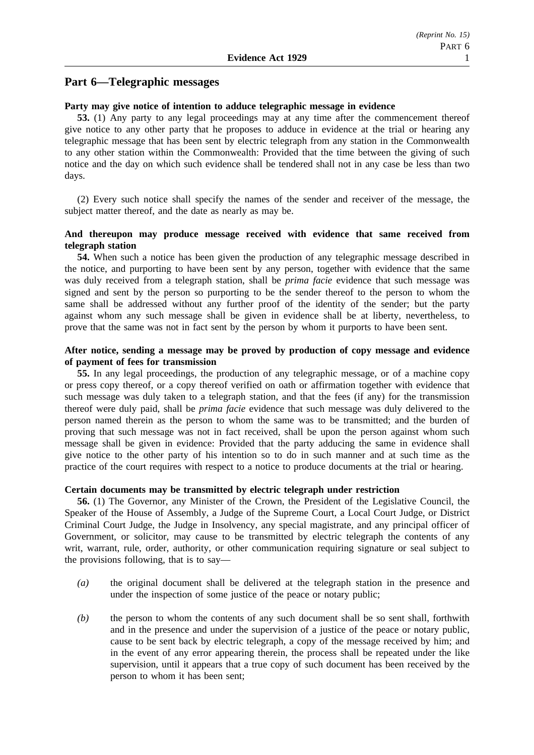## Part 6—Telegraphic messages

**Party may give notice of intention to adduce telegraphic message in evidence**

**53.** (1) Any party to any legal proceedings may at any time after the commencement thereof give notice to any other party that he proposes to adduce in evidence at the trial or hearing any telegraphic message that has been sent by electric telegraph from any station in the Commonwealth to any other station within the Commonwealth: Provided that the time between the giving of such notice and the day on which such evidence shall be tendered shall not in any case be less than two days.

(2) Every such notice shall specify the names of the sender and receiver of the message, the subject matter thereof, and the date as nearly as may be.

**And thereupon may produce message received with evidence that same received from telegraph station**

**54.** When such a notice has been given the production of any telegraphic message described in the notice, and purporting to have been sent by any person, together with evidence that the same was duly received from a telegraph station, shall be *prima facie* evidence that such message was signed and sent by the person so purporting to be the sender thereof to the person to whom the same shall be addressed without any further proof of the identity of the sender; but the party against whom any such message shall be given in evidence shall be at liberty, nevertheless, to prove that the same was not in fact sent by the person by whom it purports to have been sent.

**After notice, sending a message may be proved by production of copy message and evidence of payment of fees for transmission**

**55.** In any legal proceedings, the production of any telegraphic message, or of a machine copy or press copy thereof, or a copy thereof verified on oath or affirmation together with evidence that such message was duly taken to a telegraph station, and that the fees (if any) for the transmission thereof were duly paid, shall be *prima facie* evidence that such message was duly delivered to the person named therein as the person to whom the same was to be transmitted; and the burden of proving that such message was not in fact received, shall be upon the person against whom such message shall be given in evidence: Provided that the party adducing the same in evidence shall give notice to the other party of his intention so to do in such manner and at such time as the practice of the court requires with respect to a notice to produce documents at the trial or hearing.

**Certain documents may be transmitted by electric telegraph under restriction**

**56.** (1) The Governor, any Minister of the Crown, the President of the Legislative Council, the Speaker of the House of Assembly, a Judge of the Supreme Court, a Local Court Judge, or District Criminal Court Judge, the Judge in Insolvency, any special magistrate, and any principal officer of Government, or solicitor, may cause to be transmitted by electric telegraph the contents of any writ, warrant, rule, order, authority, or other communication requiring signature or seal subject to the provisions following, that is to say—

*(a)* the original document shall be delivered at the telegraph station in the presence and under the inspection of some justice of the peace or notary public;

*(b)* the person to whom the contents of any such document shall be so sent shall, forthwith and in the presence and under the supervision of a justice of the peace or notary public, cause to be sent back by electric telegraph, a copy of the message received by him; and in the event of any error appearing therein, the process shall be repeated under the like supervision, until it appears that a true copy of such document has been received by the person to whom it has been sent;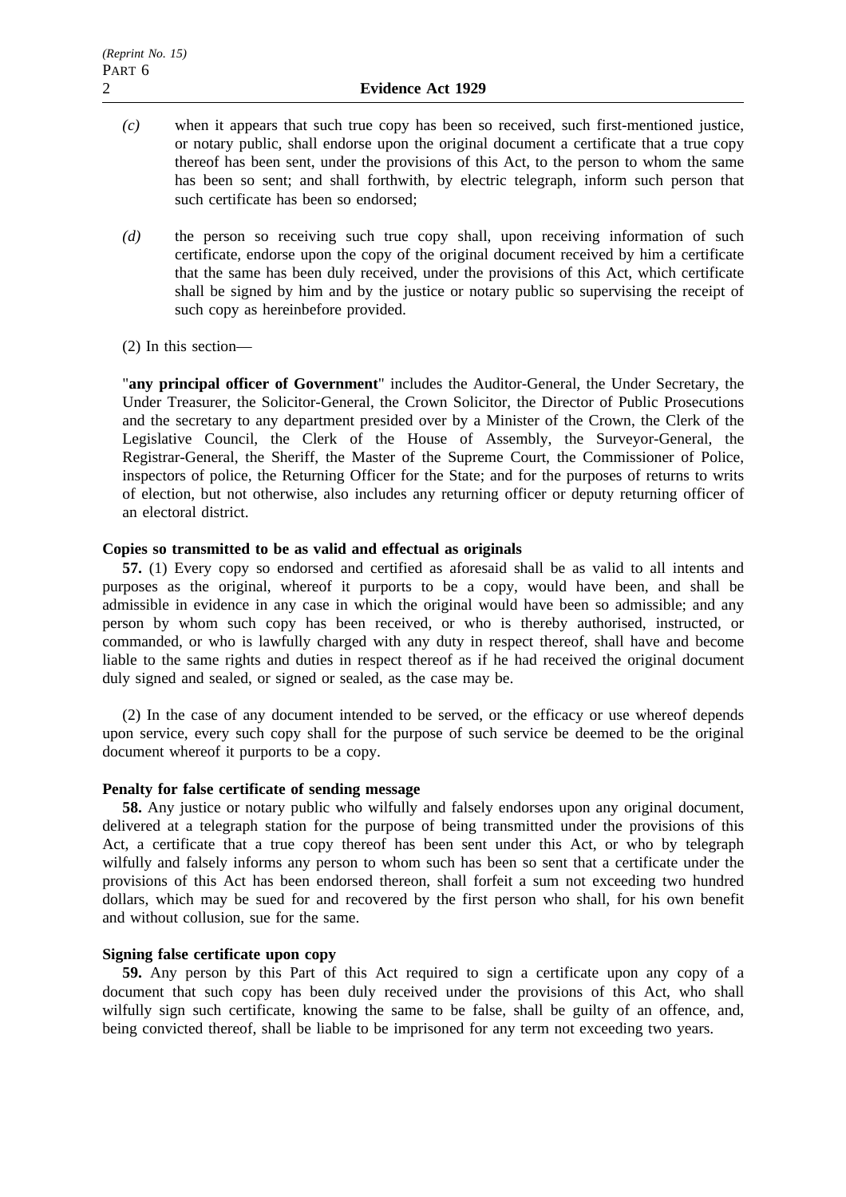*(c)* when it appears that such true copy has been so received, such first-mentioned justice, or notary public, shall endorse upon the original document a certificate that a true copy thereof has been sent, under the provisions of this Act, to the person to whom the same has been so sent; and shall forthwith, by electric telegraph, inform such person that such certificate has been so endorsed;

*(d)* the person so receiving such true copy shall, upon receiving information of such certificate, endorse upon the copy of the original document received by him a certificate that the same has been duly received, under the provisions of this Act, which certificate shall be signed by him and by the justice or notary public so supervising the receipt of such copy as hereinbefore provided.

(2) In this section—

"**any principal officer of Government**" includes the Auditor-General, the Under Secretary, the Under Treasurer, the Solicitor-General, the Crown Solicitor, the Director of Public Prosecutions and the secretary to any department presided over by a Minister of the Crown, the Clerk of the Legislative Council, the Clerk of the House of Assembly, the Surveyor-General, the Registrar-General, the Sheriff, the Master of the Supreme Court, the Commissioner of Police, inspectors of police, the Returning Officer for the State; and for the purposes of returns to writs of election, but not otherwise, also includes any returning officer or deputy returning officer of an electoral district.

**Copies so transmitted to be as valid and effectual as originals**

**57.** (1) Every copy so endorsed and certified as aforesaid shall be as valid to all intents and purposes as the original, whereof it purports to be a copy, would have been, and shall be admissible in evidence in any case in which the original would have been so admissible; and any person by whom such copy has been received, or who is thereby authorised, instructed, or commanded, or who is lawfully charged with any duty in respect thereof, shall have and become liable to the same rights and duties in respect thereof as if he had received the original document duly signed and sealed, or signed or sealed, as the case may be.

(2) In the case of any document intended to be served, or the efficacy or use whereof depends upon service, every such copy shall for the purpose of such service be deemed to be the original document whereof it purports to be a copy.

**Penalty for false certificate of sending message**

**58.** Any justice or notary public who wilfully and falsely endorses upon any original document, delivered at a telegraph station for the purpose of being transmitted under the provisions of this Act, a certificate that a true copy thereof has been sent under this Act, or who by telegraph wilfully and falsely informs any person to whom such has been so sent that a certificate under the provisions of this Act has been endorsed thereon, shall forfeit a sum not exceeding two hundred dollars, which may be sued for and recovered by the first person who shall, for his own benefit and without collusion, sue for the same.

**Signing false certificate upon copy**

**59.** Any person by this Part of this Act required to sign a certificate upon any copy of a document that such copy has been duly received under the provisions of this Act, who shall wilfully sign such certificate, knowing the same to be false, shall be guilty of an offence, and, being convicted thereof, shall be liable to be imprisoned for any term not exceeding two years.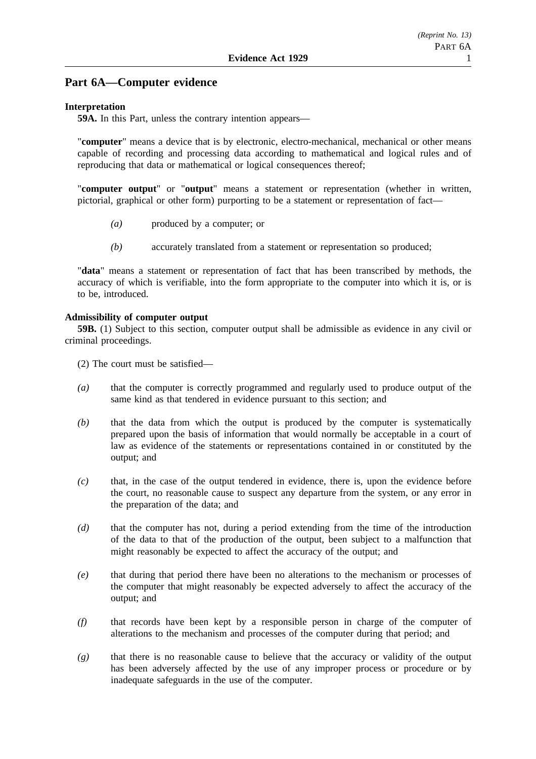## Part 6A—Computer evidence

**Interpretation**

**59A.** In this Part, unless the contrary intention appears—

"**computer**" means a device that is by electronic, electro-mechanical, mechanical or other means capable of recording and processing data according to mathematical and logical rules and of reproducing that data or mathematical or logical consequences thereof;

"**computer output**" or "**output**" means a statement or representation (whether in written, pictorial, graphical or other form) purporting to be a statement or representation of fact—

*(a)* produced by a computer; or

*(b)* accurately translated from a statement or representation so produced;

"**data**" means a statement or representation of fact that has been transcribed by methods, the accuracy of which is verifiable, into the form appropriate to the computer into which it is, or is to be, introduced.

**Admissibility of computer output**

**59B.** (1) Subject to this section, computer output shall be admissible as evidence in any civil or criminal proceedings.

(2) The court must be satisfied—

*(a)* that the computer is correctly programmed and regularly used to produce output of the same kind as that tendered in evidence pursuant to this section; and

*(b)* that the data from which the output is produced by the computer is systematically prepared upon the basis of information that would normally be acceptable in a court of law as evidence of the statements or representations contained in or constituted by the output; and

*(c)* that, in the case of the output tendered in evidence, there is, upon the evidence before the court, no reasonable cause to suspect any departure from the system, or any error in the preparation of the data; and

*(d)* that the computer has not, during a period extending from the time of the introduction of the data to that of the production of the output, been subject to a malfunction that might reasonably be expected to affect the accuracy of the output; and

*(e)* that during that period there have been no alterations to the mechanism or processes of the computer that might reasonably be expected adversely to affect the accuracy of the output; and

*(f)* that records have been kept by a responsible person in charge of the computer of alterations to the mechanism and processes of the computer during that period; and

*(g)* that there is no reasonable cause to believe that the accuracy or validity of the output has been adversely affected by the use of any improper process or procedure or by inadequate safeguards in the use of the computer.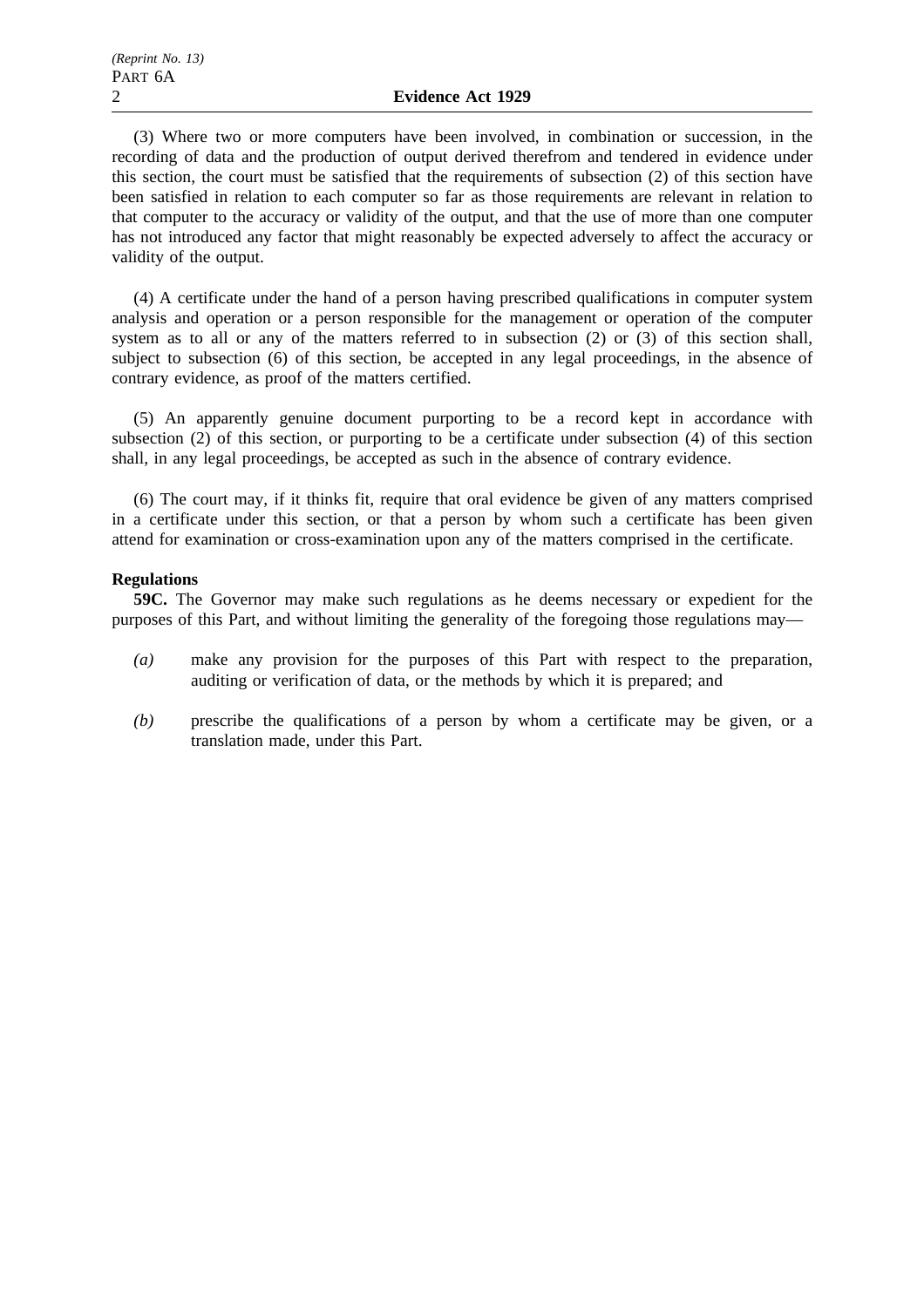(3) Where two or more computers have been involved, in combination or succession, in the recording of data and the production of output derived therefrom and tendered in evidence under this section, the court must be satisfied that the requirements of subsection (2) of this section have been satisfied in relation to each computer so far as those requirements are relevant in relation to that computer to the accuracy or validity of the output, and that the use of more than one computer has not introduced any factor that might reasonably be expected adversely to affect the accuracy or validity of the output.

(4) A certificate under the hand of a person having prescribed qualifications in computer system analysis and operation or a person responsible for the management or operation of the computer system as to all or any of the matters referred to in subsection (2) or (3) of this section shall, subject to subsection (6) of this section, be accepted in any legal proceedings, in the absence of contrary evidence, as proof of the matters certified.

(5) An apparently genuine document purporting to be a record kept in accordance with subsection (2) of this section, or purporting to be a certificate under subsection (4) of this section shall, in any legal proceedings, be accepted as such in the absence of contrary evidence.

(6) The court may, if it thinks fit, require that oral evidence be given of any matters comprised in a certificate under this section, or that a person by whom such a certificate has been given attend for examination or cross-examination upon any of the matters comprised in the certificate.

**Regulations**

**59C.** The Governor may make such regulations as he deems necessary or expedient for the purposes of this Part, and without limiting the generality of the foregoing those regulations may—

*(a)* make any provision for the purposes of this Part with respect to the preparation, auditing or verification of data, or the methods by which it is prepared; and

*(b)* prescribe the qualifications of a person by whom a certificate may be given, or a translation made, under this Part.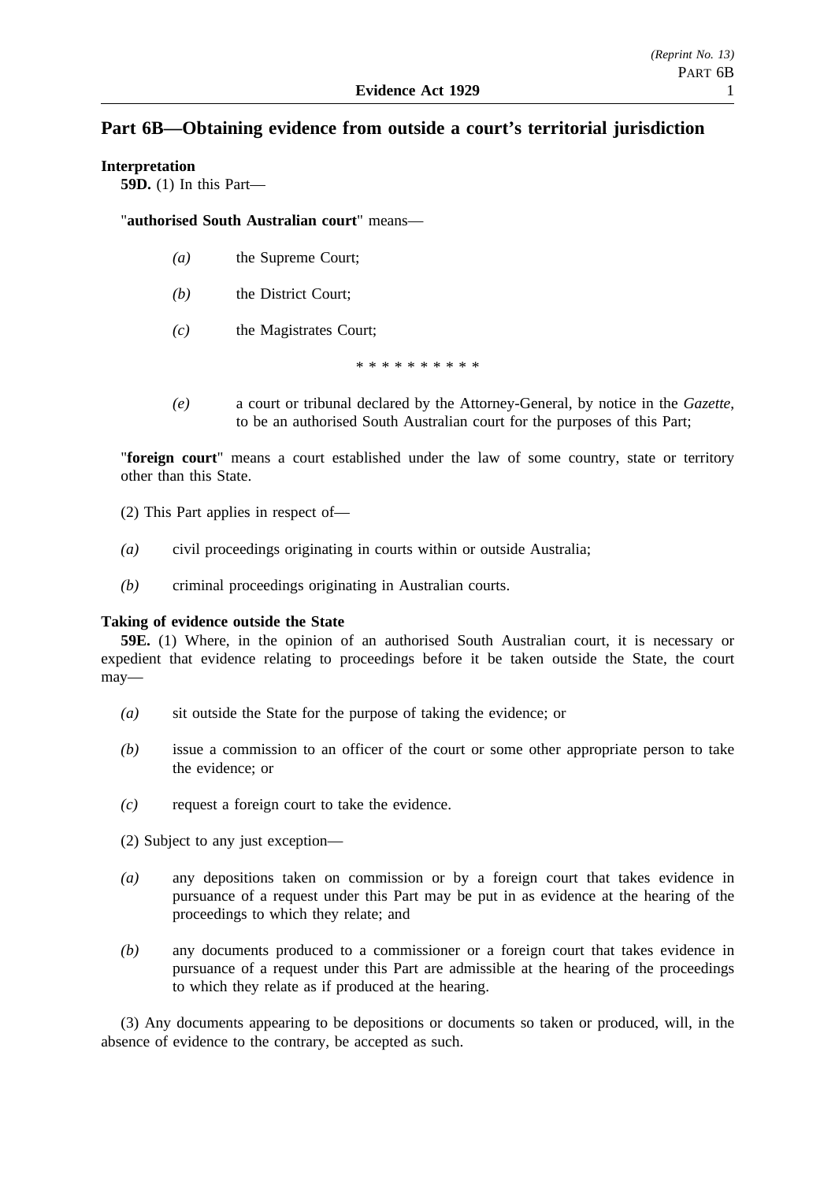## Part 6B—Obtaining evidence from outside a court's territorial jurisdiction

**Interpretation**

**59D.** (1) In this Part—

"**authorised South Australian court**" means—

*(a)* the Supreme Court;

*(b)* the District Court;

*(c)* the Magistrates Court;

* * * * * * * * * *

*(e)* a court or tribunal declared by the Attorney-General, by notice in the *Gazette*, to be an authorised South Australian court for the purposes of this Part;

"**foreign court**" means a court established under the law of some country, state or territory other than this State.

(2) This Part applies in respect of—

*(a)* civil proceedings originating in courts within or outside Australia;

*(b)* criminal proceedings originating in Australian courts.

**Taking of evidence outside the State**

**59E.** (1) Where, in the opinion of an authorised South Australian court, it is necessary or expedient that evidence relating to proceedings before it be taken outside the State, the court may—

*(a)* sit outside the State for the purpose of taking the evidence; or

*(b)* issue a commission to an officer of the court or some other appropriate person to take the evidence; or

*(c)* request a foreign court to take the evidence.

(2) Subject to any just exception—

*(a)* any depositions taken on commission or by a foreign court that takes evidence in pursuance of a request under this Part may be put in as evidence at the hearing of the proceedings to which they relate; and

*(b)* any documents produced to a commissioner or a foreign court that takes evidence in pursuance of a request under this Part are admissible at the hearing of the proceedings to which they relate as if produced at the hearing.

(3) Any documents appearing to be depositions or documents so taken or produced, will, in the absence of evidence to the contrary, be accepted as such.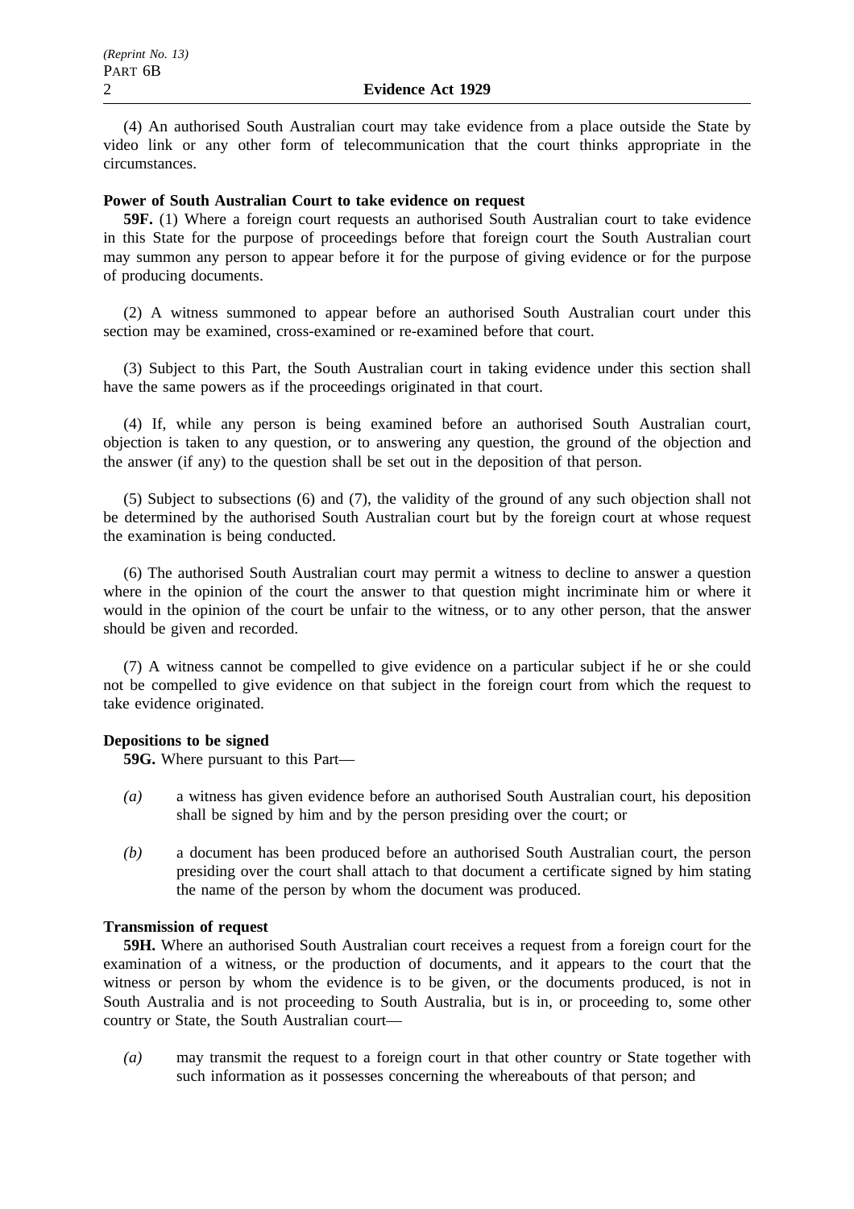(4) An authorised South Australian court may take evidence from a place outside the State by video link or any other form of telecommunication that the court thinks appropriate in the circumstances.

**Power of South Australian Court to take evidence on request**

**59F.** (1) Where a foreign court requests an authorised South Australian court to take evidence in this State for the purpose of proceedings before that foreign court the South Australian court may summon any person to appear before it for the purpose of giving evidence or for the purpose of producing documents.

(2) A witness summoned to appear before an authorised South Australian court under this section may be examined, cross-examined or re-examined before that court.

(3) Subject to this Part, the South Australian court in taking evidence under this section shall have the same powers as if the proceedings originated in that court.

(4) If, while any person is being examined before an authorised South Australian court, objection is taken to any question, or to answering any question, the ground of the objection and the answer (if any) to the question shall be set out in the deposition of that person.

(5) Subject to subsections (6) and (7), the validity of the ground of any such objection shall not be determined by the authorised South Australian court but by the foreign court at whose request the examination is being conducted.

(6) The authorised South Australian court may permit a witness to decline to answer a question where in the opinion of the court the answer to that question might incriminate him or where it would in the opinion of the court be unfair to the witness, or to any other person, that the answer should be given and recorded.

(7) A witness cannot be compelled to give evidence on a particular subject if he or she could not be compelled to give evidence on that subject in the foreign court from which the request to take evidence originated.

**Depositions to be signed**

**59G.** Where pursuant to this Part—

*(a)* a witness has given evidence before an authorised South Australian court, his deposition shall be signed by him and by the person presiding over the court; or

*(b)* a document has been produced before an authorised South Australian court, the person presiding over the court shall attach to that document a certificate signed by him stating the name of the person by whom the document was produced.

**Transmission of request**

**59H.** Where an authorised South Australian court receives a request from a foreign court for the examination of a witness, or the production of documents, and it appears to the court that the witness or person by whom the evidence is to be given, or the documents produced, is not in South Australia and is not proceeding to South Australia, but is in, or proceeding to, some other country or State, the South Australian court—

*(a)* may transmit the request to a foreign court in that other country or State together with such information as it possesses concerning the whereabouts of that person; and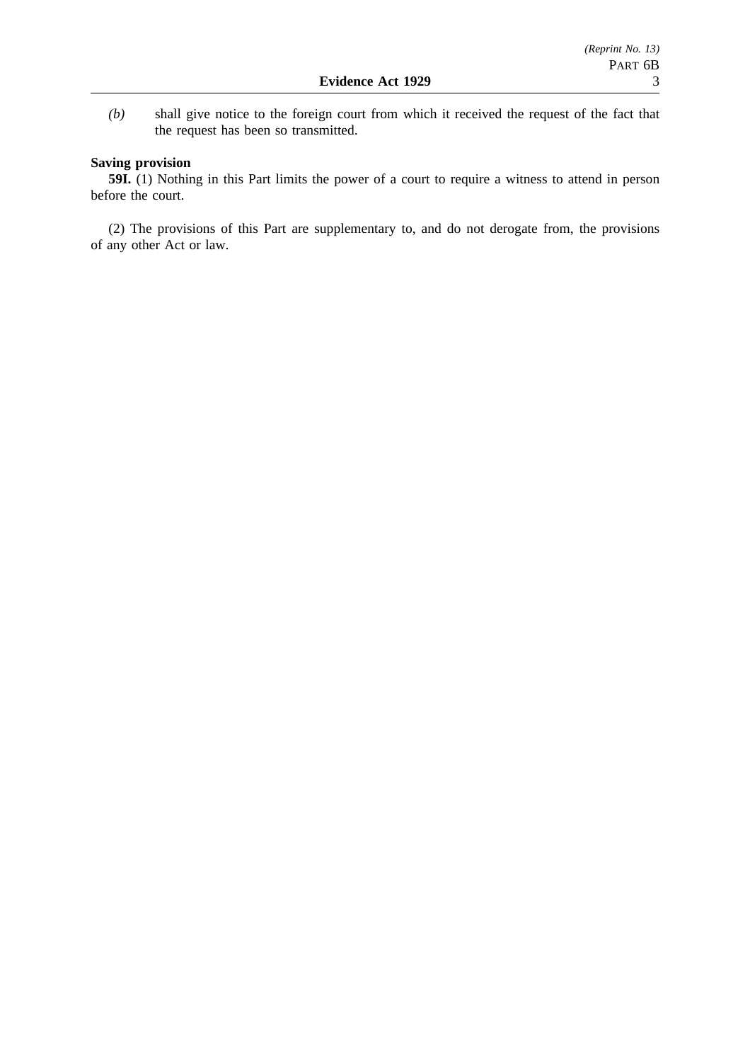*(b)* shall give notice to the foreign court from which it received the request of the fact that the request has been so transmitted.

**Saving provision**

**59I.** (1) Nothing in this Part limits the power of a court to require a witness to attend in person before the court.

(2) The provisions of this Part are supplementary to, and do not derogate from, the provisions of any other Act or law.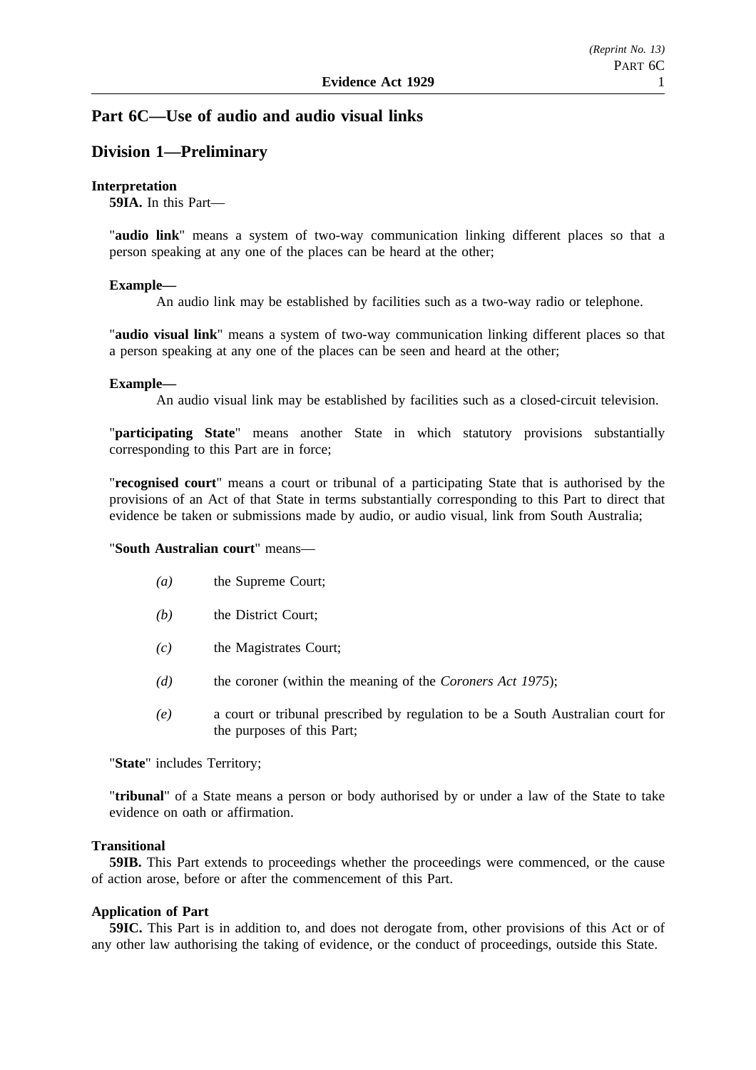## Part 6C—Use of audio and audio visual links

## Division 1—Preliminary

**Interpretation**

**59IA.** In this Part—

"**audio link**" means a system of two-way communication linking different places so that a person speaking at any one of the places can be heard at the other;

**Example—**

An audio link may be established by facilities such as a two-way radio or telephone.

"**audio visual link**" means a system of two-way communication linking different places so that a person speaking at any one of the places can be seen and heard at the other;

**Example—**

An audio visual link may be established by facilities such as a closed-circuit television.

"**participating State**" means another State in which statutory provisions substantially corresponding to this Part are in force;

"**recognised court**" means a court or tribunal of a participating State that is authorised by the provisions of an Act of that State in terms substantially corresponding to this Part to direct that evidence be taken or submissions made by audio, or audio visual, link from South Australia;

"**South Australian court**" means—

*(a)* the Supreme Court;

*(b)* the District Court;

*(c)* the Magistrates Court;

*(d)* the coroner (within the meaning of the *Coroners Act 1975*);

*(e)* a court or tribunal prescribed by regulation to be a South Australian court for the purposes of this Part;

"**State**" includes Territory;

"**tribunal**" of a State means a person or body authorised by or under a law of the State to take evidence on oath or affirmation.

**Transitional**

**59IB.** This Part extends to proceedings whether the proceedings were commenced, or the cause of action arose, before or after the commencement of this Part.

**Application of Part**

**59IC.** This Part is in addition to, and does not derogate from, other provisions of this Act or of any other law authorising the taking of evidence, or the conduct of proceedings, outside this State.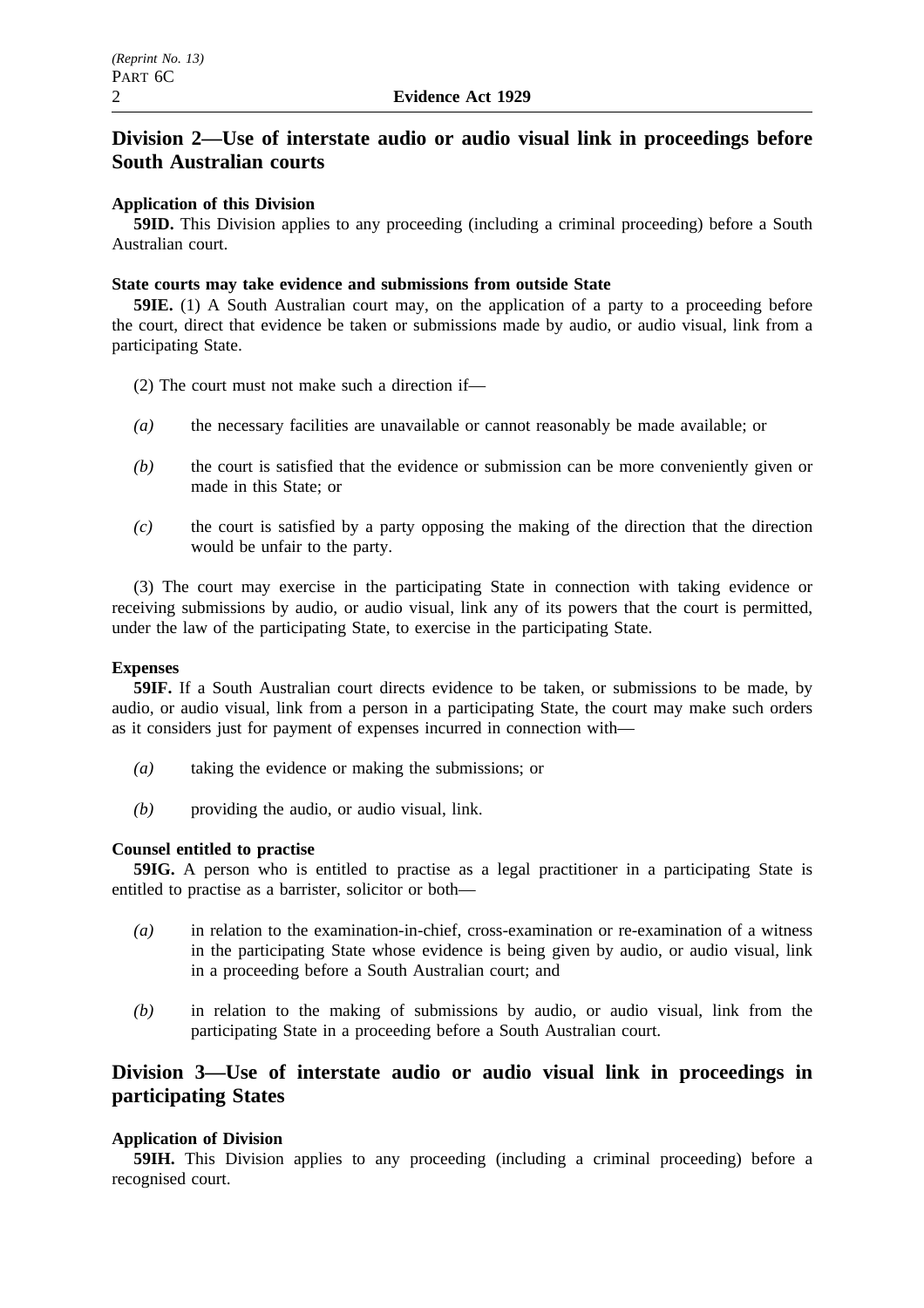## Division 2—Use of interstate audio or audio visual link in proceedings before South Australian courts

**Application of this Division**

**59ID.** This Division applies to any proceeding (including a criminal proceeding) before a South Australian court.

**State courts may take evidence and submissions from outside State**

**59IE.** (1) A South Australian court may, on the application of a party to a proceeding before the court, direct that evidence be taken or submissions made by audio, or audio visual, link from a participating State.

(2) The court must not make such a direction if—

*(a)* the necessary facilities are unavailable or cannot reasonably be made available; or

*(b)* the court is satisfied that the evidence or submission can be more conveniently given or made in this State; or

*(c)* the court is satisfied by a party opposing the making of the direction that the direction would be unfair to the party.

(3) The court may exercise in the participating State in connection with taking evidence or receiving submissions by audio, or audio visual, link any of its powers that the court is permitted, under the law of the participating State, to exercise in the participating State.

**Expenses**

**59IF.** If a South Australian court directs evidence to be taken, or submissions to be made, by audio, or audio visual, link from a person in a participating State, the court may make such orders as it considers just for payment of expenses incurred in connection with—

*(a)* taking the evidence or making the submissions; or

*(b)* providing the audio, or audio visual, link.

**Counsel entitled to practise**

**59IG.** A person who is entitled to practise as a legal practitioner in a participating State is entitled to practise as a barrister, solicitor or both—

*(a)* in relation to the examination-in-chief, cross-examination or re-examination of a witness in the participating State whose evidence is being given by audio, or audio visual, link in a proceeding before a South Australian court; and

*(b)* in relation to the making of submissions by audio, or audio visual, link from the participating State in a proceeding before a South Australian court.

## Division 3—Use of interstate audio or audio visual link in proceedings in participating States

**Application of Division**

**59IH.** This Division applies to any proceeding (including a criminal proceeding) before a recognised court.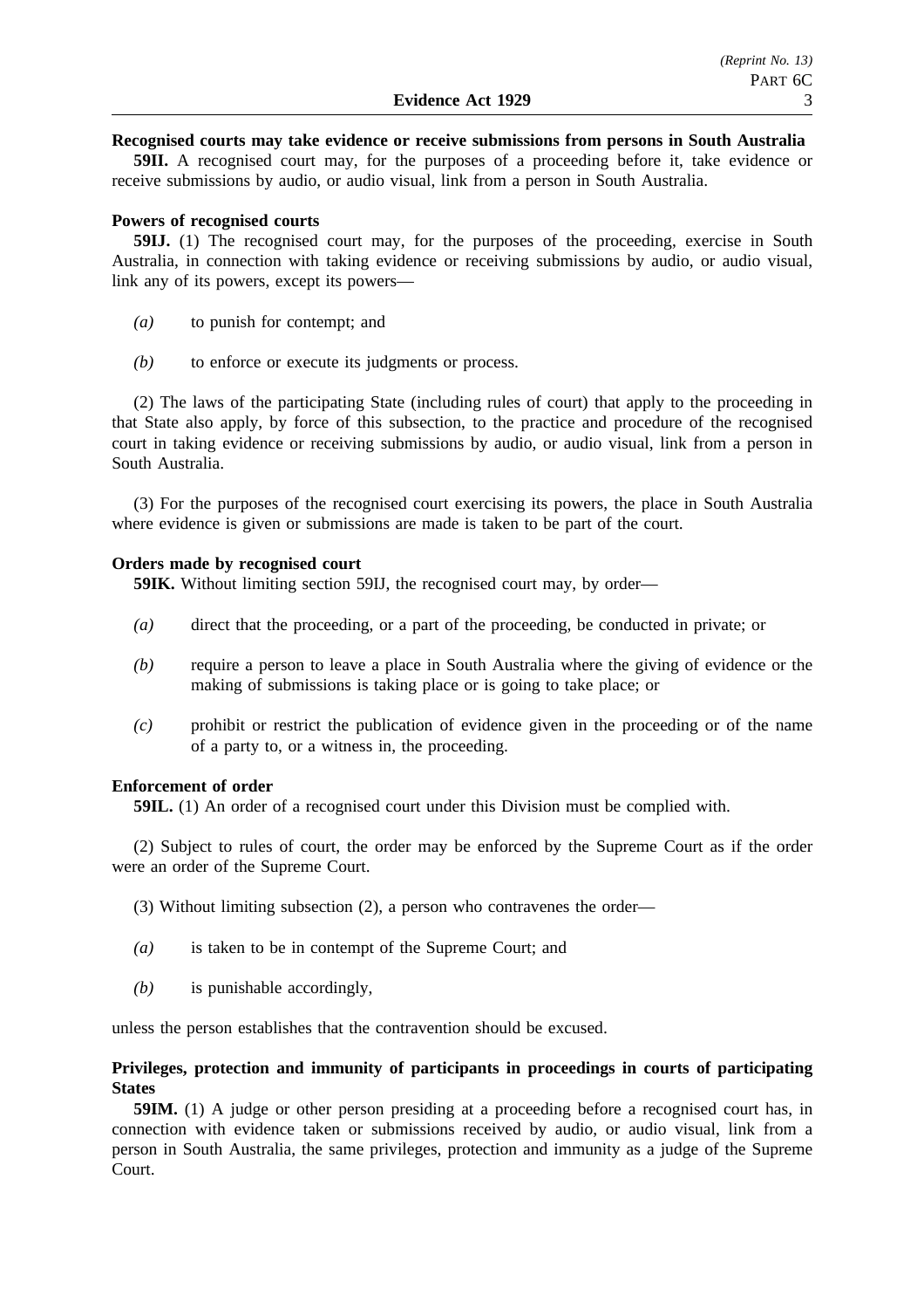**Recognised courts may take evidence or receive submissions from persons in South Australia**

**59II.** A recognised court may, for the purposes of a proceeding before it, take evidence or receive submissions by audio, or audio visual, link from a person in South Australia.

**Powers of recognised courts**

**59IJ.** (1) The recognised court may, for the purposes of the proceeding, exercise in South Australia, in connection with taking evidence or receiving submissions by audio, or audio visual, link any of its powers, except its powers—

*(a)* to punish for contempt; and

*(b)* to enforce or execute its judgments or process.

(2) The laws of the participating State (including rules of court) that apply to the proceeding in that State also apply, by force of this subsection, to the practice and procedure of the recognised court in taking evidence or receiving submissions by audio, or audio visual, link from a person in South Australia.

(3) For the purposes of the recognised court exercising its powers, the place in South Australia where evidence is given or submissions are made is taken to be part of the court.

**Orders made by recognised court**

**59IK.** Without limiting section 59IJ, the recognised court may, by order—

*(a)* direct that the proceeding, or a part of the proceeding, be conducted in private; or

*(b)* require a person to leave a place in South Australia where the giving of evidence or the making of submissions is taking place or is going to take place; or

*(c)* prohibit or restrict the publication of evidence given in the proceeding or of the name of a party to, or a witness in, the proceeding.

**Enforcement of order**

**59IL.** (1) An order of a recognised court under this Division must be complied with.

(2) Subject to rules of court, the order may be enforced by the Supreme Court as if the order were an order of the Supreme Court.

(3) Without limiting subsection (2), a person who contravenes the order—

*(a)* is taken to be in contempt of the Supreme Court; and

*(b)* is punishable accordingly,

unless the person establishes that the contravention should be excused.

**Privileges, protection and immunity of participants in proceedings in courts of participating States**

**59IM.** (1) A judge or other person presiding at a proceeding before a recognised court has, in connection with evidence taken or submissions received by audio, or audio visual, link from a person in South Australia, the same privileges, protection and immunity as a judge of the Supreme Court.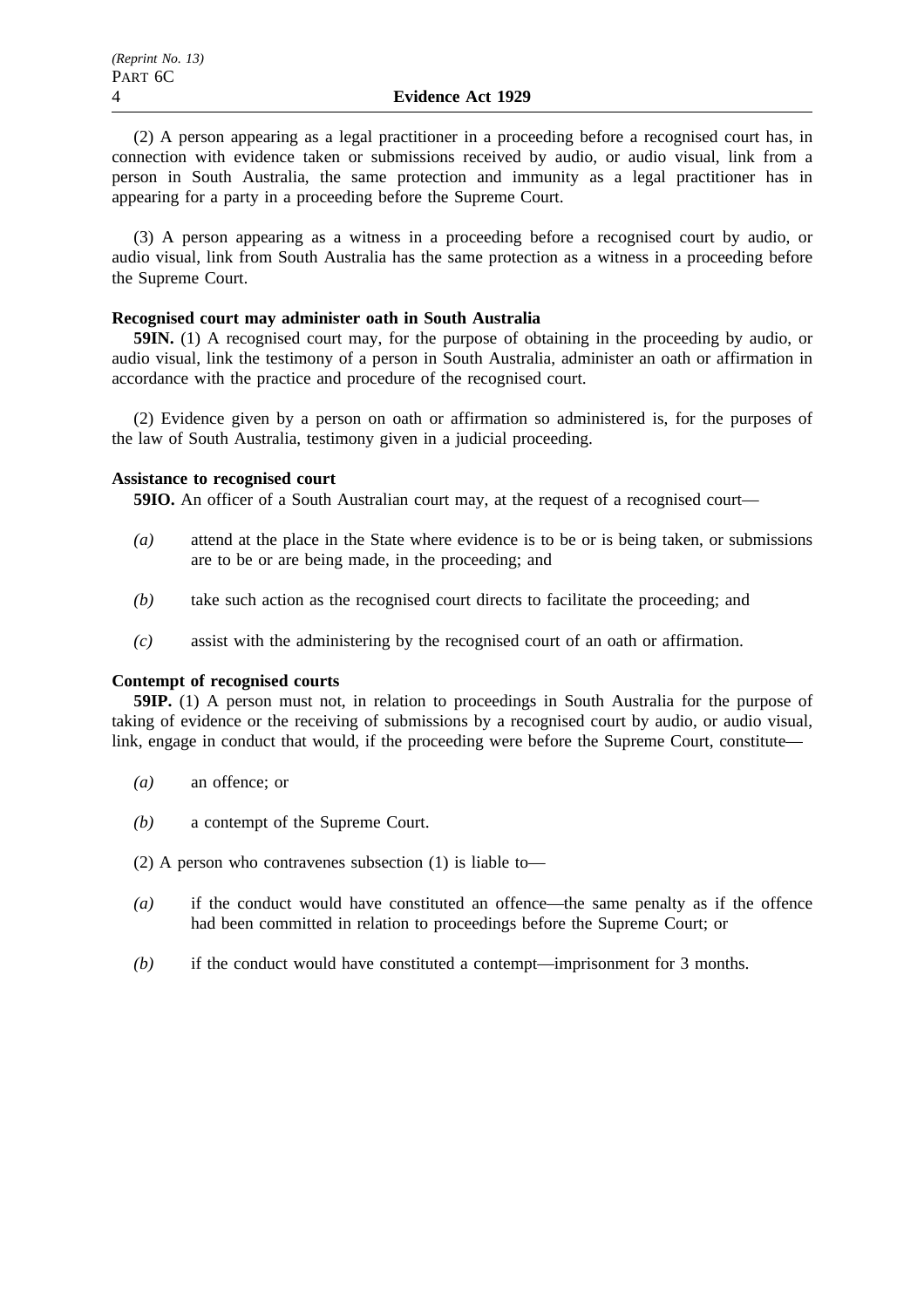(2) A person appearing as a legal practitioner in a proceeding before a recognised court has, in connection with evidence taken or submissions received by audio, or audio visual, link from a person in South Australia, the same protection and immunity as a legal practitioner has in appearing for a party in a proceeding before the Supreme Court.

(3) A person appearing as a witness in a proceeding before a recognised court by audio, or audio visual, link from South Australia has the same protection as a witness in a proceeding before the Supreme Court.

**Recognised court may administer oath in South Australia**

**59IN.** (1) A recognised court may, for the purpose of obtaining in the proceeding by audio, or audio visual, link the testimony of a person in South Australia, administer an oath or affirmation in accordance with the practice and procedure of the recognised court.

(2) Evidence given by a person on oath or affirmation so administered is, for the purposes of the law of South Australia, testimony given in a judicial proceeding.

**Assistance to recognised court**

**59IO.** An officer of a South Australian court may, at the request of a recognised court—

*(a)* attend at the place in the State where evidence is to be or is being taken, or submissions are to be or are being made, in the proceeding; and

*(b)* take such action as the recognised court directs to facilitate the proceeding; and

*(c)* assist with the administering by the recognised court of an oath or affirmation.

**Contempt of recognised courts**

**59IP.** (1) A person must not, in relation to proceedings in South Australia for the purpose of taking of evidence or the receiving of submissions by a recognised court by audio, or audio visual, link, engage in conduct that would, if the proceeding were before the Supreme Court, constitute—

*(a)* an offence; or

*(b)* a contempt of the Supreme Court.

(2) A person who contravenes subsection (1) is liable to—

*(a)* if the conduct would have constituted an offence—the same penalty as if the offence had been committed in relation to proceedings before the Supreme Court; or

*(b)* if the conduct would have constituted a contempt—imprisonment for 3 months.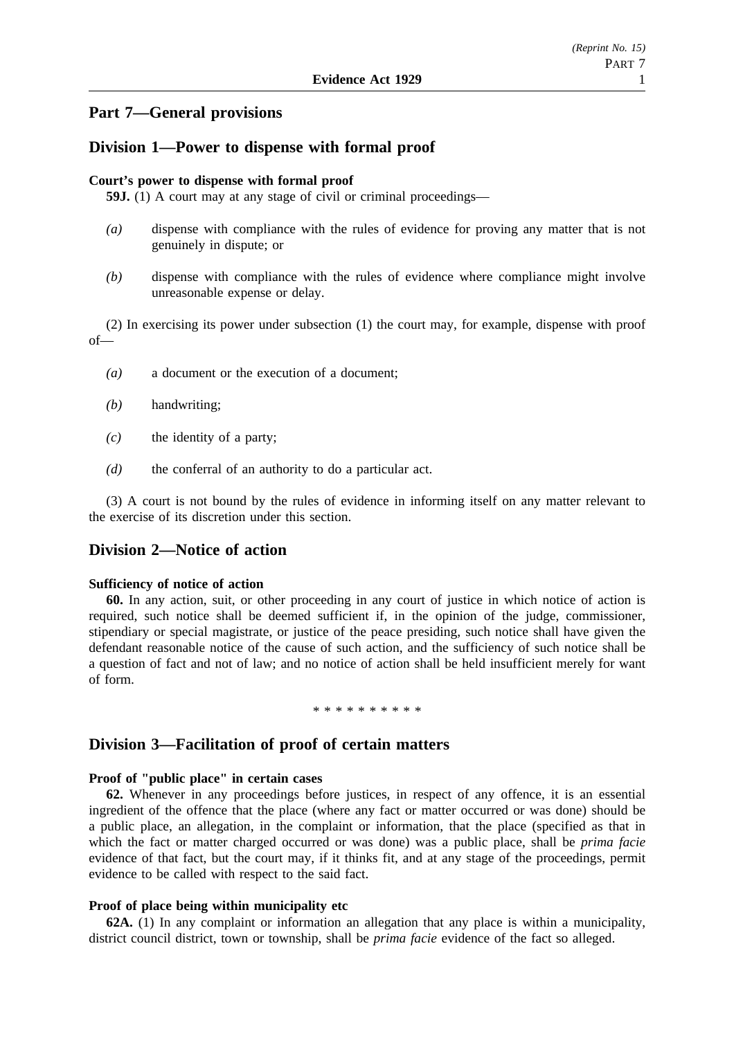## Part 7—General provisions

## Division 1—Power to dispense with formal proof

**Court's power to dispense with formal proof**

**59J.** (1) A court may at any stage of civil or criminal proceedings—

*(a)* dispense with compliance with the rules of evidence for proving any matter that is not genuinely in dispute; or

*(b)* dispense with compliance with the rules of evidence where compliance might involve unreasonable expense or delay.

(2) In exercising its power under subsection (1) the court may, for example, dispense with proof of—

*(a)* a document or the execution of a document;

*(b)* handwriting;

*(c)* the identity of a party;

*(d)* the conferral of an authority to do a particular act.

(3) A court is not bound by the rules of evidence in informing itself on any matter relevant to the exercise of its discretion under this section.

## Division 2—Notice of action

**Sufficiency of notice of action**

**60.** In any action, suit, or other proceeding in any court of justice in which notice of action is required, such notice shall be deemed sufficient if, in the opinion of the judge, commissioner, stipendiary or special magistrate, or justice of the peace presiding, such notice shall have given the defendant reasonable notice of the cause of such action, and the sufficiency of such notice shall be a question of fact and not of law; and no notice of action shall be held insufficient merely for want of form.

\* \* \* \* \* \* \* \* \* \*

## Division 3—Facilitation of proof of certain matters

**Proof of "public place" in certain cases**

**62.** Whenever in any proceedings before justices, in respect of any offence, it is an essential ingredient of the offence that the place (where any fact or matter occurred or was done) should be a public place, an allegation, in the complaint or information, that the place (specified as that in which the fact or matter charged occurred or was done) was a public place, shall be *prima facie* evidence of that fact, but the court may, if it thinks fit, and at any stage of the proceedings, permit evidence to be called with respect to the said fact.

**Proof of place being within municipality etc**

**62A.** (1) In any complaint or information an allegation that any place is within a municipality, district council district, town or township, shall be *prima facie* evidence of the fact so alleged.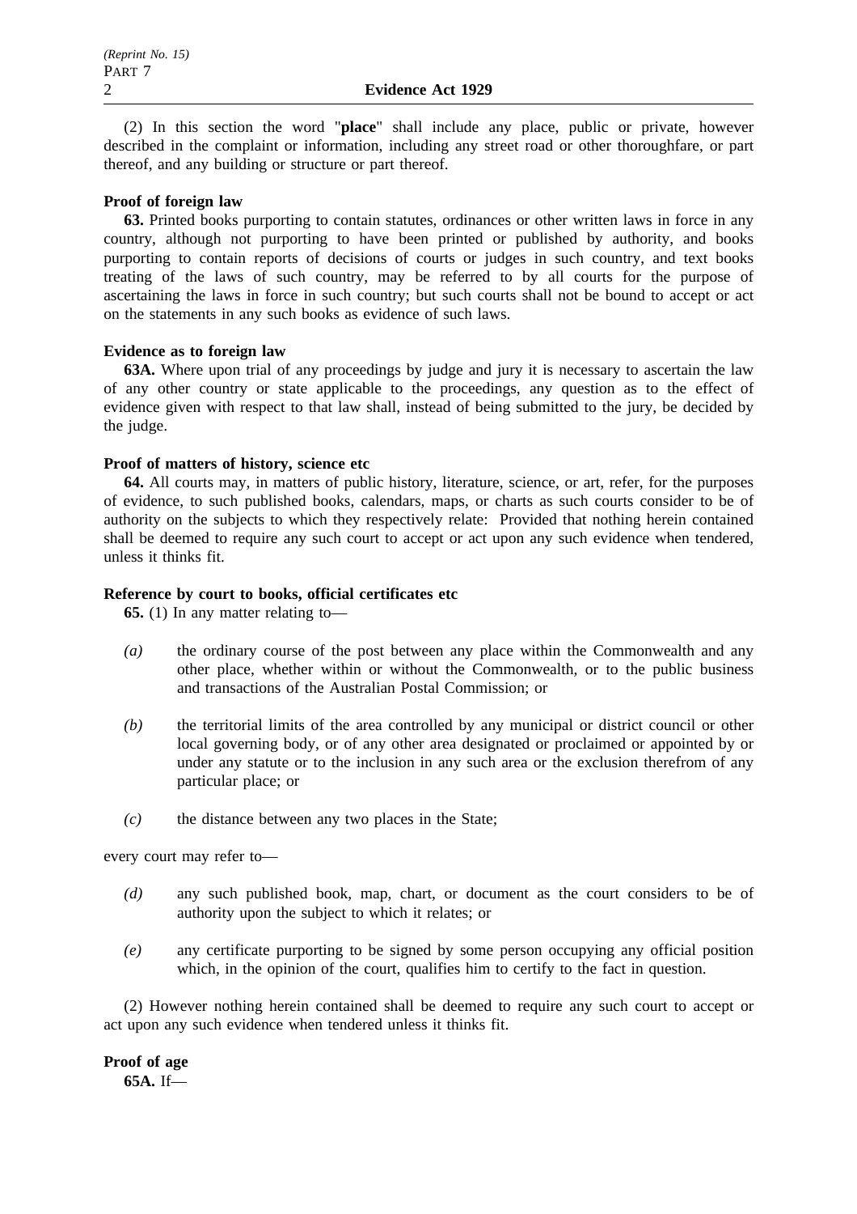(2) In this section the word "**place**" shall include any place, public or private, however described in the complaint or information, including any street road or other thoroughfare, or part thereof, and any building or structure or part thereof.

**Proof of foreign law**

**63.** Printed books purporting to contain statutes, ordinances or other written laws in force in any country, although not purporting to have been printed or published by authority, and books purporting to contain reports of decisions of courts or judges in such country, and text books treating of the laws of such country, may be referred to by all courts for the purpose of ascertaining the laws in force in such country; but such courts shall not be bound to accept or act on the statements in any such books as evidence of such laws.

**Evidence as to foreign law**

**63A.** Where upon trial of any proceedings by judge and jury it is necessary to ascertain the law of any other country or state applicable to the proceedings, any question as to the effect of evidence given with respect to that law shall, instead of being submitted to the jury, be decided by the judge.

**Proof of matters of history, science etc**

**64.** All courts may, in matters of public history, literature, science, or art, refer, for the purposes of evidence, to such published books, calendars, maps, or charts as such courts consider to be of authority on the subjects to which they respectively relate: Provided that nothing herein contained shall be deemed to require any such court to accept or act upon any such evidence when tendered, unless it thinks fit.

**Reference by court to books, official certificates etc**

**65.** (1) In any matter relating to—

*(a)* the ordinary course of the post between any place within the Commonwealth and any other place, whether within or without the Commonwealth, or to the public business and transactions of the Australian Postal Commission; or

*(b)* the territorial limits of the area controlled by any municipal or district council or other local governing body, or of any other area designated or proclaimed or appointed by or under any statute or to the inclusion in any such area or the exclusion therefrom of any particular place; or

*(c)* the distance between any two places in the State;

every court may refer to—

*(d)* any such published book, map, chart, or document as the court considers to be of authority upon the subject to which it relates; or

*(e)* any certificate purporting to be signed by some person occupying any official position which, in the opinion of the court, qualifies him to certify to the fact in question.

(2) However nothing herein contained shall be deemed to require any such court to accept or act upon any such evidence when tendered unless it thinks fit.

**Proof of age**

**65A.** If—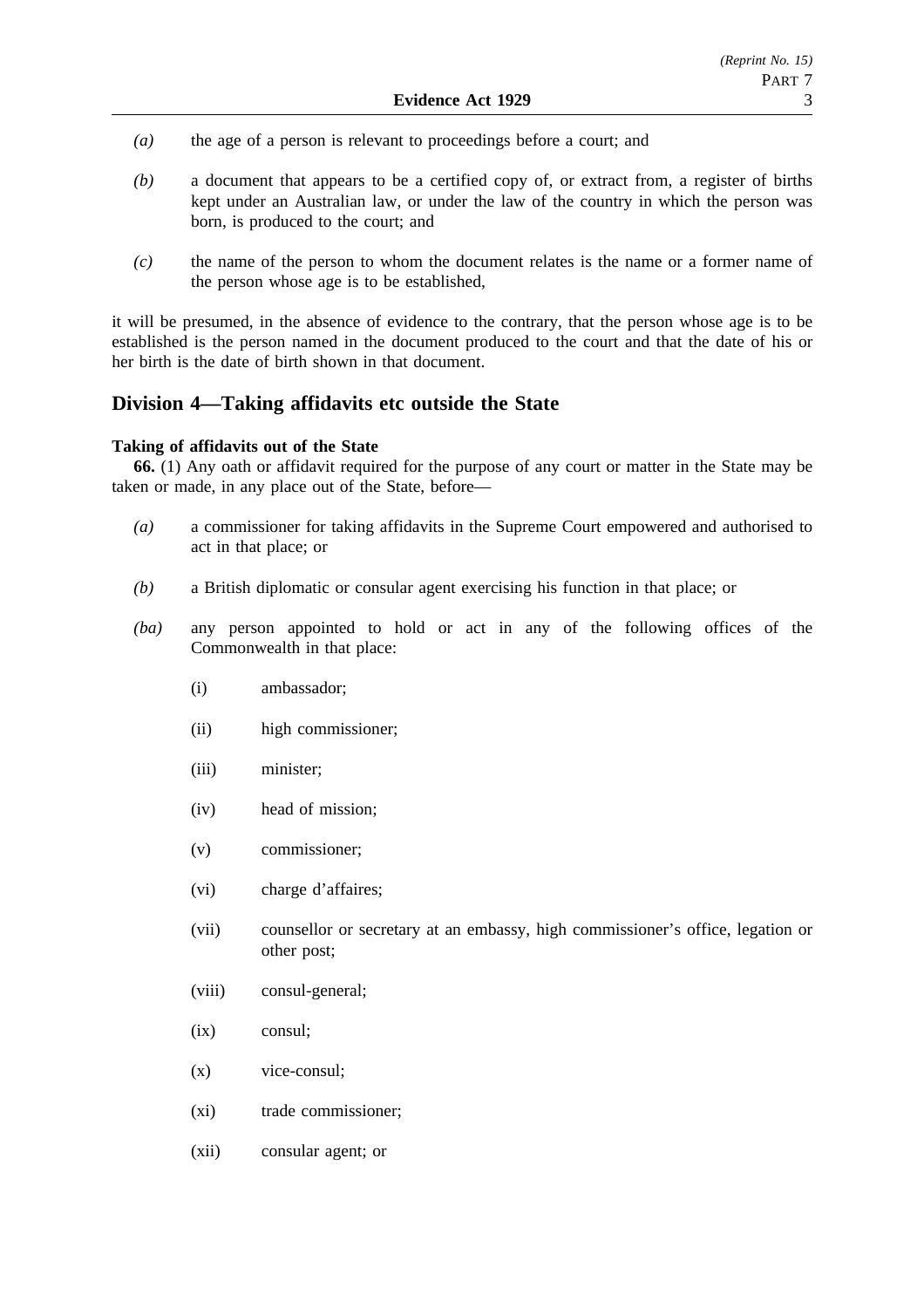*(a)* the age of a person is relevant to proceedings before a court; and

*(b)* a document that appears to be a certified copy of, or extract from, a register of births kept under an Australian law, or under the law of the country in which the person was born, is produced to the court; and

*(c)* the name of the person to whom the document relates is the name or a former name of the person whose age is to be established,

it will be presumed, in the absence of evidence to the contrary, that the person whose age is to be established is the person named in the document produced to the court and that the date of his or her birth is the date of birth shown in that document.

## Division 4—Taking affidavits etc outside the State

**Taking of affidavits out of the State**

**66.** (1) Any oath or affidavit required for the purpose of any court or matter in the State may be taken or made, in any place out of the State, before—

*(a)* a commissioner for taking affidavits in the Supreme Court empowered and authorised to act in that place; or

*(b)* a British diplomatic or consular agent exercising his function in that place; or

*(ba)* any person appointed to hold or act in any of the following offices of the Commonwealth in that place:

(i) ambassador;

(ii) high commissioner;

(iii) minister;

(iv) head of mission;

(v) commissioner;

(vi) charge d'affaires;

(vii) counsellor or secretary at an embassy, high commissioner's office, legation or other post;

(viii) consul-general;

(ix) consul;

(x) vice-consul;

(xi) trade commissioner;

(xii) consular agent; or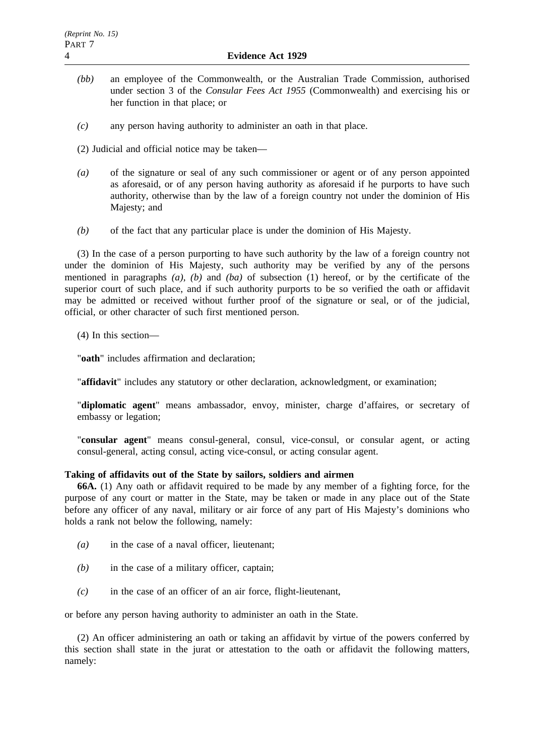*(bb)* an employee of the Commonwealth, or the Australian Trade Commission, authorised under section 3 of the *Consular Fees Act 1955* (Commonwealth) and exercising his or her function in that place; or

*(c)* any person having authority to administer an oath in that place.

(2) Judicial and official notice may be taken—

*(a)* of the signature or seal of any such commissioner or agent or of any person appointed as aforesaid, or of any person having authority as aforesaid if he purports to have such authority, otherwise than by the law of a foreign country not under the dominion of His Majesty; and

*(b)* of the fact that any particular place is under the dominion of His Majesty.

(3) In the case of a person purporting to have such authority by the law of a foreign country not under the dominion of His Majesty, such authority may be verified by any of the persons mentioned in paragraphs *(a)*, *(b)* and *(ba)* of subsection (1) hereof, or by the certificate of the superior court of such place, and if such authority purports to be so verified the oath or affidavit may be admitted or received without further proof of the signature or seal, or of the judicial, official, or other character of such first mentioned person.

(4) In this section—

"**oath**" includes affirmation and declaration;

"**affidavit**" includes any statutory or other declaration, acknowledgment, or examination;

"**diplomatic agent**" means ambassador, envoy, minister, charge d'affaires, or secretary of embassy or legation;

"**consular agent**" means consul-general, consul, vice-consul, or consular agent, or acting consul-general, acting consul, acting vice-consul, or acting consular agent.

**Taking of affidavits out of the State by sailors, soldiers and airmen**

**66A.** (1) Any oath or affidavit required to be made by any member of a fighting force, for the purpose of any court or matter in the State, may be taken or made in any place out of the State before any officer of any naval, military or air force of any part of His Majesty's dominions who holds a rank not below the following, namely:

*(a)* in the case of a naval officer, lieutenant;

*(b)* in the case of a military officer, captain;

*(c)* in the case of an officer of an air force, flight-lieutenant,

or before any person having authority to administer an oath in the State.

(2) An officer administering an oath or taking an affidavit by virtue of the powers conferred by this section shall state in the jurat or attestation to the oath or affidavit the following matters, namely: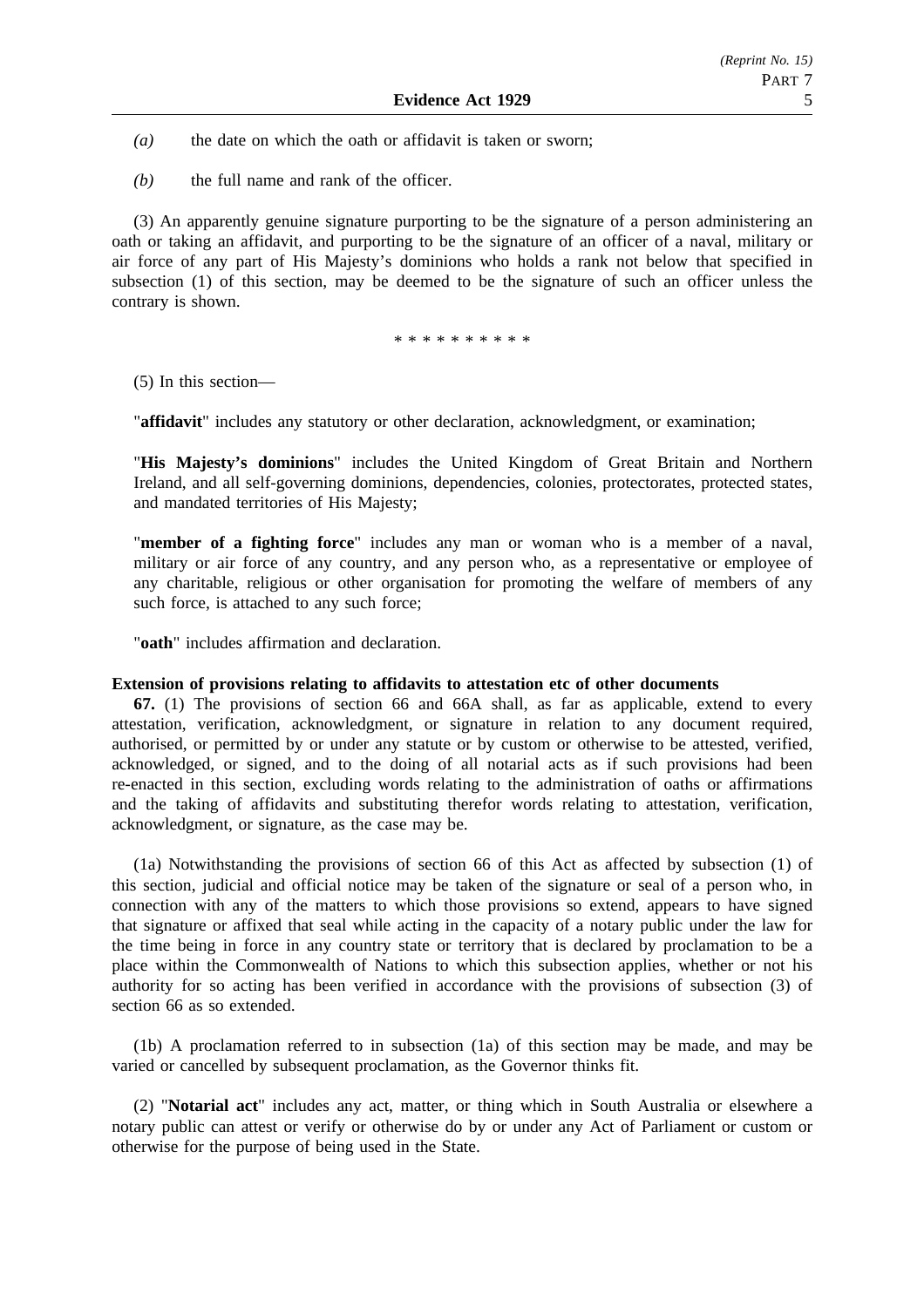*(a)* the date on which the oath or affidavit is taken or sworn;

*(b)* the full name and rank of the officer.

(3) An apparently genuine signature purporting to be the signature of a person administering an oath or taking an affidavit, and purporting to be the signature of an officer of a naval, military or air force of any part of His Majesty's dominions who holds a rank not below that specified in subsection (1) of this section, may be deemed to be the signature of such an officer unless the contrary is shown.

\* \* \* \* \* \* \* \* \* \*

(5) In this section—

"**affidavit**" includes any statutory or other declaration, acknowledgment, or examination;

"**His Majesty's dominions**" includes the United Kingdom of Great Britain and Northern Ireland, and all self-governing dominions, dependencies, colonies, protectorates, protected states, and mandated territories of His Majesty;

"**member of a fighting force**" includes any man or woman who is a member of a naval, military or air force of any country, and any person who, as a representative or employee of any charitable, religious or other organisation for promoting the welfare of members of any such force, is attached to any such force;

"**oath**" includes affirmation and declaration.

**Extension of provisions relating to affidavits to attestation etc of other documents**

**67.** (1) The provisions of section 66 and 66A shall, as far as applicable, extend to every attestation, verification, acknowledgment, or signature in relation to any document required, authorised, or permitted by or under any statute or by custom or otherwise to be attested, verified, acknowledged, or signed, and to the doing of all notarial acts as if such provisions had been re-enacted in this section, excluding words relating to the administration of oaths or affirmations and the taking of affidavits and substituting therefor words relating to attestation, verification, acknowledgment, or signature, as the case may be.

(1a) Notwithstanding the provisions of section 66 of this Act as affected by subsection (1) of this section, judicial and official notice may be taken of the signature or seal of a person who, in connection with any of the matters to which those provisions so extend, appears to have signed that signature or affixed that seal while acting in the capacity of a notary public under the law for the time being in force in any country state or territory that is declared by proclamation to be a place within the Commonwealth of Nations to which this subsection applies, whether or not his authority for so acting has been verified in accordance with the provisions of subsection (3) of section 66 as so extended.

(1b) A proclamation referred to in subsection (1a) of this section may be made, and may be varied or cancelled by subsequent proclamation, as the Governor thinks fit.

(2) "**Notarial act**" includes any act, matter, or thing which in South Australia or elsewhere a notary public can attest or verify or otherwise do by or under any Act of Parliament or custom or otherwise for the purpose of being used in the State.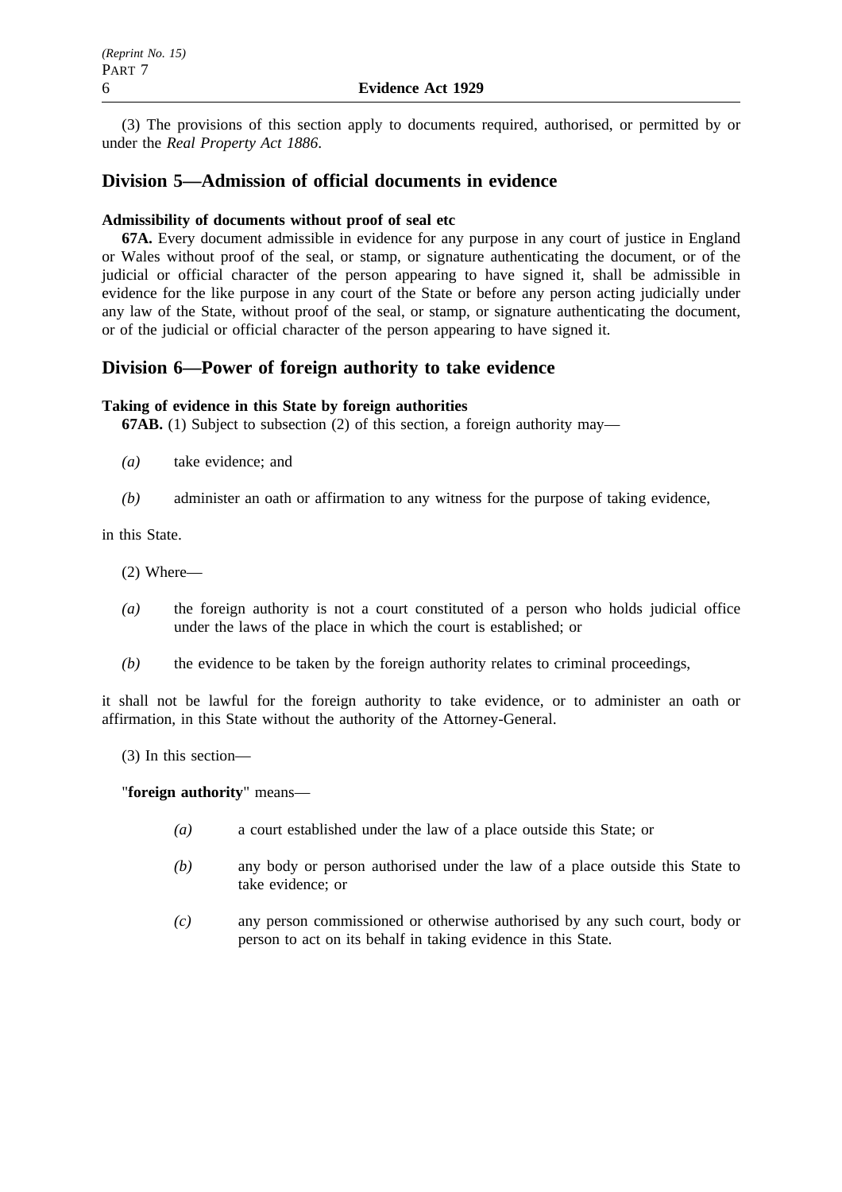(3) The provisions of this section apply to documents required, authorised, or permitted by or under the *Real Property Act 1886*.

## Division 5—Admission of official documents in evidence

**Admissibility of documents without proof of seal etc**

**67A.** Every document admissible in evidence for any purpose in any court of justice in England or Wales without proof of the seal, or stamp, or signature authenticating the document, or of the judicial or official character of the person appearing to have signed it, shall be admissible in evidence for the like purpose in any court of the State or before any person acting judicially under any law of the State, without proof of the seal, or stamp, or signature authenticating the document, or of the judicial or official character of the person appearing to have signed it.

## Division 6—Power of foreign authority to take evidence

**Taking of evidence in this State by foreign authorities**

**67AB.** (1) Subject to subsection (2) of this section, a foreign authority may—

*(a)* take evidence; and

*(b)* administer an oath or affirmation to any witness for the purpose of taking evidence,

in this State.

(2) Where—

*(a)* the foreign authority is not a court constituted of a person who holds judicial office under the laws of the place in which the court is established; or

*(b)* the evidence to be taken by the foreign authority relates to criminal proceedings,

it shall not be lawful for the foreign authority to take evidence, or to administer an oath or affirmation, in this State without the authority of the Attorney-General.

(3) In this section—

"**foreign authority**" means—

*(a)* a court established under the law of a place outside this State; or

*(b)* any body or person authorised under the law of a place outside this State to take evidence; or

*(c)* any person commissioned or otherwise authorised by any such court, body or person to act on its behalf in taking evidence in this State.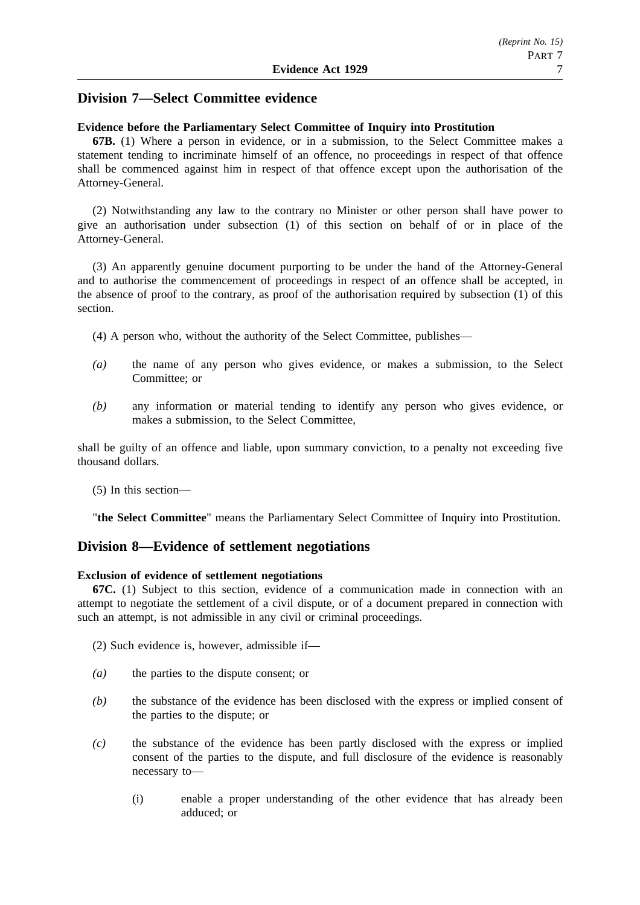## Division 7—Select Committee evidence

**Evidence before the Parliamentary Select Committee of Inquiry into Prostitution**

**67B.** (1) Where a person in evidence, or in a submission, to the Select Committee makes a statement tending to incriminate himself of an offence, no proceedings in respect of that offence shall be commenced against him in respect of that offence except upon the authorisation of the Attorney-General.

(2) Notwithstanding any law to the contrary no Minister or other person shall have power to give an authorisation under subsection (1) of this section on behalf of or in place of the Attorney-General.

(3) An apparently genuine document purporting to be under the hand of the Attorney-General and to authorise the commencement of proceedings in respect of an offence shall be accepted, in the absence of proof to the contrary, as proof of the authorisation required by subsection (1) of this section.

(4) A person who, without the authority of the Select Committee, publishes—

*(a)* the name of any person who gives evidence, or makes a submission, to the Select Committee; or

*(b)* any information or material tending to identify any person who gives evidence, or makes a submission, to the Select Committee,

shall be guilty of an offence and liable, upon summary conviction, to a penalty not exceeding five thousand dollars.

(5) In this section—

"**the Select Committee**" means the Parliamentary Select Committee of Inquiry into Prostitution.

## Division 8—Evidence of settlement negotiations

**Exclusion of evidence of settlement negotiations**

**67C.** (1) Subject to this section, evidence of a communication made in connection with an attempt to negotiate the settlement of a civil dispute, or of a document prepared in connection with such an attempt, is not admissible in any civil or criminal proceedings.

(2) Such evidence is, however, admissible if—

*(a)* the parties to the dispute consent; or

*(b)* the substance of the evidence has been disclosed with the express or implied consent of the parties to the dispute; or

*(c)* the substance of the evidence has been partly disclosed with the express or implied consent of the parties to the dispute, and full disclosure of the evidence is reasonably necessary to—

(i) enable a proper understanding of the other evidence that has already been adduced; or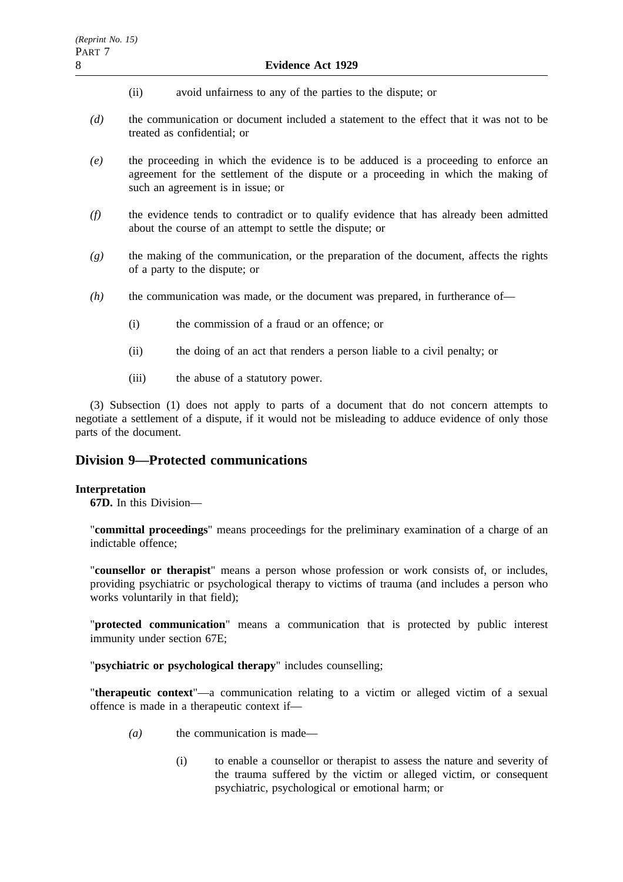(ii) avoid unfairness to any of the parties to the dispute; or

*(d)* the communication or document included a statement to the effect that it was not to be treated as confidential; or

*(e)* the proceeding in which the evidence is to be adduced is a proceeding to enforce an agreement for the settlement of the dispute or a proceeding in which the making of such an agreement is in issue; or

*(f)* the evidence tends to contradict or to qualify evidence that has already been admitted about the course of an attempt to settle the dispute; or

*(g)* the making of the communication, or the preparation of the document, affects the rights of a party to the dispute; or

*(h)* the communication was made, or the document was prepared, in furtherance of—

(i) the commission of a fraud or an offence; or

(ii) the doing of an act that renders a person liable to a civil penalty; or

(iii) the abuse of a statutory power.

(3) Subsection (1) does not apply to parts of a document that do not concern attempts to negotiate a settlement of a dispute, if it would not be misleading to adduce evidence of only those parts of the document.

## Division 9—Protected communications

**Interpretation**

**67D.** In this Division—

"**committal proceedings**" means proceedings for the preliminary examination of a charge of an indictable offence;

"**counsellor or therapist**" means a person whose profession or work consists of, or includes, providing psychiatric or psychological therapy to victims of trauma (and includes a person who works voluntarily in that field);

"**protected communication**" means a communication that is protected by public interest immunity under section 67E;

"**psychiatric or psychological therapy**" includes counselling;

"**therapeutic context**"—a communication relating to a victim or alleged victim of a sexual offence is made in a therapeutic context if—

*(a)* the communication is made—

(i) to enable a counsellor or therapist to assess the nature and severity of the trauma suffered by the victim or alleged victim, or consequent psychiatric, psychological or emotional harm; or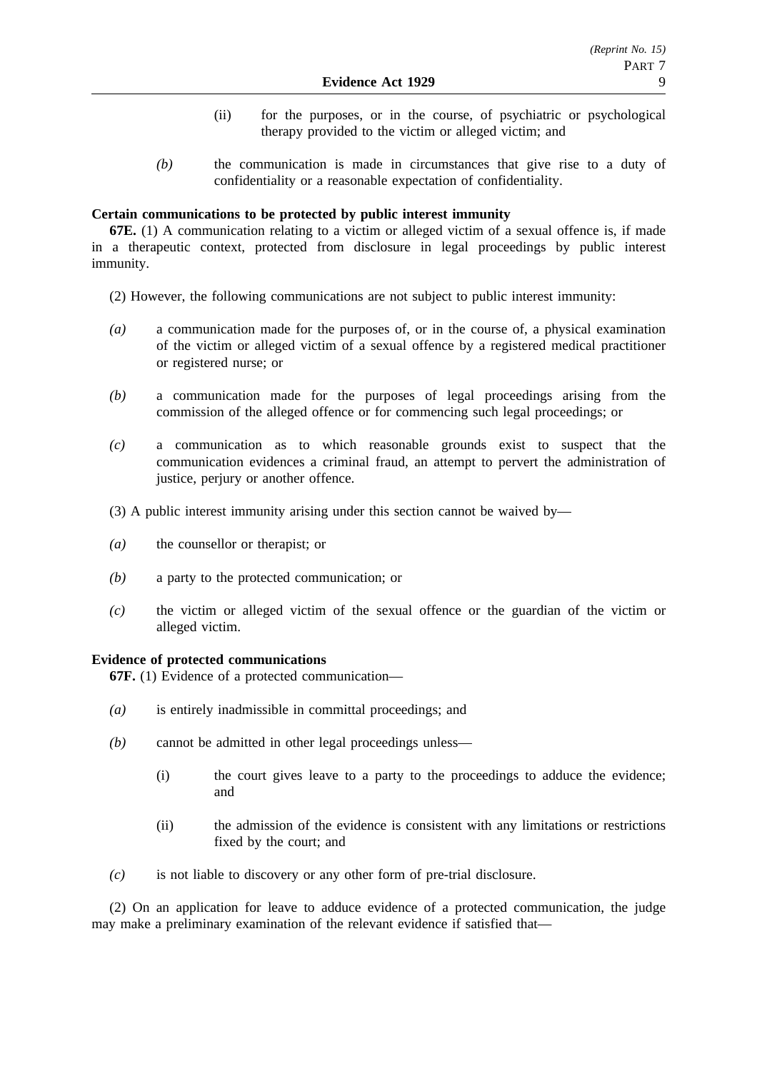(ii) for the purposes, or in the course, of psychiatric or psychological therapy provided to the victim or alleged victim; and

*(b)* the communication is made in circumstances that give rise to a duty of confidentiality or a reasonable expectation of confidentiality.

**Certain communications to be protected by public interest immunity**

**67E.** (1) A communication relating to a victim or alleged victim of a sexual offence is, if made in a therapeutic context, protected from disclosure in legal proceedings by public interest immunity.

(2) However, the following communications are not subject to public interest immunity:

*(a)* a communication made for the purposes of, or in the course of, a physical examination of the victim or alleged victim of a sexual offence by a registered medical practitioner or registered nurse; or

*(b)* a communication made for the purposes of legal proceedings arising from the commission of the alleged offence or for commencing such legal proceedings; or

*(c)* a communication as to which reasonable grounds exist to suspect that the communication evidences a criminal fraud, an attempt to pervert the administration of justice, perjury or another offence.

(3) A public interest immunity arising under this section cannot be waived by—

*(a)* the counsellor or therapist; or

*(b)* a party to the protected communication; or

*(c)* the victim or alleged victim of the sexual offence or the guardian of the victim or alleged victim.

**Evidence of protected communications**

**67F.** (1) Evidence of a protected communication—

*(a)* is entirely inadmissible in committal proceedings; and

*(b)* cannot be admitted in other legal proceedings unless—

(i) the court gives leave to a party to the proceedings to adduce the evidence; and

(ii) the admission of the evidence is consistent with any limitations or restrictions fixed by the court; and

*(c)* is not liable to discovery or any other form of pre-trial disclosure.

(2) On an application for leave to adduce evidence of a protected communication, the judge may make a preliminary examination of the relevant evidence if satisfied that—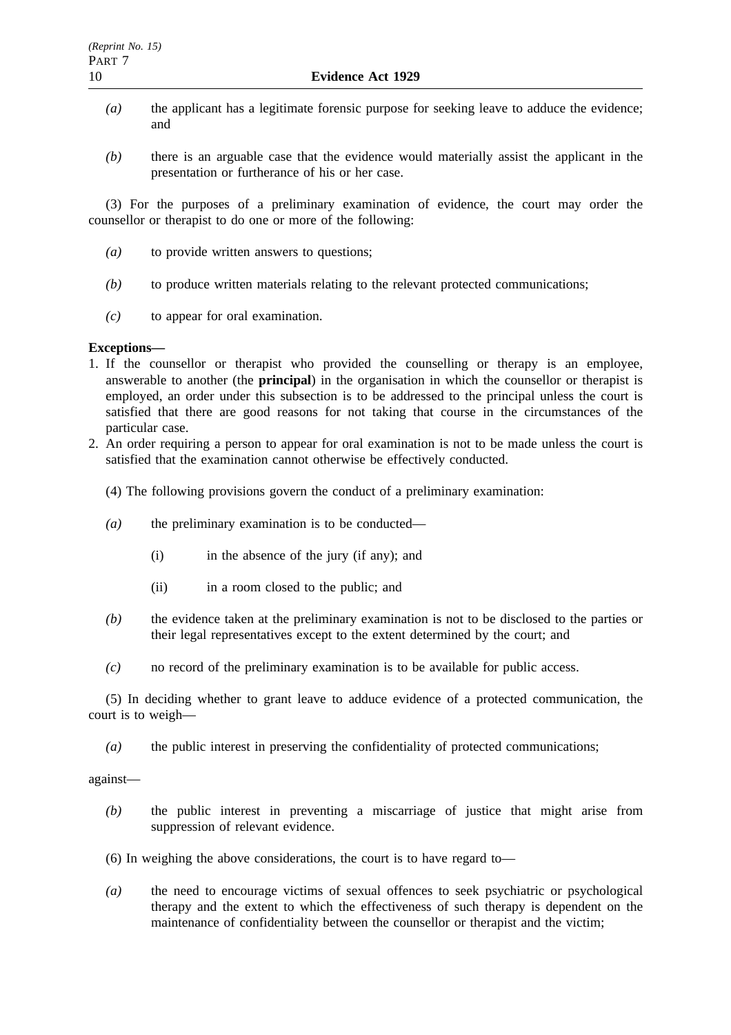*(a)* the applicant has a legitimate forensic purpose for seeking leave to adduce the evidence; and

*(b)* there is an arguable case that the evidence would materially assist the applicant in the presentation or furtherance of his or her case.

(3) For the purposes of a preliminary examination of evidence, the court may order the counsellor or therapist to do one or more of the following:

*(a)* to provide written answers to questions;

*(b)* to produce written materials relating to the relevant protected communications;

*(c)* to appear for oral examination.

**Exceptions—**

1. If the counsellor or therapist who provided the counselling or therapy is an employee, answerable to another (the **principal**) in the organisation in which the counsellor or therapist is employed, an order under this subsection is to be addressed to the principal unless the court is satisfied that there are good reasons for not taking that course in the circumstances of the particular case.
2. An order requiring a person to appear for oral examination is not to be made unless the court is satisfied that the examination cannot otherwise be effectively conducted.

(4) The following provisions govern the conduct of a preliminary examination:

*(a)* the preliminary examination is to be conducted—

(i) in the absence of the jury (if any); and

(ii) in a room closed to the public; and

*(b)* the evidence taken at the preliminary examination is not to be disclosed to the parties or their legal representatives except to the extent determined by the court; and

*(c)* no record of the preliminary examination is to be available for public access.

(5) In deciding whether to grant leave to adduce evidence of a protected communication, the court is to weigh—

*(a)* the public interest in preserving the confidentiality of protected communications;

against—

*(b)* the public interest in preventing a miscarriage of justice that might arise from suppression of relevant evidence.

(6) In weighing the above considerations, the court is to have regard to—

*(a)* the need to encourage victims of sexual offences to seek psychiatric or psychological therapy and the extent to which the effectiveness of such therapy is dependent on the maintenance of confidentiality between the counsellor or therapist and the victim;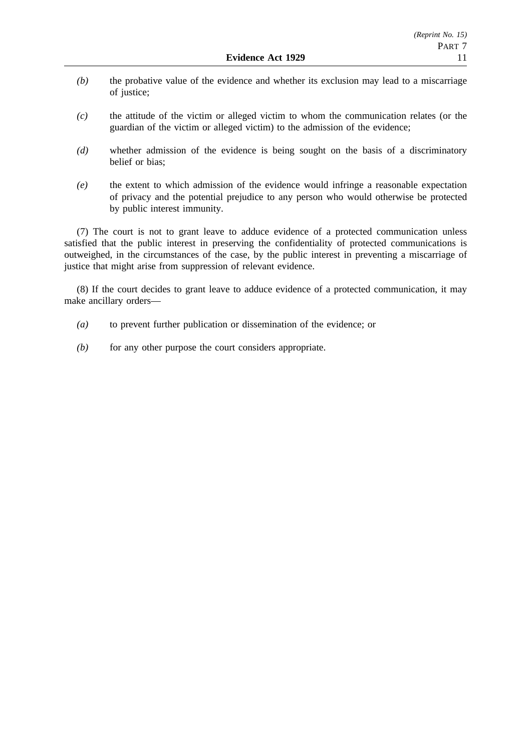*(b)* the probative value of the evidence and whether its exclusion may lead to a miscarriage of justice;

*(c)* the attitude of the victim or alleged victim to whom the communication relates (or the guardian of the victim or alleged victim) to the admission of the evidence;

*(d)* whether admission of the evidence is being sought on the basis of a discriminatory belief or bias;

*(e)* the extent to which admission of the evidence would infringe a reasonable expectation of privacy and the potential prejudice to any person who would otherwise be protected by public interest immunity.

(7) The court is not to grant leave to adduce evidence of a protected communication unless satisfied that the public interest in preserving the confidentiality of protected communications is outweighed, in the circumstances of the case, by the public interest in preventing a miscarriage of justice that might arise from suppression of relevant evidence.

(8) If the court decides to grant leave to adduce evidence of a protected communication, it may make ancillary orders—

*(a)* to prevent further publication or dissemination of the evidence; or

*(b)* for any other purpose the court considers appropriate.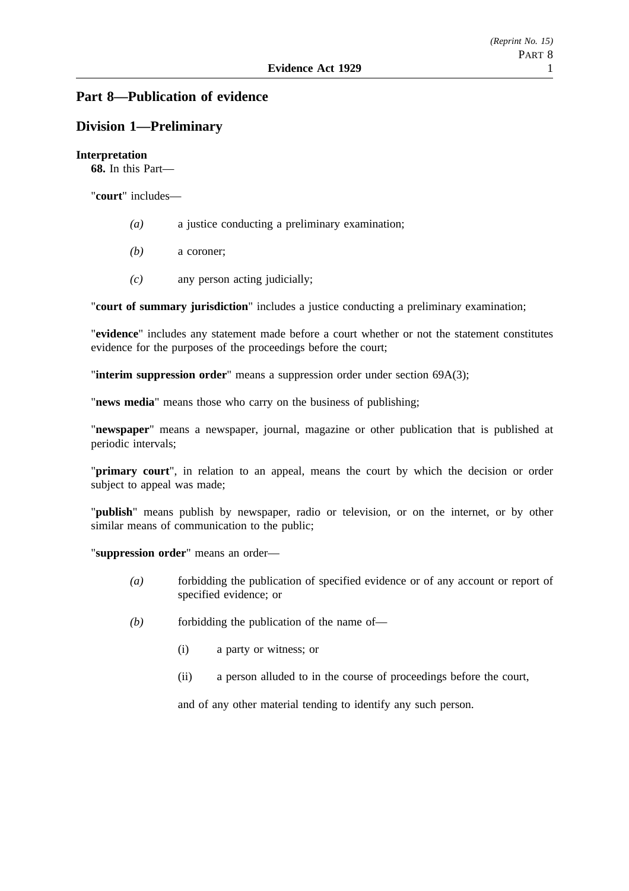## Part 8—Publication of evidence

### Division 1—Preliminary

**Interpretation**

**68.** In this Part—

"**court**" includes—

- *(a)* a justice conducting a preliminary examination;
- *(b)* a coroner;
- *(c)* any person acting judicially;

"**court of summary jurisdiction**" includes a justice conducting a preliminary examination;

"**evidence**" includes any statement made before a court whether or not the statement constitutes evidence for the purposes of the proceedings before the court;

"**interim suppression order**" means a suppression order under section 69A(3);

"**news media**" means those who carry on the business of publishing;

"**newspaper**" means a newspaper, journal, magazine or other publication that is published at periodic intervals;

"**primary court**", in relation to an appeal, means the court by which the decision or order subject to appeal was made;

"**publish**" means publish by newspaper, radio or television, or on the internet, or by other similar means of communication to the public;

"**suppression order**" means an order—

- *(a)* forbidding the publication of specified evidence or of any account or report of specified evidence; or
- *(b)* forbidding the publication of the name of—
  - (i) a party or witness; or
  - (ii) a person alluded to in the course of proceedings before the court,

  and of any other material tending to identify any such person.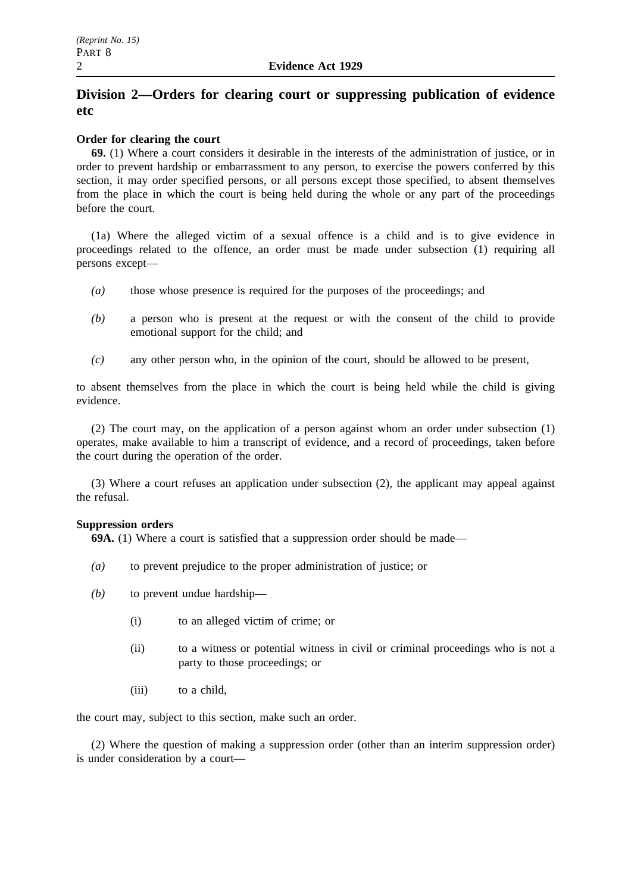## Division 2—Orders for clearing court or suppressing publication of evidence etc

**Order for clearing the court**

**69.** (1) Where a court considers it desirable in the interests of the administration of justice, or in order to prevent hardship or embarrassment to any person, to exercise the powers conferred by this section, it may order specified persons, or all persons except those specified, to absent themselves from the place in which the court is being held during the whole or any part of the proceedings before the court.

(1a) Where the alleged victim of a sexual offence is a child and is to give evidence in proceedings related to the offence, an order must be made under subsection (1) requiring all persons except—

- *(a)* those whose presence is required for the purposes of the proceedings; and
- *(b)* a person who is present at the request or with the consent of the child to provide emotional support for the child; and
- *(c)* any other person who, in the opinion of the court, should be allowed to be present,

to absent themselves from the place in which the court is being held while the child is giving evidence.

(2) The court may, on the application of a person against whom an order under subsection (1) operates, make available to him a transcript of evidence, and a record of proceedings, taken before the court during the operation of the order.

(3) Where a court refuses an application under subsection (2), the applicant may appeal against the refusal.

**Suppression orders**

**69A.** (1) Where a court is satisfied that a suppression order should be made—

- *(a)* to prevent prejudice to the proper administration of justice; or
- *(b)* to prevent undue hardship—
  - (i) to an alleged victim of crime; or
  - (ii) to a witness or potential witness in civil or criminal proceedings who is not a party to those proceedings; or
  - (iii) to a child,

the court may, subject to this section, make such an order.

(2) Where the question of making a suppression order (other than an interim suppression order) is under consideration by a court—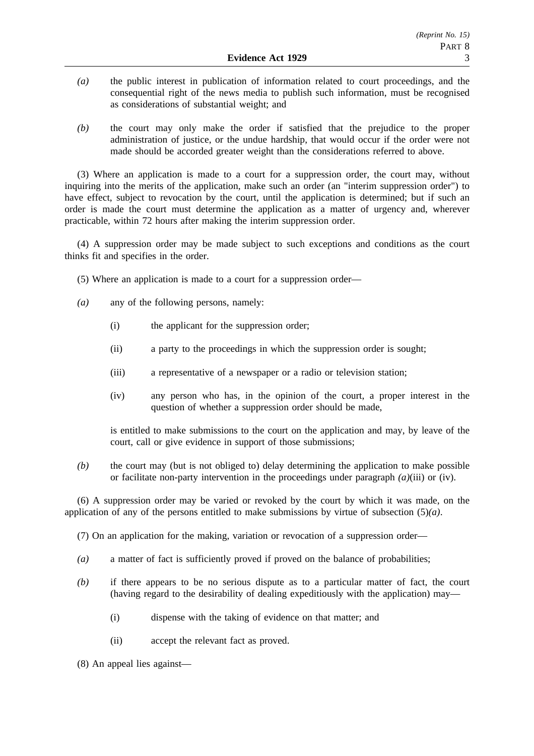*(a)* the public interest in publication of information related to court proceedings, and the consequential right of the news media to publish such information, must be recognised as considerations of substantial weight; and

*(b)* the court may only make the order if satisfied that the prejudice to the proper administration of justice, or the undue hardship, that would occur if the order were not made should be accorded greater weight than the considerations referred to above.

(3) Where an application is made to a court for a suppression order, the court may, without inquiring into the merits of the application, make such an order (an "interim suppression order") to have effect, subject to revocation by the court, until the application is determined; but if such an order is made the court must determine the application as a matter of urgency and, wherever practicable, within 72 hours after making the interim suppression order.

(4) A suppression order may be made subject to such exceptions and conditions as the court thinks fit and specifies in the order.

(5) Where an application is made to a court for a suppression order—

*(a)* any of the following persons, namely:

(i) the applicant for the suppression order;

(ii) a party to the proceedings in which the suppression order is sought;

(iii) a representative of a newspaper or a radio or television station;

(iv) any person who has, in the opinion of the court, a proper interest in the question of whether a suppression order should be made,

is entitled to make submissions to the court on the application and may, by leave of the court, call or give evidence in support of those submissions;

*(b)* the court may (but is not obliged to) delay determining the application to make possible or facilitate non-party intervention in the proceedings under paragraph *(a)*(iii) or (iv).

(6) A suppression order may be varied or revoked by the court by which it was made, on the application of any of the persons entitled to make submissions by virtue of subsection (5)*(a)*.

(7) On an application for the making, variation or revocation of a suppression order—

*(a)* a matter of fact is sufficiently proved if proved on the balance of probabilities;

*(b)* if there appears to be no serious dispute as to a particular matter of fact, the court (having regard to the desirability of dealing expeditiously with the application) may—

(i) dispense with the taking of evidence on that matter; and

(ii) accept the relevant fact as proved.

(8) An appeal lies against—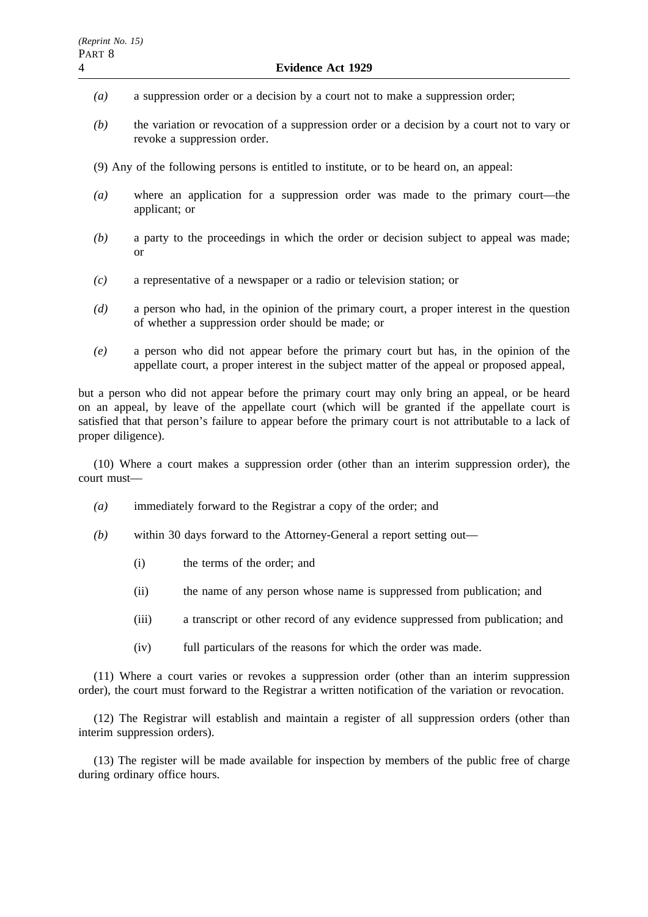*(a)* a suppression order or a decision by a court not to make a suppression order;

*(b)* the variation or revocation of a suppression order or a decision by a court not to vary or revoke a suppression order.

(9) Any of the following persons is entitled to institute, or to be heard on, an appeal:

*(a)* where an application for a suppression order was made to the primary court—the applicant; or

*(b)* a party to the proceedings in which the order or decision subject to appeal was made; or

*(c)* a representative of a newspaper or a radio or television station; or

*(d)* a person who had, in the opinion of the primary court, a proper interest in the question of whether a suppression order should be made; or

*(e)* a person who did not appear before the primary court but has, in the opinion of the appellate court, a proper interest in the subject matter of the appeal or proposed appeal,

but a person who did not appear before the primary court may only bring an appeal, or be heard on an appeal, by leave of the appellate court (which will be granted if the appellate court is satisfied that that person's failure to appear before the primary court is not attributable to a lack of proper diligence).

(10) Where a court makes a suppression order (other than an interim suppression order), the court must—

*(a)* immediately forward to the Registrar a copy of the order; and

*(b)* within 30 days forward to the Attorney-General a report setting out—

(i) the terms of the order; and

(ii) the name of any person whose name is suppressed from publication; and

(iii) a transcript or other record of any evidence suppressed from publication; and

(iv) full particulars of the reasons for which the order was made.

(11) Where a court varies or revokes a suppression order (other than an interim suppression order), the court must forward to the Registrar a written notification of the variation or revocation.

(12) The Registrar will establish and maintain a register of all suppression orders (other than interim suppression orders).

(13) The register will be made available for inspection by members of the public free of charge during ordinary office hours.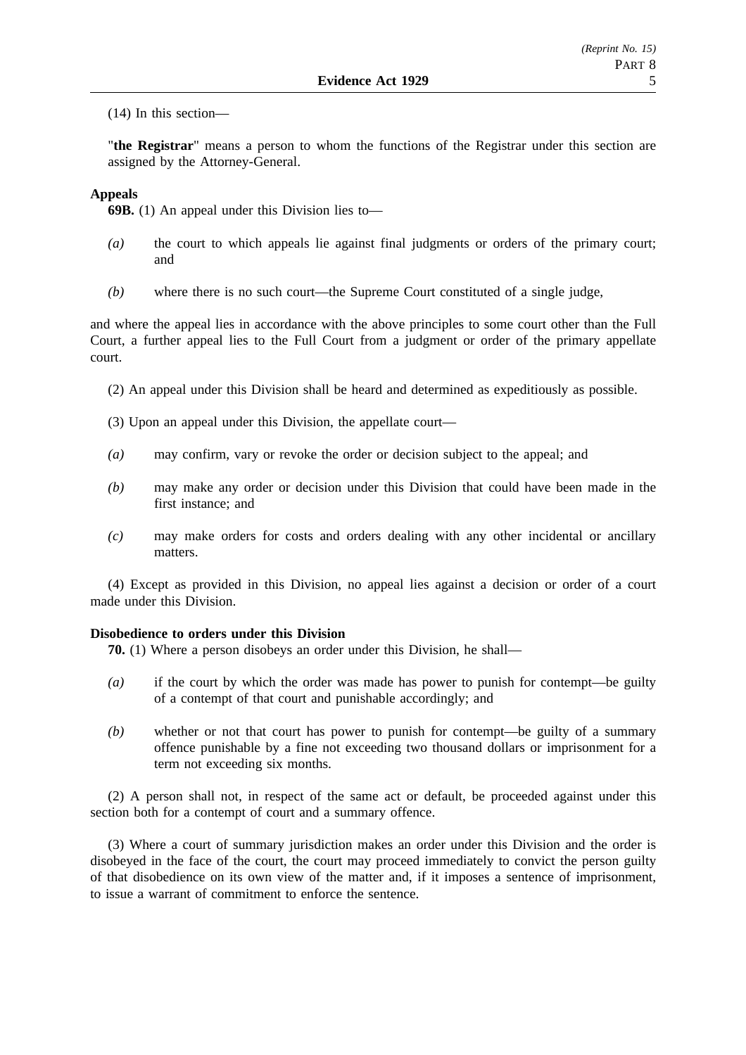(14) In this section—

"**the Registrar**" means a person to whom the functions of the Registrar under this section are assigned by the Attorney-General.

**Appeals**

**69B.** (1) An appeal under this Division lies to—

*(a)* the court to which appeals lie against final judgments or orders of the primary court; and

*(b)* where there is no such court—the Supreme Court constituted of a single judge,

and where the appeal lies in accordance with the above principles to some court other than the Full Court, a further appeal lies to the Full Court from a judgment or order of the primary appellate court.

(2) An appeal under this Division shall be heard and determined as expeditiously as possible.

(3) Upon an appeal under this Division, the appellate court—

*(a)* may confirm, vary or revoke the order or decision subject to the appeal; and

*(b)* may make any order or decision under this Division that could have been made in the first instance; and

*(c)* may make orders for costs and orders dealing with any other incidental or ancillary matters.

(4) Except as provided in this Division, no appeal lies against a decision or order of a court made under this Division.

**Disobedience to orders under this Division**

**70.** (1) Where a person disobeys an order under this Division, he shall—

*(a)* if the court by which the order was made has power to punish for contempt—be guilty of a contempt of that court and punishable accordingly; and

*(b)* whether or not that court has power to punish for contempt—be guilty of a summary offence punishable by a fine not exceeding two thousand dollars or imprisonment for a term not exceeding six months.

(2) A person shall not, in respect of the same act or default, be proceeded against under this section both for a contempt of court and a summary offence.

(3) Where a court of summary jurisdiction makes an order under this Division and the order is disobeyed in the face of the court, the court may proceed immediately to convict the person guilty of that disobedience on its own view of the matter and, if it imposes a sentence of imprisonment, to issue a warrant of commitment to enforce the sentence.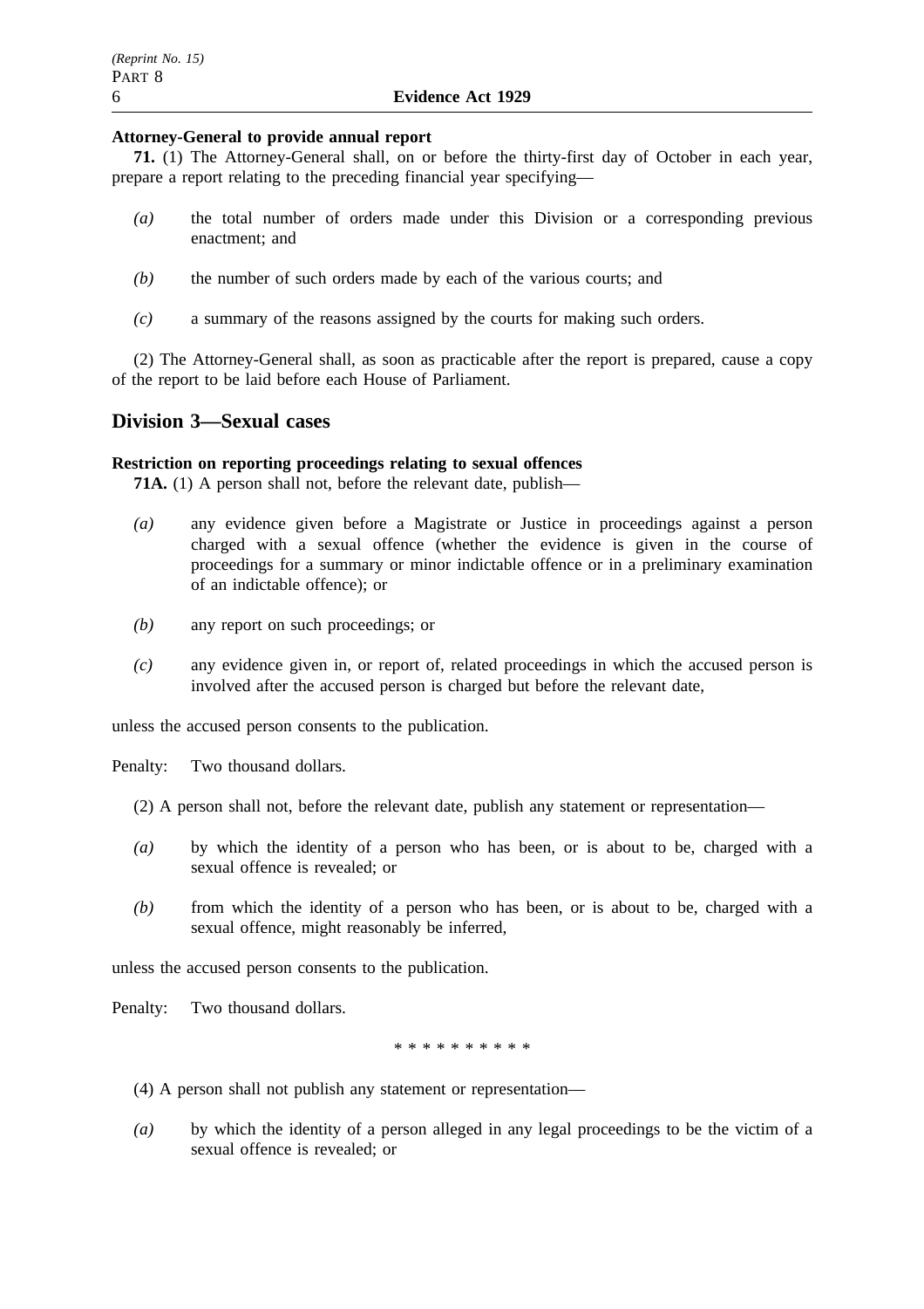**Attorney-General to provide annual report**

**71.** (1) The Attorney-General shall, on or before the thirty-first day of October in each year, prepare a report relating to the preceding financial year specifying—

*(a)* the total number of orders made under this Division or a corresponding previous enactment; and

*(b)* the number of such orders made by each of the various courts; and

*(c)* a summary of the reasons assigned by the courts for making such orders.

(2) The Attorney-General shall, as soon as practicable after the report is prepared, cause a copy of the report to be laid before each House of Parliament.

## Division 3—Sexual cases

**Restriction on reporting proceedings relating to sexual offences**

**71A.** (1) A person shall not, before the relevant date, publish—

*(a)* any evidence given before a Magistrate or Justice in proceedings against a person charged with a sexual offence (whether the evidence is given in the course of proceedings for a summary or minor indictable offence or in a preliminary examination of an indictable offence); or

*(b)* any report on such proceedings; or

*(c)* any evidence given in, or report of, related proceedings in which the accused person is involved after the accused person is charged but before the relevant date,

unless the accused person consents to the publication.

Penalty: Two thousand dollars.

(2) A person shall not, before the relevant date, publish any statement or representation—

*(a)* by which the identity of a person who has been, or is about to be, charged with a sexual offence is revealed; or

*(b)* from which the identity of a person who has been, or is about to be, charged with a sexual offence, might reasonably be inferred,

unless the accused person consents to the publication.

Penalty: Two thousand dollars.

\* \* \* \* \* \* \* \* \* \*

(4) A person shall not publish any statement or representation—

*(a)* by which the identity of a person alleged in any legal proceedings to be the victim of a sexual offence is revealed; or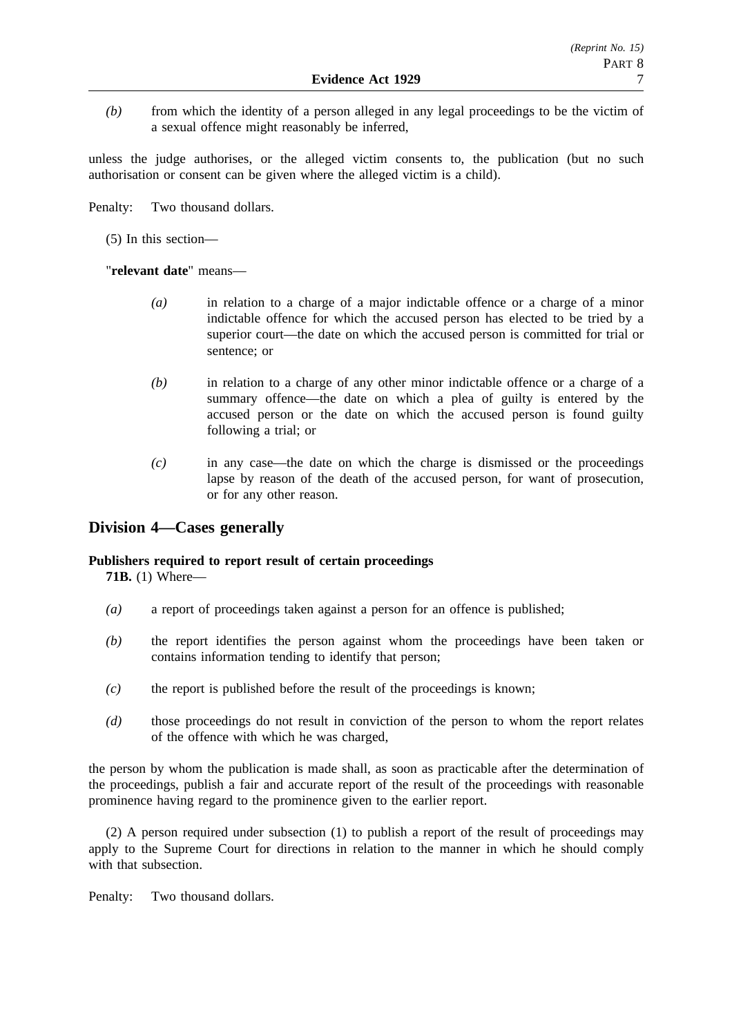*(b)* from which the identity of a person alleged in any legal proceedings to be the victim of a sexual offence might reasonably be inferred,

unless the judge authorises, or the alleged victim consents to, the publication (but no such authorisation or consent can be given where the alleged victim is a child).

Penalty: Two thousand dollars.

(5) In this section—

"**relevant date**" means—

*(a)* in relation to a charge of a major indictable offence or a charge of a minor indictable offence for which the accused person has elected to be tried by a superior court—the date on which the accused person is committed for trial or sentence; or

*(b)* in relation to a charge of any other minor indictable offence or a charge of a summary offence—the date on which a plea of guilty is entered by the accused person or the date on which the accused person is found guilty following a trial; or

*(c)* in any case—the date on which the charge is dismissed or the proceedings lapse by reason of the death of the accused person, for want of prosecution, or for any other reason.

## Division 4—Cases generally

**Publishers required to report result of certain proceedings**

**71B.** (1) Where—

*(a)* a report of proceedings taken against a person for an offence is published;

*(b)* the report identifies the person against whom the proceedings have been taken or contains information tending to identify that person;

*(c)* the report is published before the result of the proceedings is known;

*(d)* those proceedings do not result in conviction of the person to whom the report relates of the offence with which he was charged,

the person by whom the publication is made shall, as soon as practicable after the determination of the proceedings, publish a fair and accurate report of the result of the proceedings with reasonable prominence having regard to the prominence given to the earlier report.

(2) A person required under subsection (1) to publish a report of the result of proceedings may apply to the Supreme Court for directions in relation to the manner in which he should comply with that subsection.

Penalty: Two thousand dollars.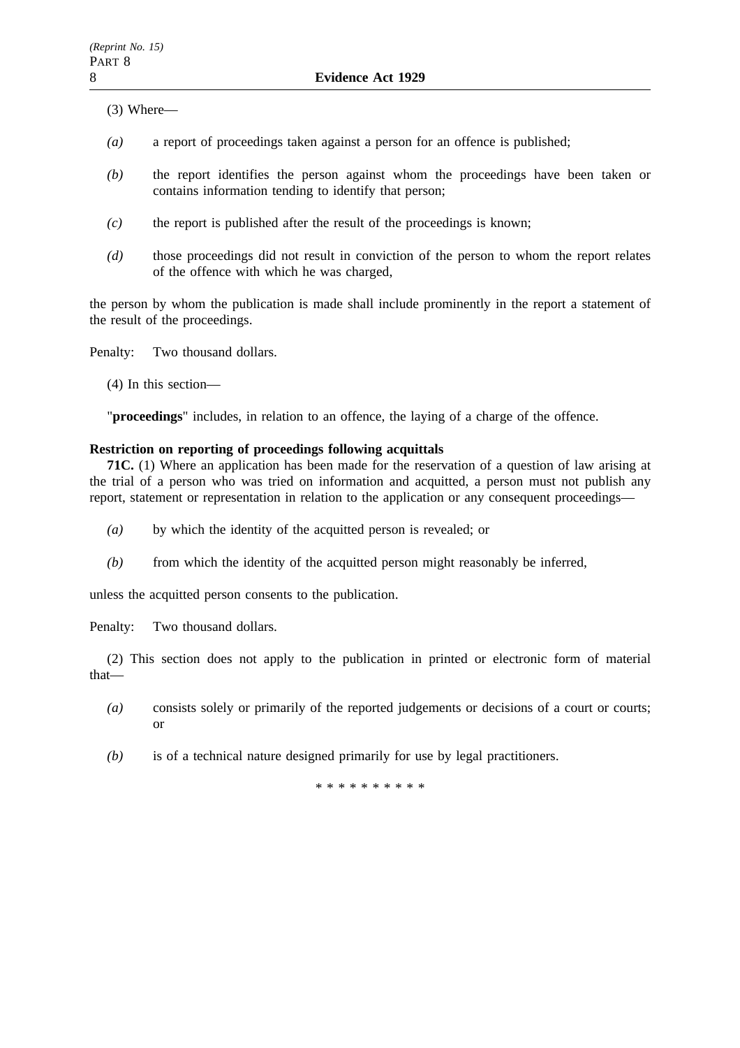(3) Where—

*(a)* a report of proceedings taken against a person for an offence is published;

*(b)* the report identifies the person against whom the proceedings have been taken or contains information tending to identify that person;

*(c)* the report is published after the result of the proceedings is known;

*(d)* those proceedings did not result in conviction of the person to whom the report relates of the offence with which he was charged,

the person by whom the publication is made shall include prominently in the report a statement of the result of the proceedings.

Penalty: Two thousand dollars.

(4) In this section—

"**proceedings**" includes, in relation to an offence, the laying of a charge of the offence.

**Restriction on reporting of proceedings following acquittals**

**71C.** (1) Where an application has been made for the reservation of a question of law arising at the trial of a person who was tried on information and acquitted, a person must not publish any report, statement or representation in relation to the application or any consequent proceedings—

*(a)* by which the identity of the acquitted person is revealed; or

*(b)* from which the identity of the acquitted person might reasonably be inferred,

unless the acquitted person consents to the publication.

Penalty: Two thousand dollars.

(2) This section does not apply to the publication in printed or electronic form of material that—

*(a)* consists solely or primarily of the reported judgements or decisions of a court or courts; or

*(b)* is of a technical nature designed primarily for use by legal practitioners.

* * * * * * * * * *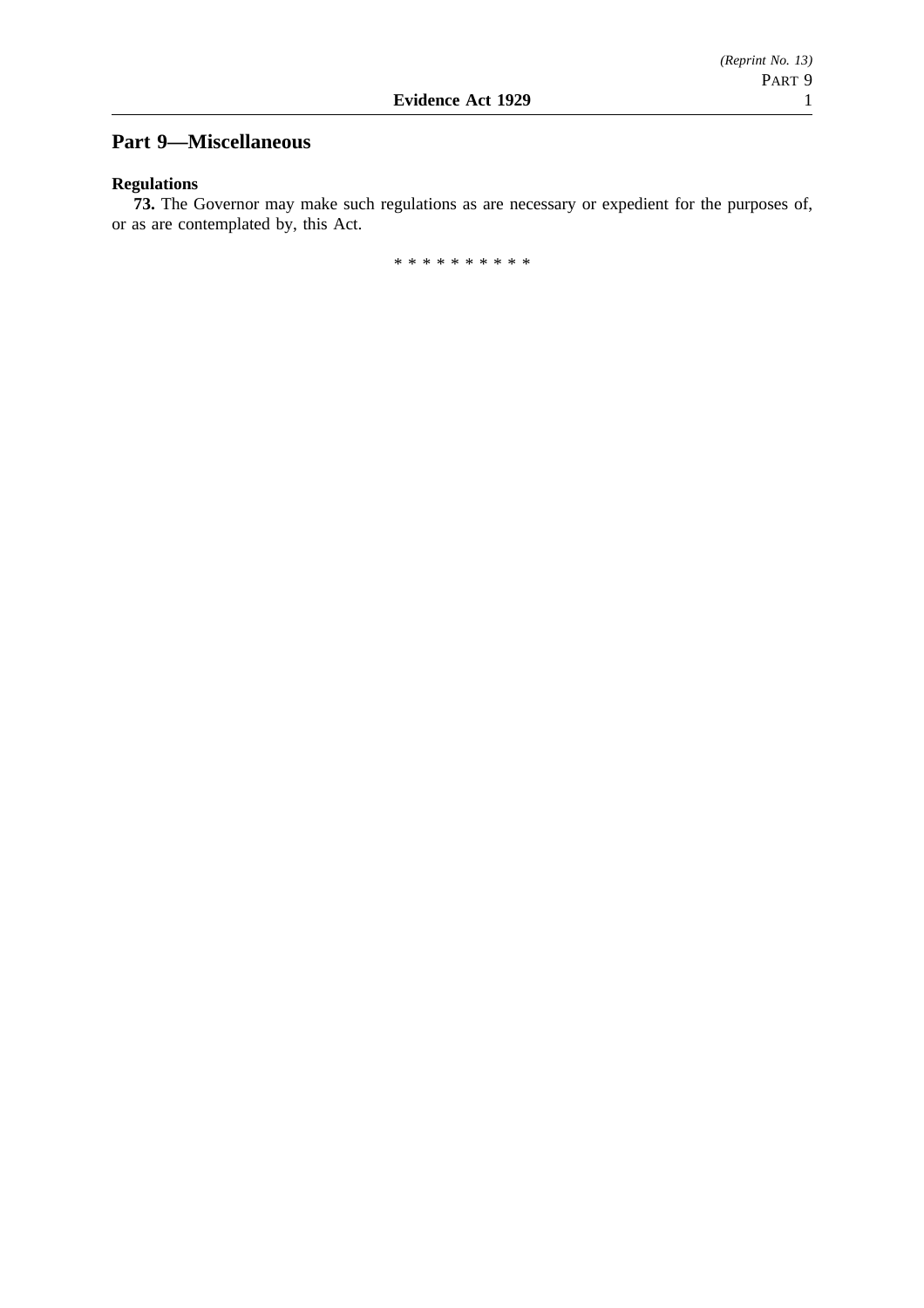## Part 9—Miscellaneous

**Regulations**

**73.** The Governor may make such regulations as are necessary or expedient for the purposes of, or as are contemplated by, this Act.

* * * * * * * * * *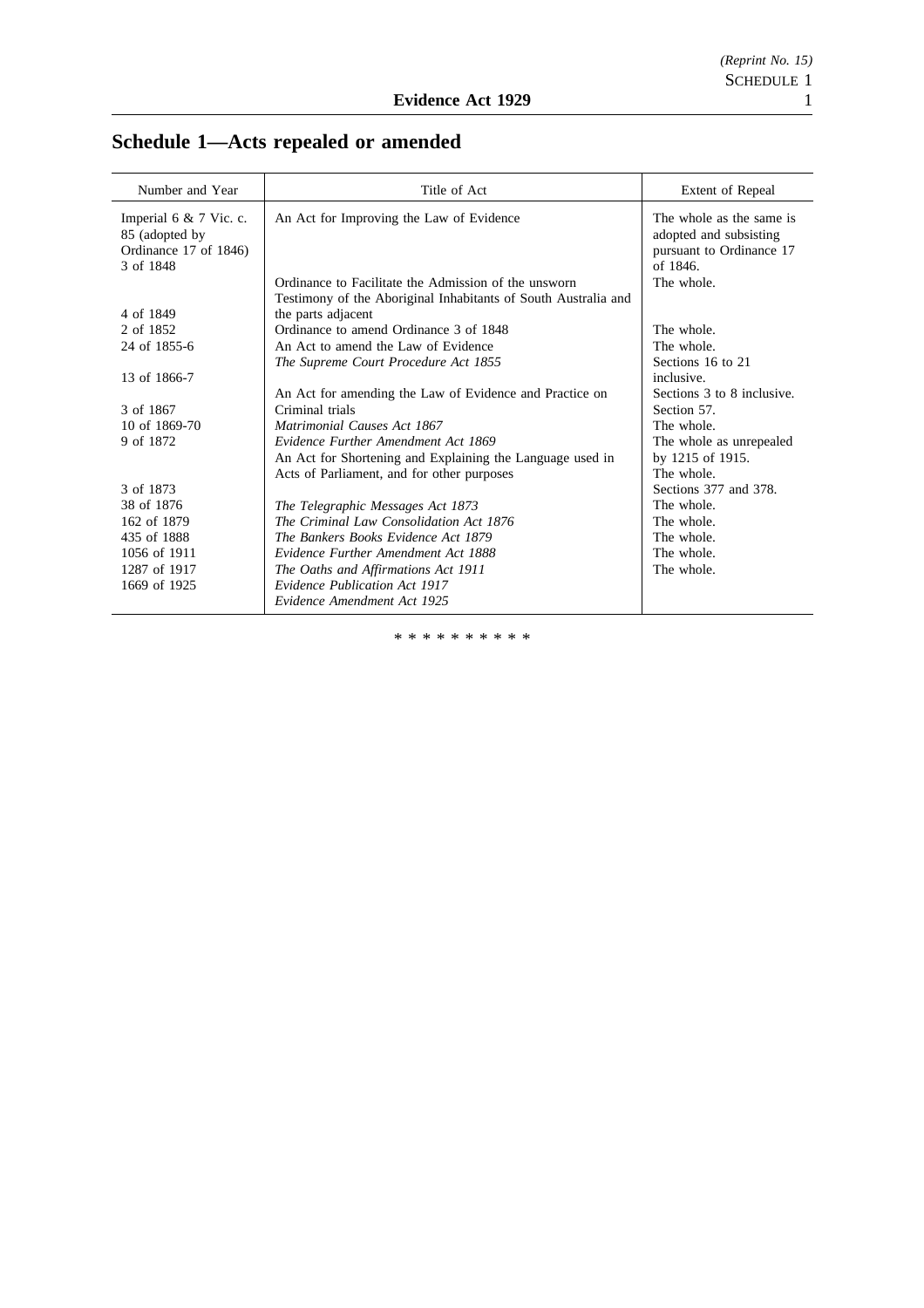# Schedule 1—Acts repealed or amended

| Number and Year | Title of Act | Extent of Repeal |
|---|---|---|
| Imperial 6 & 7 Vic. c. 85 (adopted by Ordinance 17 of 1846) | An Act for Improving the Law of Evidence | The whole as the same is adopted and subsisting pursuant to Ordinance 17 of 1846. |
| 3 of 1848 | Ordinance to Facilitate the Admission of the unsworn Testimony of the Aboriginal Inhabitants of South Australia and the parts adjacent | The whole. |
| 4 of 1849 | Ordinance to amend Ordinance 3 of 1848 | The whole. |
| 2 of 1852 | An Act to amend the Law of Evidence | The whole. |
| 24 of 1855-6 | *The Supreme Court Procedure Act 1855* | Sections 16 to 21 inclusive. |
| 13 of 1866-7 | An Act for amending the Law of Evidence and Practice on Criminal trials | Sections 3 to 8 inclusive. |
| 3 of 1867 | *Matrimonial Causes Act 1867* | Section 57. |
| 10 of 1869-70 | *Evidence Further Amendment Act 1869* | The whole. |
| 9 of 1872 | An Act for Shortening and Explaining the Language used in Acts of Parliament, and for other purposes | The whole as unrepealed by 1215 of 1915. |
| 3 of 1873 | *The Telegraphic Messages Act 1873* | The whole. |
| 38 of 1876 | *The Criminal Law Consolidation Act 1876* | Sections 377 and 378. |
| 162 of 1879 | *The Bankers Books Evidence Act 1879* | The whole. |
| 435 of 1888 | *Evidence Further Amendment Act 1888* | The whole. |
| 1056 of 1911 | *The Oaths and Affirmations Act 1911* | The whole. |
| 1287 of 1917 | *Evidence Publication Act 1917* | The whole. |
| 1669 of 1925 | *Evidence Amendment Act 1925* | The whole. |

* * * * * * * * * *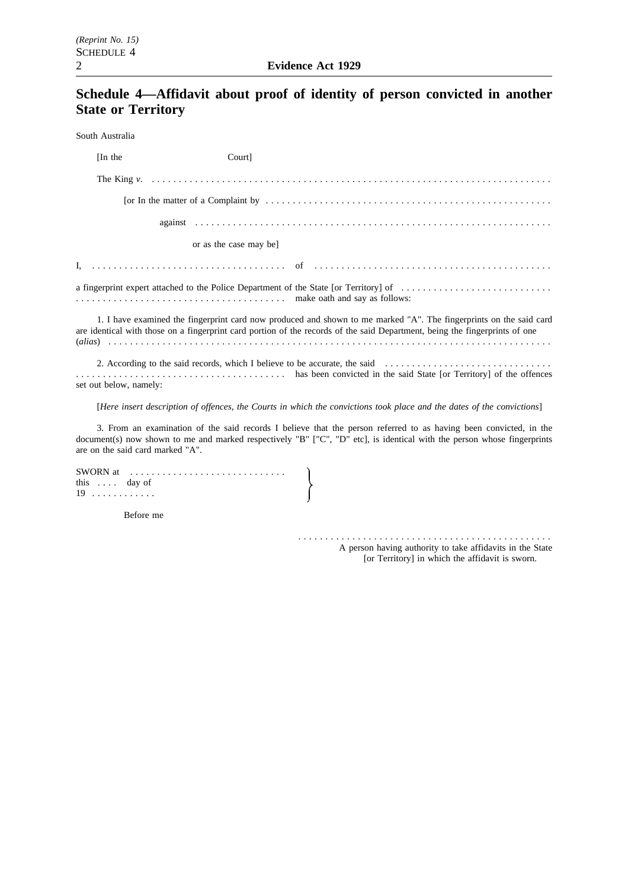# Schedule 4—Affidavit about proof of identity of person convicted in another State or Territory

South Australia

[In the Court]

The King *v.* . . . . . . . . . . . . . . . . . . . . . . . . . . . . . . . . . . . . . . . . . . . . . . . . . . . . . . . . . . . . . . . . . . . . . . . . .

[or In the matter of a Complaint by . . . . . . . . . . . . . . . . . . . . . . . . . . . . . . . . . . . . . . . . . . . . . . . . . . . .

against . . . . . . . . . . . . . . . . . . . . . . . . . . . . . . . . . . . . . . . . . . . . . . . . . . . . . . . . . . . . . . . . .

or as the case may be]

I, . . . . . . . . . . . . . . . . . . . . . . . . . . . . . . . . . . . . of . . . . . . . . . . . . . . . . . . . . . . . . . . . . . . . . . . . . . . . . . . .

a fingerprint expert attached to the Police Department of the State [or Territory] of . . . . . . . . . . . . . . . . . . . . . . . . . . . .
. . . . . . . . . . . . . . . . . . . . . . . . . . . . . . . . . . . . . . make oath and say as follows:

1. I have examined the fingerprint card now produced and shown to me marked "A". The fingerprints on the said card are identical with those on a fingerprint card portion of the records of the said Department, being the fingerprints of one (*alias*) . . . . . . . . . . . . . . . . . . . . . . . . . . . . . . . . . . . . . . . . . . . . . . . . . . . . . . . . . . . . . . . . . . . . . . . . . . . . . . . . .

2. According to the said records, which I believe to be accurate, the said . . . . . . . . . . . . . . . . . . . . . . . . . . . . . .
. . . . . . . . . . . . . . . . . . . . . . . . . . . . . . . . . . . . . . has been convicted in the said State [or Territory] of the offences set out below, namely:

[*Here insert description of offences, the Courts in which the convictions took place and the dates of the convictions*]

3. From an examination of the said records I believe that the person referred to as having been convicted, in the document(s) now shown to me and marked respectively "B" ["C", "D" etc], is identical with the person whose fingerprints are on the said card marked "A".

SWORN at . . . . . . . . . . . . . . . . . . . . . . . . . . . .
this . . . . day of
19 . . . . . . . . . . . .

Before me

. . . . . . . . . . . . . . . . . . . . . . . . . . . . . . . . . . . . . . . . . . . . . .
A person having authority to take affidavits in the State [or Territory] in which the affidavit is sworn.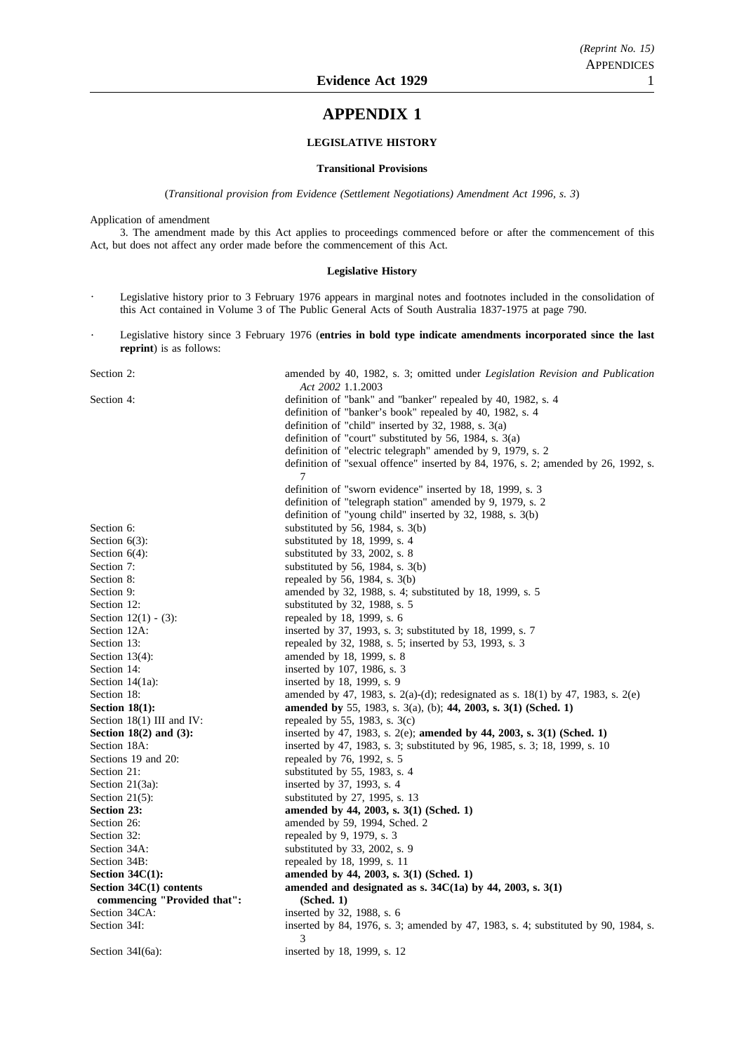# APPENDIX 1

## LEGISLATIVE HISTORY

### Transitional Provisions

(*Transitional provision from Evidence (Settlement Negotiations) Amendment Act 1996, s. 3*)

Application of amendment

3. The amendment made by this Act applies to proceedings commenced before or after the commencement of this Act, but does not affect any order made before the commencement of this Act.

### Legislative History

- Legislative history prior to 3 February 1976 appears in marginal notes and footnotes included in the consolidation of this Act contained in Volume 3 of The Public General Acts of South Australia 1837-1975 at page 790.
- Legislative history since 3 February 1976 (**entries in bold type indicate amendments incorporated since the last reprint**) is as follows:

| | |
|---|---|
| Section 2: | amended by 40, 1982, s. 3; omitted under *Legislation Revision and Publication Act 2002* 1.1.2003 |
| Section 4: | definition of "bank" and "banker" repealed by 40, 1982, s. 4<br>definition of "banker's book" repealed by 40, 1982, s. 4<br>definition of "child" inserted by 32, 1988, s. 3(a)<br>definition of "court" substituted by 56, 1984, s. 3(a)<br>definition of "electric telegraph" amended by 9, 1979, s. 2<br>definition of "sexual offence" inserted by 84, 1976, s. 2; amended by 26, 1992, s. 7<br>definition of "sworn evidence" inserted by 18, 1999, s. 3<br>definition of "telegraph station" amended by 9, 1979, s. 2<br>definition of "young child" inserted by 32, 1988, s. 3(b) |
| Section 6: | substituted by 56, 1984, s. 3(b) |
| Section 6(3): | substituted by 18, 1999, s. 4 |
| Section 6(4): | substituted by 33, 2002, s. 8 |
| Section 7: | substituted by 56, 1984, s. 3(b) |
| Section 8: | repealed by 56, 1984, s. 3(b) |
| Section 9: | amended by 32, 1988, s. 4; substituted by 18, 1999, s. 5 |
| Section 12: | substituted by 32, 1988, s. 5 |
| Section 12(1) - (3): | repealed by 18, 1999, s. 6 |
| Section 12A: | inserted by 37, 1993, s. 3; substituted by 18, 1999, s. 7 |
| Section 13: | repealed by 32, 1988, s. 5; inserted by 53, 1993, s. 3 |
| Section 13(4): | amended by 18, 1999, s. 8 |
| Section 14: | inserted by 107, 1986, s. 3 |
| Section 14(1a): | inserted by 18, 1999, s. 9 |
| Section 18: | amended by 47, 1983, s. 2(a)-(d); redesignated as s. 18(1) by 47, 1983, s. 2(e) |
| **Section 18(1):** | **amended by** 55, 1983, s. 3(a), (b); **44, 2003, s. 3(1) (Sched. 1)** |
| Section 18(1) III and IV: | repealed by 55, 1983, s. 3(c) |
| **Section 18(2) and (3):** | inserted by 47, 1983, s. 2(e); **amended by 44, 2003, s. 3(1) (Sched. 1)** |
| Section 18A: | inserted by 47, 1983, s. 3; substituted by 96, 1985, s. 3; 18, 1999, s. 10 |
| Sections 19 and 20: | repealed by 76, 1992, s. 5 |
| Section 21: | substituted by 55, 1983, s. 4 |
| Section 21(3a): | inserted by 37, 1993, s. 4 |
| Section 21(5): | substituted by 27, 1995, s. 13 |
| **Section 23:** | **amended by 44, 2003, s. 3(1) (Sched. 1)** |
| Section 26: | amended by 59, 1994, Sched. 2 |
| Section 32: | repealed by 9, 1979, s. 3 |
| Section 34A: | substituted by 33, 2002, s. 9 |
| Section 34B: | repealed by 18, 1999, s. 11 |
| **Section 34C(1):** | **amended by 44, 2003, s. 3(1) (Sched. 1)** |
| **Section 34C(1) contents commencing "Provided that":** | **amended and designated as s. 34C(1a) by 44, 2003, s. 3(1) (Sched. 1)** |
| Section 34CA: | inserted by 32, 1988, s. 6 |
| Section 34I: | inserted by 84, 1976, s. 3; amended by 47, 1983, s. 4; substituted by 90, 1984, s. 3 |
| Section 34I(6a): | inserted by 18, 1999, s. 12 |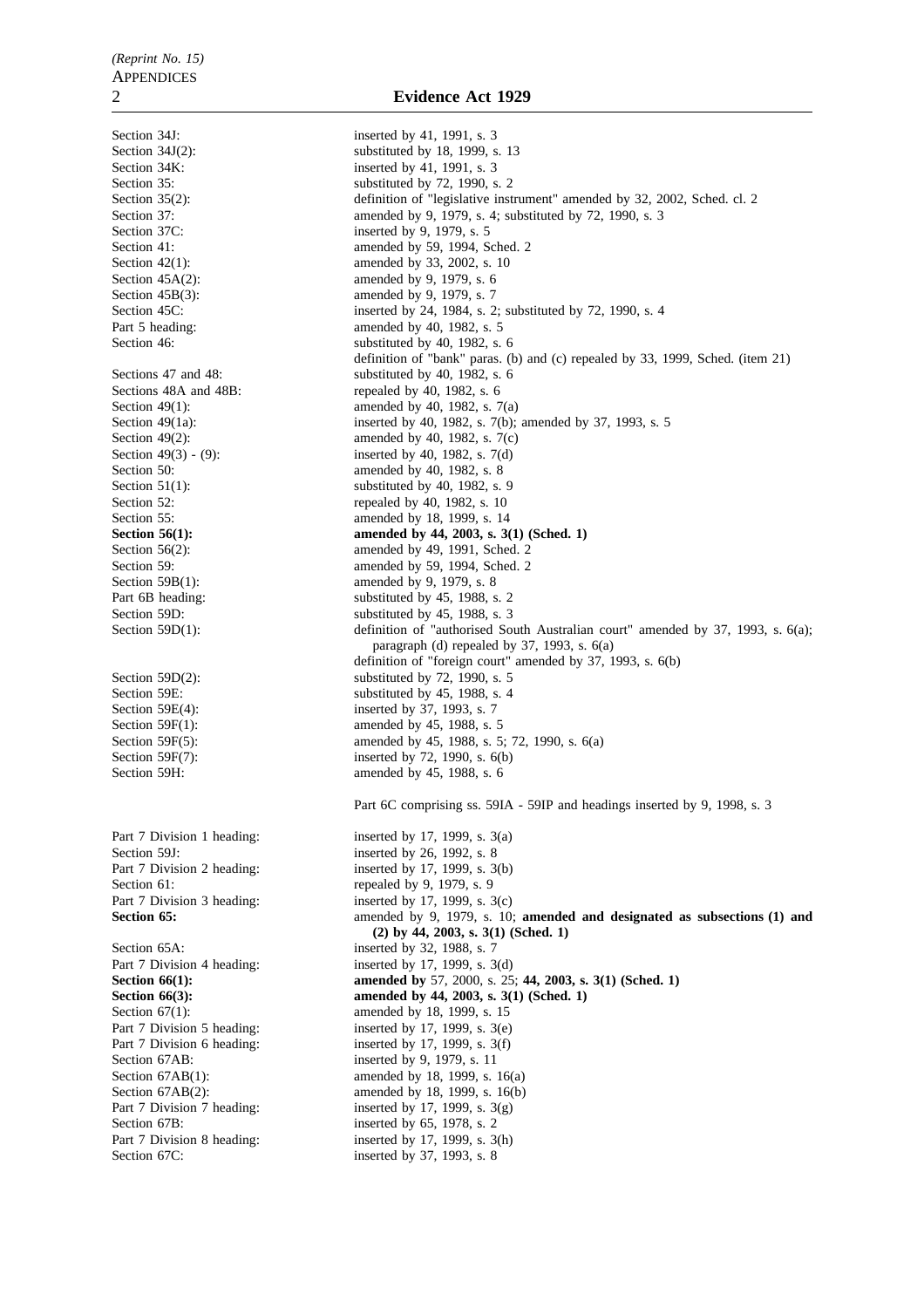| | |
|---|---|
| Section 34J: | inserted by 41, 1991, s. 3 |
| Section 34J(2): | substituted by 18, 1999, s. 13 |
| Section 34K: | inserted by 41, 1991, s. 3 |
| Section 35: | substituted by 72, 1990, s. 2 |
| Section 35(2): | definition of "legislative instrument" amended by 32, 2002, Sched. cl. 2 |
| Section 37: | amended by 9, 1979, s. 4; substituted by 72, 1990, s. 3 |
| Section 37C: | inserted by 9, 1979, s. 5 |
| Section 41: | amended by 59, 1994, Sched. 2 |
| Section 42(1): | amended by 33, 2002, s. 10 |
| Section 45A(2): | amended by 9, 1979, s. 6 |
| Section 45B(3): | amended by 9, 1979, s. 7 |
| Section 45C: | inserted by 24, 1984, s. 2; substituted by 72, 1990, s. 4 |
| Part 5 heading: | amended by 40, 1982, s. 5 |
| Section 46: | substituted by 40, 1982, s. 6 |
| | definition of "bank" paras. (b) and (c) repealed by 33, 1999, Sched. (item 21) |
| Sections 47 and 48: | substituted by 40, 1982, s. 6 |
| Sections 48A and 48B: | repealed by 40, 1982, s. 6 |
| Section 49(1): | amended by 40, 1982, s. 7(a) |
| Section 49(1a): | inserted by 40, 1982, s. 7(b); amended by 37, 1993, s. 5 |
| Section 49(2): | amended by 40, 1982, s. 7(c) |
| Section 49(3) - (9): | inserted by 40, 1982, s. 7(d) |
| Section 50: | amended by 40, 1982, s. 8 |
| Section 51(1): | substituted by 40, 1982, s. 9 |
| Section 52: | repealed by 40, 1982, s. 10 |
| Section 55: | amended by 18, 1999, s. 14 |
| **Section 56(1):** | **amended by 44, 2003, s. 3(1) (Sched. 1)** |
| Section 56(2): | amended by 49, 1991, Sched. 2 |
| Section 59: | amended by 59, 1994, Sched. 2 |
| Section 59B(1): | amended by 9, 1979, s. 8 |
| Part 6B heading: | substituted by 45, 1988, s. 2 |
| Section 59D: | substituted by 45, 1988, s. 3 |
| Section 59D(1): | definition of "authorised South Australian court" amended by 37, 1993, s. 6(a); paragraph (d) repealed by 37, 1993, s. 6(a) |
| | definition of "foreign court" amended by 37, 1993, s. 6(b) |
| Section 59D(2): | substituted by 72, 1990, s. 5 |
| Section 59E: | substituted by 45, 1988, s. 4 |
| Section 59E(4): | inserted by 37, 1993, s. 7 |
| Section 59F(1): | amended by 45, 1988, s. 5 |
| Section 59F(5): | amended by 45, 1988, s. 5; 72, 1990, s. 6(a) |
| Section 59F(7): | inserted by 72, 1990, s. 6(b) |
| Section 59H: | amended by 45, 1988, s. 6 |
| | Part 6C comprising ss. 59IA - 59IP and headings inserted by 9, 1998, s. 3 |
| Part 7 Division 1 heading: | inserted by 17, 1999, s. 3(a) |
| Section 59J: | inserted by 26, 1992, s. 8 |
| Part 7 Division 2 heading: | inserted by 17, 1999, s. 3(b) |
| Section 61: | repealed by 9, 1979, s. 9 |
| Part 7 Division 3 heading: | inserted by 17, 1999, s. 3(c) |
| **Section 65:** | amended by 9, 1979, s. 10; **amended and designated as subsections (1) and (2) by 44, 2003, s. 3(1) (Sched. 1)** |
| Section 65A: | inserted by 32, 1988, s. 7 |
| Part 7 Division 4 heading: | inserted by 17, 1999, s. 3(d) |
| **Section 66(1):** | **amended by** 57, 2000, s. 25; **44, 2003, s. 3(1) (Sched. 1)** |
| **Section 66(3):** | **amended by 44, 2003, s. 3(1) (Sched. 1)** |
| Section 67(1): | amended by 18, 1999, s. 15 |
| Part 7 Division 5 heading: | inserted by 17, 1999, s. 3(e) |
| Part 7 Division 6 heading: | inserted by 17, 1999, s. 3(f) |
| Section 67AB: | inserted by 9, 1979, s. 11 |
| Section 67AB(1): | amended by 18, 1999, s. 16(a) |
| Section 67AB(2): | amended by 18, 1999, s. 16(b) |
| Part 7 Division 7 heading: | inserted by 17, 1999, s. 3(g) |
| Section 67B: | inserted by 65, 1978, s. 2 |
| Part 7 Division 8 heading: | inserted by 17, 1999, s. 3(h) |
| Section 67C: | inserted by 37, 1993, s. 8 |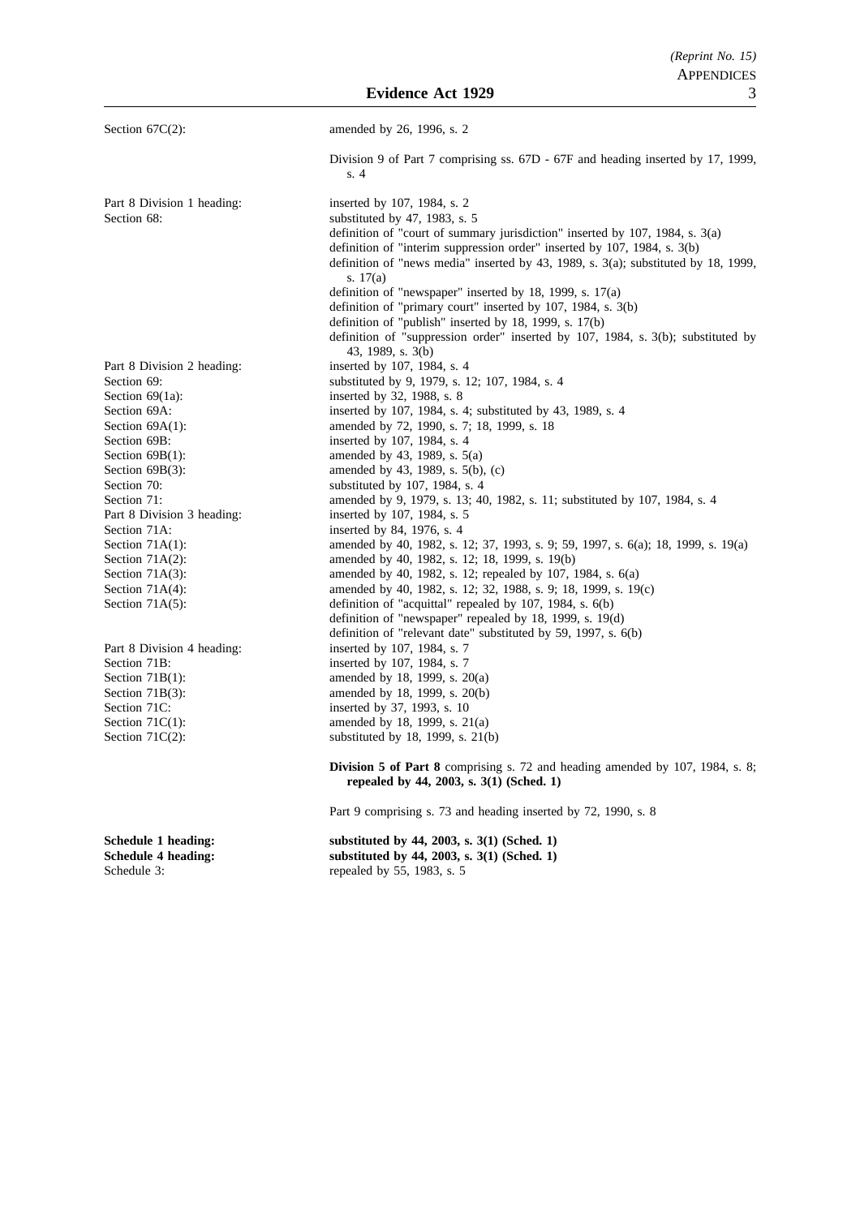| | |
|---|---|
| Section 67C(2): | amended by 26, 1996, s. 2 |
| | Division 9 of Part 7 comprising ss. 67D - 67F and heading inserted by 17, 1999, s. 4 |
| Part 8 Division 1 heading: | inserted by 107, 1984, s. 2 |
| Section 68: | substituted by 47, 1983, s. 5 |
| | definition of "court of summary jurisdiction" inserted by 107, 1984, s. 3(a) |
| | definition of "interim suppression order" inserted by 107, 1984, s. 3(b) |
| | definition of "news media" inserted by 43, 1989, s. 3(a); substituted by 18, 1999, s. 17(a) |
| | definition of "newspaper" inserted by 18, 1999, s. 17(a) |
| | definition of "primary court" inserted by 107, 1984, s. 3(b) |
| | definition of "publish" inserted by 18, 1999, s. 17(b) |
| | definition of "suppression order" inserted by 107, 1984, s. 3(b); substituted by 43, 1989, s. 3(b) |
| Part 8 Division 2 heading: | inserted by 107, 1984, s. 4 |
| Section 69: | substituted by 9, 1979, s. 12; 107, 1984, s. 4 |
| Section 69(1a): | inserted by 32, 1988, s. 8 |
| Section 69A: | inserted by 107, 1984, s. 4; substituted by 43, 1989, s. 4 |
| Section 69A(1): | amended by 72, 1990, s. 7; 18, 1999, s. 18 |
| Section 69B: | inserted by 107, 1984, s. 4 |
| Section 69B(1): | amended by 43, 1989, s. 5(a) |
| Section 69B(3): | amended by 43, 1989, s. 5(b), (c) |
| Section 70: | substituted by 107, 1984, s. 4 |
| Section 71: | amended by 9, 1979, s. 13; 40, 1982, s. 11; substituted by 107, 1984, s. 4 |
| Part 8 Division 3 heading: | inserted by 107, 1984, s. 5 |
| Section 71A: | inserted by 84, 1976, s. 4 |
| Section 71A(1): | amended by 40, 1982, s. 12; 37, 1993, s. 9; 59, 1997, s. 6(a); 18, 1999, s. 19(a) |
| Section 71A(2): | amended by 40, 1982, s. 12; 18, 1999, s. 19(b) |
| Section 71A(3): | amended by 40, 1982, s. 12; repealed by 107, 1984, s. 6(a) |
| Section 71A(4): | amended by 40, 1982, s. 12; 32, 1988, s. 9; 18, 1999, s. 19(c) |
| Section 71A(5): | definition of "acquittal" repealed by 107, 1984, s. 6(b) |
| | definition of "newspaper" repealed by 18, 1999, s. 19(d) |
| | definition of "relevant date" substituted by 59, 1997, s. 6(b) |
| Part 8 Division 4 heading: | inserted by 107, 1984, s. 7 |
| Section 71B: | inserted by 107, 1984, s. 7 |
| Section 71B(1): | amended by 18, 1999, s. 20(a) |
| Section 71B(3): | amended by 18, 1999, s. 20(b) |
| Section 71C: | inserted by 37, 1993, s. 10 |
| Section 71C(1): | amended by 18, 1999, s. 21(a) |
| Section 71C(2): | substituted by 18, 1999, s. 21(b) |
| | **Division 5 of Part 8** comprising s. 72 and heading amended by 107, 1984, s. 8; **repealed by 44, 2003, s. 3(1) (Sched. 1)** |
| | Part 9 comprising s. 73 and heading inserted by 72, 1990, s. 8 |
| **Schedule 1 heading:** | **substituted by 44, 2003, s. 3(1) (Sched. 1)** |
| **Schedule 4 heading:** | **substituted by 44, 2003, s. 3(1) (Sched. 1)** |
| Schedule 3: | repealed by 55, 1983, s. 5 |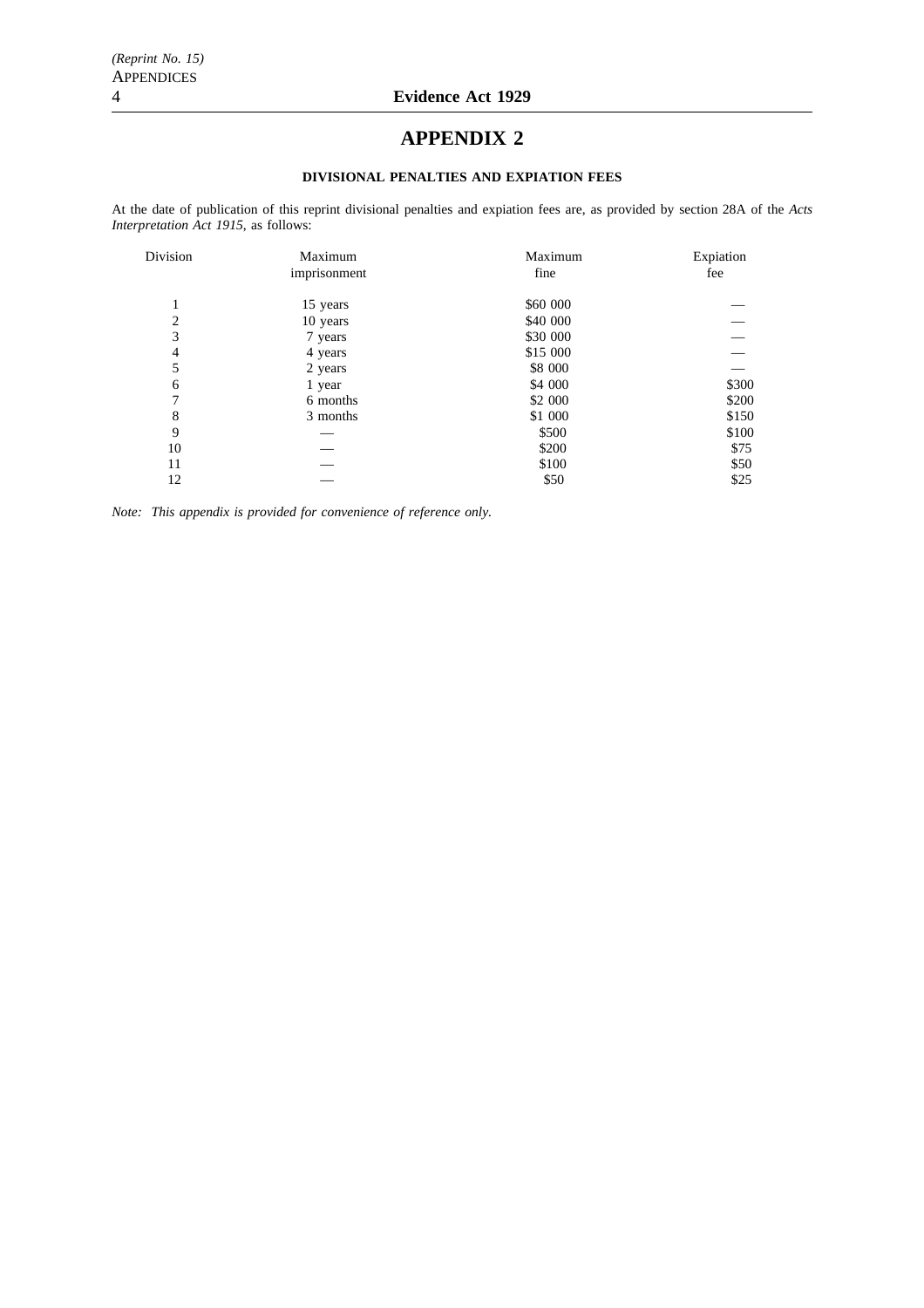# APPENDIX 2

### DIVISIONAL PENALTIES AND EXPIATION FEES

At the date of publication of this reprint divisional penalties and expiation fees are, as provided by section 28A of the *Acts Interpretation Act 1915*, as follows:

| Division | Maximum imprisonment | Maximum fine | Expiation fee |
|---|---|---|---|
| 1 | 15 years | $60 000 | — |
| 2 | 10 years | $40 000 | — |
| 3 | 7 years | $30 000 | — |
| 4 | 4 years | $15 000 | — |
| 5 | 2 years | $8 000 | — |
| 6 | 1 year | $4 000 | $300 |
| 7 | 6 months | $2 000 | $200 |
| 8 | 3 months | $1 000 | $150 |
| 9 | — | $500 | $100 |
| 10 | — | $200 | $75 |
| 11 | — | $100 | $50 |
| 12 | — | $50 | $25 |

*Note: This appendix is provided for convenience of reference only.*